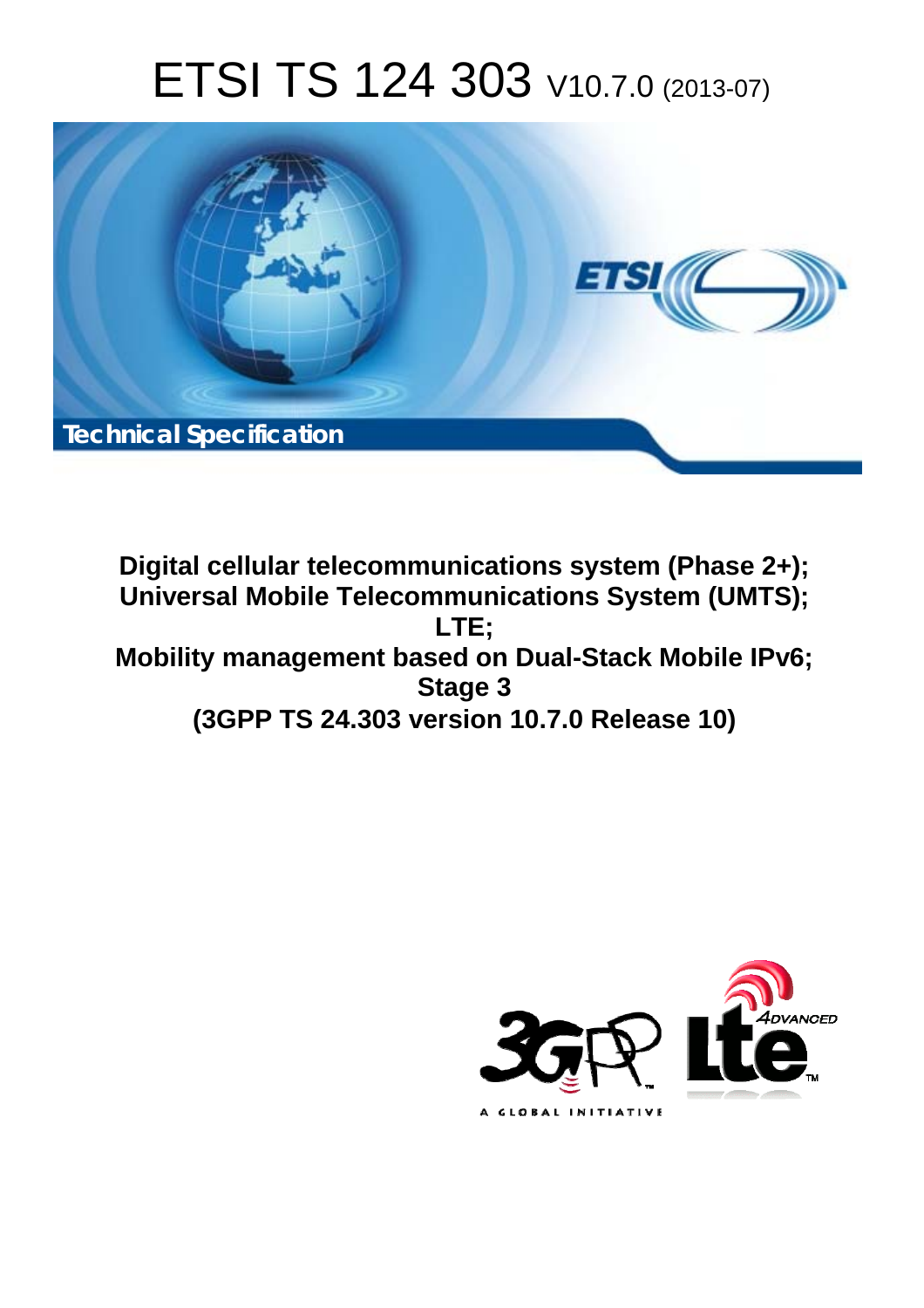# ETSI TS 124 303 V10.7.0 (2013-07)

Technical Specification

**Digital cellular telecommunications system (Phase 2+); Universal Mobile Telecommunications System (UMTS); LTE; Mobility management based on Dual-Stack Mobile IPv6; Stage 3 (3GPP TS 24.303 version 10.7.0 Release 10)**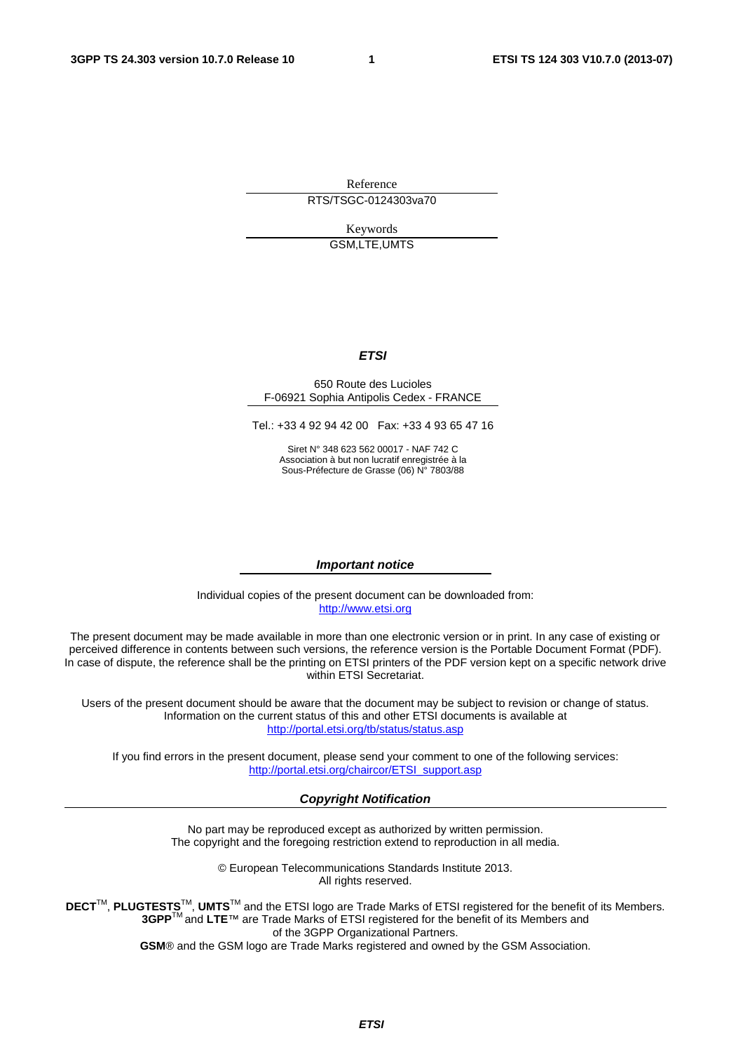Reference

RTS/TSGC-0124303va70

Keywords

GSM,LTE,UMTS

***ETSI***

650 Route des Lucioles
F-06921 Sophia Antipolis Cedex - FRANCE

Tel.: +33 4 92 94 42 00 Fax: +33 4 93 65 47 16

Siret N° 348 623 562 00017 - NAF 742 C
Association à but non lucratif enregistrée à la
Sous-Préfecture de Grasse (06) N° 7803/88

***Important notice***

Individual copies of the present document can be downloaded from:
http://www.etsi.org

The present document may be made available in more than one electronic version or in print. In any case of existing or perceived difference in contents between such versions, the reference version is the Portable Document Format (PDF). In case of dispute, the reference shall be the printing on ETSI printers of the PDF version kept on a specific network drive within ETSI Secretariat.

Users of the present document should be aware that the document may be subject to revision or change of status. Information on the current status of this and other ETSI documents is available at
http://portal.etsi.org/tb/status/status.asp

If you find errors in the present document, please send your comment to one of the following services:
http://portal.etsi.org/chaircor/ETSI_support.asp

***Copyright Notification***

No part may be reproduced except as authorized by written permission.
The copyright and the foregoing restriction extend to reproduction in all media.

© European Telecommunications Standards Institute 2013.
All rights reserved.

**DECT**™, **PLUGTESTS**™, **UMTS**™ and the ETSI logo are Trade Marks of ETSI registered for the benefit of its Members.
**3GPP**™ and **LTE**™ are Trade Marks of ETSI registered for the benefit of its Members and
of the 3GPP Organizational Partners.
**GSM**® and the GSM logo are Trade Marks registered and owned by the GSM Association.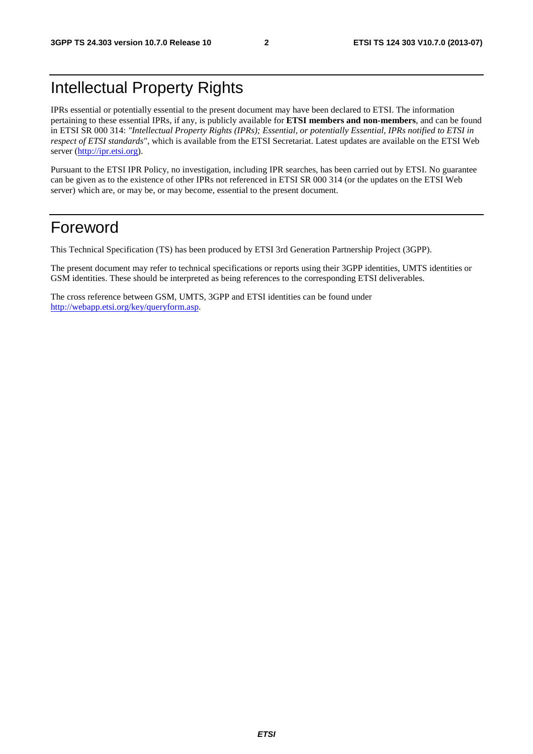# Intellectual Property Rights

IPRs essential or potentially essential to the present document may have been declared to ETSI. The information pertaining to these essential IPRs, if any, is publicly available for **ETSI members and non-members**, and can be found in ETSI SR 000 314: *"Intellectual Property Rights (IPRs); Essential, or potentially Essential, IPRs notified to ETSI in respect of ETSI standards"*, which is available from the ETSI Secretariat. Latest updates are available on the ETSI Web server (http://ipr.etsi.org).

Pursuant to the ETSI IPR Policy, no investigation, including IPR searches, has been carried out by ETSI. No guarantee can be given as to the existence of other IPRs not referenced in ETSI SR 000 314 (or the updates on the ETSI Web server) which are, or may be, or may become, essential to the present document.

# Foreword

This Technical Specification (TS) has been produced by ETSI 3rd Generation Partnership Project (3GPP).

The present document may refer to technical specifications or reports using their 3GPP identities, UMTS identities or GSM identities. These should be interpreted as being references to the corresponding ETSI deliverables.

The cross reference between GSM, UMTS, 3GPP and ETSI identities can be found under http://webapp.etsi.org/key/queryform.asp.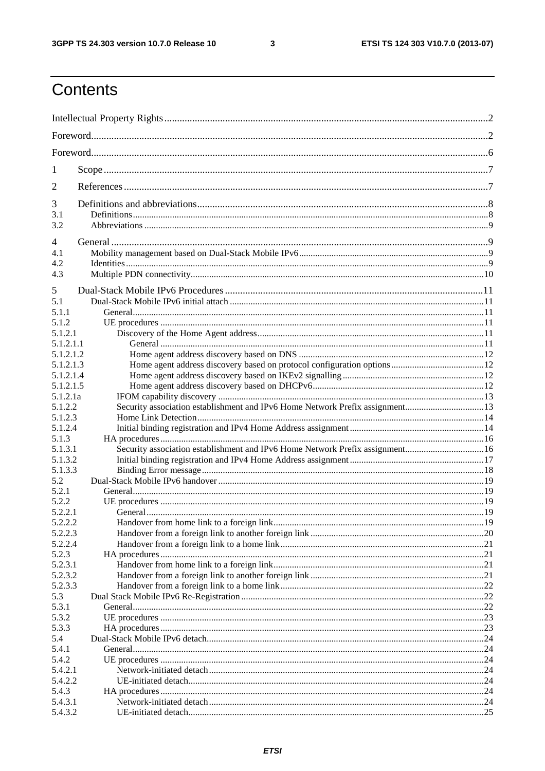# Contents

Intellectual Property Rights ........................................................................................................................2

Foreword.......................................................................................................................................................2

Foreword.......................................................................................................................................................6

1 Scope ........................................................................................................................................................7

2 References ................................................................................................................................................7

3 Definitions and abbreviations..................................................................................................................8
3.1 Definitions..............................................................................................................................................8
3.2 Abbreviations .........................................................................................................................................9

4 General .....................................................................................................................................................9
4.1 Mobility management based on Dual-Stack Mobile IPv6.....................................................................9
4.2 Identities.................................................................................................................................................9
4.3 Multiple PDN connectivity...................................................................................................................10

5 Dual-Stack Mobile IPv6 Procedures .....................................................................................................11
5.1 Dual-Stack Mobile IPv6 initial attach ..................................................................................................11
5.1.1 General..............................................................................................................................................11
5.1.2 UE procedures ..................................................................................................................................11
5.1.2.1 Discovery of the Home Agent address...........................................................................................11
5.1.2.1.1 General ........................................................................................................................................11
5.1.2.1.2 Home agent address discovery based on DNS ...........................................................................12
5.1.2.1.3 Home agent address discovery based on protocol configuration options..................................12
5.1.2.1.4 Home agent address discovery based on IKEv2 signalling .......................................................12
5.1.2.1.5 Home agent address discovery based on DHCPv6.....................................................................12
5.1.2.1a IFOM capability discovery ............................................................................................................13
5.1.2.2 Security association establishment and IPv6 Home Network Prefix assignment..........................13
5.1.2.3 Home Link Detection......................................................................................................................14
5.1.2.4 Initial binding registration and IPv4 Home Address assignment...................................................14
5.1.3 HA procedures ..................................................................................................................................16
5.1.3.1 Security association establishment and IPv6 Home Network Prefix assignment..........................16
5.1.3.2 Initial binding registration and IPv4 Home Address assignment...................................................17
5.1.3.3 Binding Error message...................................................................................................................18
5.2 Dual-Stack Mobile IPv6 handover .......................................................................................................19
5.2.1 General..............................................................................................................................................19
5.2.2 UE procedures ..................................................................................................................................19
5.2.2.1 General............................................................................................................................................19
5.2.2.2 Handover from home link to a foreign link....................................................................................19
5.2.2.3 Handover from a foreign link to another foreign link ....................................................................20
5.2.2.4 Handover from a foreign link to a home link.................................................................................21
5.2.3 HA procedures ..................................................................................................................................21
5.2.3.1 Handover from home link to a foreign link....................................................................................21
5.2.3.2 Handover from a foreign link to another foreign link ....................................................................21
5.2.3.3 Handover from a foreign link to a home link.................................................................................22
5.3 Dual Stack Mobile IPv6 Re-Registration .............................................................................................22
5.3.1 General..............................................................................................................................................22
5.3.2 UE procedures ..................................................................................................................................23
5.3.3 HA procedures ..................................................................................................................................23
5.4 Dual-Stack Mobile IPv6 detach.............................................................................................................24
5.4.1 General..............................................................................................................................................24
5.4.2 UE procedures ..................................................................................................................................24
5.4.2.1 Network-initiated detach................................................................................................................24
5.4.2.2 UE-initiated detach.........................................................................................................................24
5.4.3 HA procedures ..................................................................................................................................24
5.4.3.1 Network-initiated detach................................................................................................................24
5.4.3.2 UE-initiated detach.........................................................................................................................25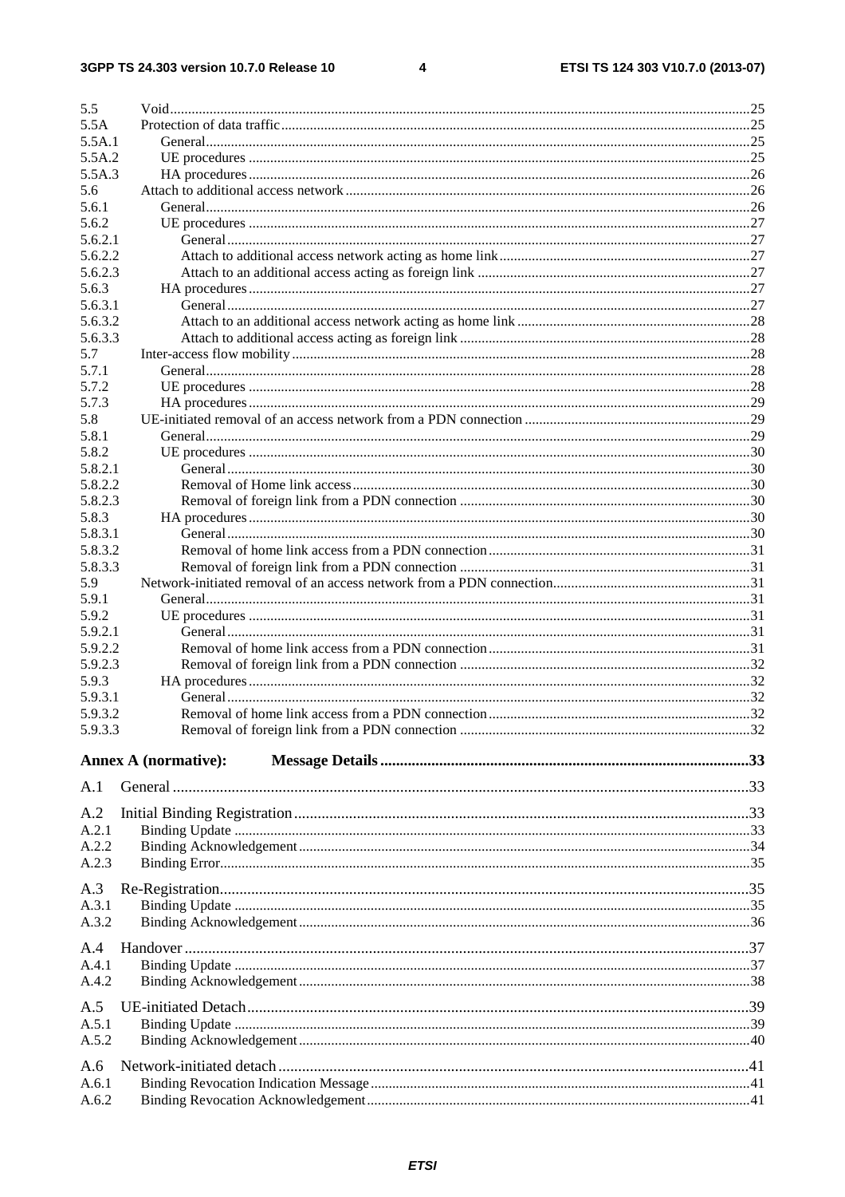5.5 Void ....25
5.5A Protection of data traffic ....25
5.5A.1 General ....25
5.5A.2 UE procedures ....25
5.5A.3 HA procedures ....26
5.6 Attach to additional access network ....26
5.6.1 General ....26
5.6.2 UE procedures ....27
5.6.2.1 General ....27
5.6.2.2 Attach to additional access network acting as home link ....27
5.6.2.3 Attach to an additional access acting as foreign link ....27
5.6.3 HA procedures ....27
5.6.3.1 General ....27
5.6.3.2 Attach to an additional access network acting as home link ....28
5.6.3.3 Attach to additional access acting as foreign link ....28
5.7 Inter-access flow mobility ....28
5.7.1 General ....28
5.7.2 UE procedures ....28
5.7.3 HA procedures ....29
5.8 UE-initiated removal of an access network from a PDN connection ....29
5.8.1 General ....29
5.8.2 UE procedures ....30
5.8.2.1 General ....30
5.8.2.2 Removal of Home link access ....30
5.8.2.3 Removal of foreign link from a PDN connection ....30
5.8.3 HA procedures ....30
5.8.3.1 General ....30
5.8.3.2 Removal of home link access from a PDN connection ....31
5.8.3.3 Removal of foreign link from a PDN connection ....31
5.9 Network-initiated removal of an access network from a PDN connection ....31
5.9.1 General ....31
5.9.2 UE procedures ....31
5.9.2.1 General ....31
5.9.2.2 Removal of home link access from a PDN connection ....31
5.9.2.3 Removal of foreign link from a PDN connection ....32
5.9.3 HA procedures ....32
5.9.3.1 General ....32
5.9.3.2 Removal of home link access from a PDN connection ....32
5.9.3.3 Removal of foreign link from a PDN connection ....32

**Annex A (normative): Message Details ....33**

A.1 General ....33

A.2 Initial Binding Registration ....33
A.2.1 Binding Update ....33
A.2.2 Binding Acknowledgement ....34
A.2.3 Binding Error ....35

A.3 Re-Registration ....35
A.3.1 Binding Update ....35
A.3.2 Binding Acknowledgement ....36

A.4 Handover ....37
A.4.1 Binding Update ....37
A.4.2 Binding Acknowledgement ....38

A.5 UE-initiated Detach ....39
A.5.1 Binding Update ....39
A.5.2 Binding Acknowledgement ....40

A.6 Network-initiated detach ....41
A.6.1 Binding Revocation Indication Message ....41
A.6.2 Binding Revocation Acknowledgement ....41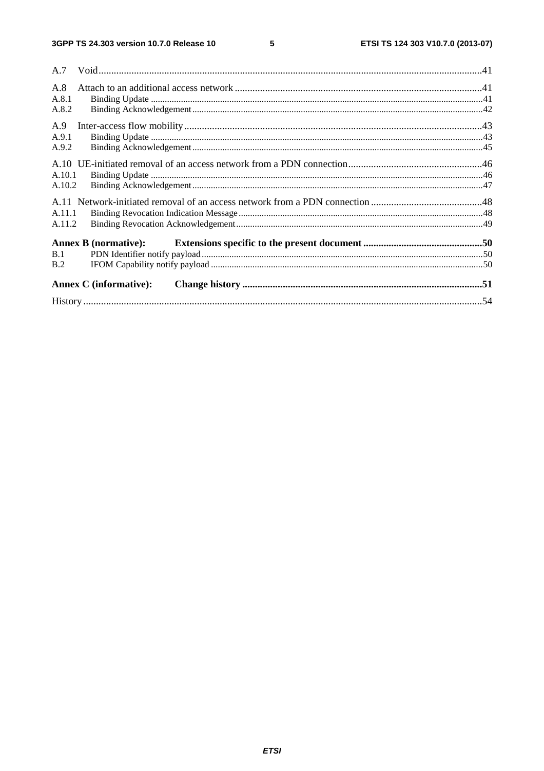A.7 Void .....41

A.8 Attach to an additional access network .....41
A.8.1 Binding Update .....41
A.8.2 Binding Acknowledgement .....42

A.9 Inter-access flow mobility .....43
A.9.1 Binding Update .....43
A.9.2 Binding Acknowledgement .....45

A.10 UE-initiated removal of an access network from a PDN connection .....46
A.10.1 Binding Update .....46
A.10.2 Binding Acknowledgement .....47

A.11 Network-initiated removal of an access network from a PDN connection .....48
A.11.1 Binding Revocation Indication Message .....48
A.11.2 Binding Revocation Acknowledgement .....49

**Annex B (normative): Extensions specific to the present document .....50**
B.1 PDN Identifier notify payload .....50
B.2 IFOM Capability notify payload .....50

**Annex C (informative): Change history .....51**

History .....54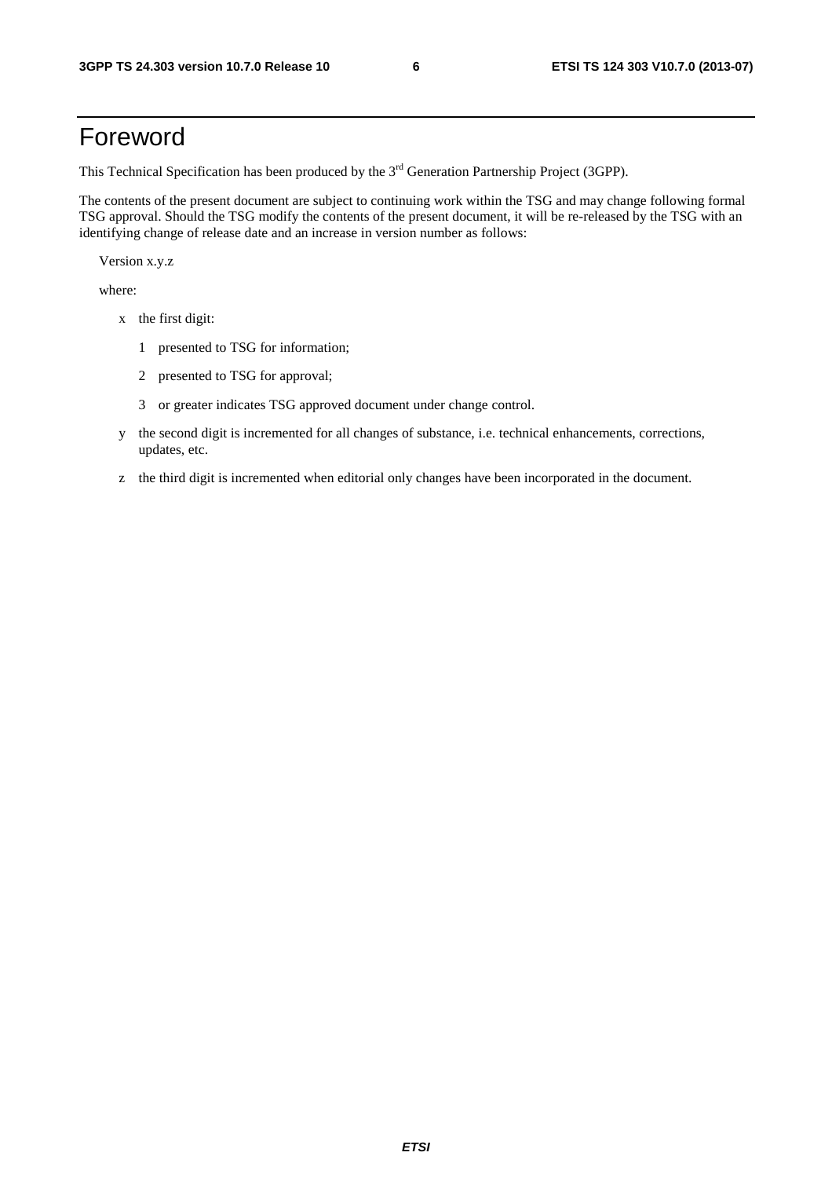# Foreword

This Technical Specification has been produced by the 3rd Generation Partnership Project (3GPP).

The contents of the present document are subject to continuing work within the TSG and may change following formal TSG approval. Should the TSG modify the contents of the present document, it will be re-released by the TSG with an identifying change of release date and an increase in version number as follows:

Version x.y.z

where:

- x the first digit:
  - 1 presented to TSG for information;
  - 2 presented to TSG for approval;
  - 3 or greater indicates TSG approved document under change control.
- y the second digit is incremented for all changes of substance, i.e. technical enhancements, corrections, updates, etc.
- z the third digit is incremented when editorial only changes have been incorporated in the document.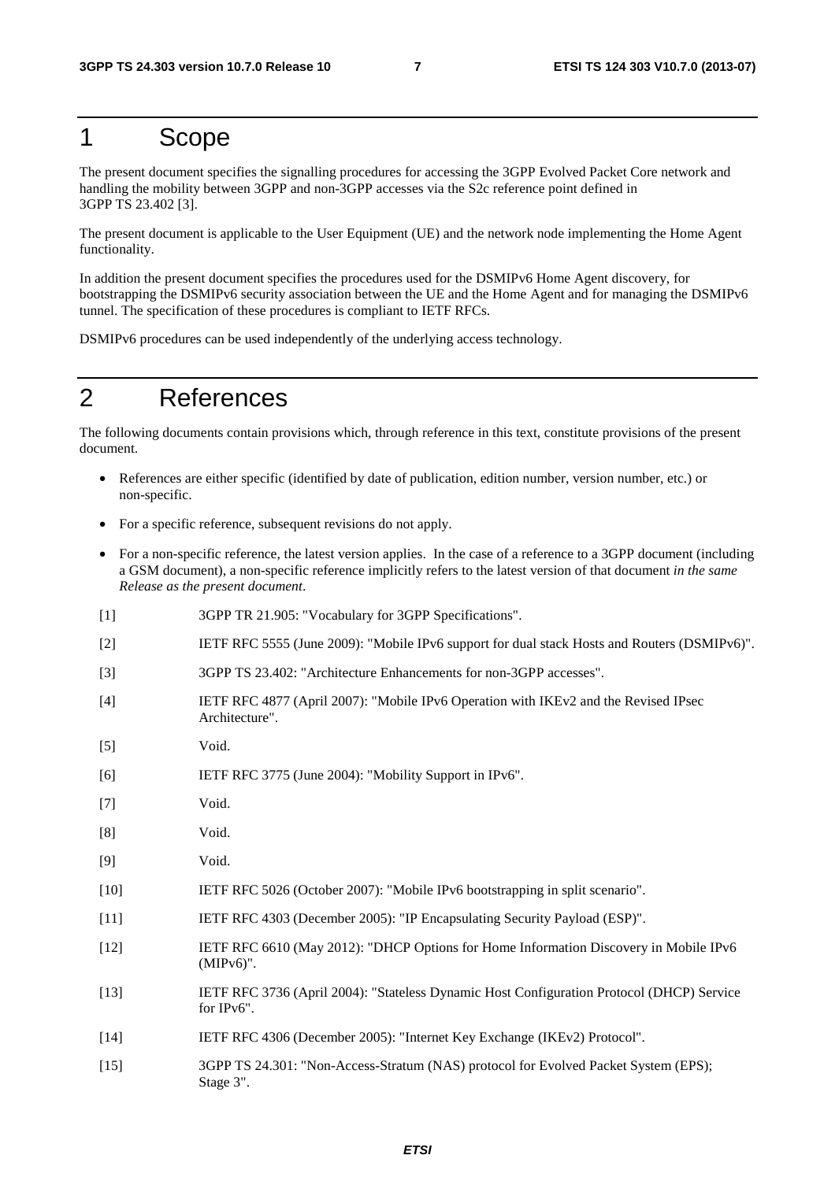# 1 Scope

The present document specifies the signalling procedures for accessing the 3GPP Evolved Packet Core network and handling the mobility between 3GPP and non-3GPP accesses via the S2c reference point defined in 3GPP TS 23.402 [3].

The present document is applicable to the User Equipment (UE) and the network node implementing the Home Agent functionality.

In addition the present document specifies the procedures used for the DSMIPv6 Home Agent discovery, for bootstrapping the DSMIPv6 security association between the UE and the Home Agent and for managing the DSMIPv6 tunnel. The specification of these procedures is compliant to IETF RFCs.

DSMIPv6 procedures can be used independently of the underlying access technology.

# 2 References

The following documents contain provisions which, through reference in this text, constitute provisions of the present document.

- References are either specific (identified by date of publication, edition number, version number, etc.) or non-specific.
- For a specific reference, subsequent revisions do not apply.
- For a non-specific reference, the latest version applies. In the case of a reference to a 3GPP document (including a GSM document), a non-specific reference implicitly refers to the latest version of that document *in the same Release as the present document*.

[1] 3GPP TR 21.905: "Vocabulary for 3GPP Specifications".

[2] IETF RFC 5555 (June 2009): "Mobile IPv6 support for dual stack Hosts and Routers (DSMIPv6)".

[3] 3GPP TS 23.402: "Architecture Enhancements for non-3GPP accesses".

[4] IETF RFC 4877 (April 2007): "Mobile IPv6 Operation with IKEv2 and the Revised IPsec Architecture".

[5] Void.

[6] IETF RFC 3775 (June 2004): "Mobility Support in IPv6".

[7] Void.

[8] Void.

[9] Void.

[10] IETF RFC 5026 (October 2007): "Mobile IPv6 bootstrapping in split scenario".

[11] IETF RFC 4303 (December 2005): "IP Encapsulating Security Payload (ESP)".

[12] IETF RFC 6610 (May 2012): "DHCP Options for Home Information Discovery in Mobile IPv6 (MIPv6)".

[13] IETF RFC 3736 (April 2004): "Stateless Dynamic Host Configuration Protocol (DHCP) Service for IPv6".

[14] IETF RFC 4306 (December 2005): "Internet Key Exchange (IKEv2) Protocol".

[15] 3GPP TS 24.301: "Non-Access-Stratum (NAS) protocol for Evolved Packet System (EPS); Stage 3".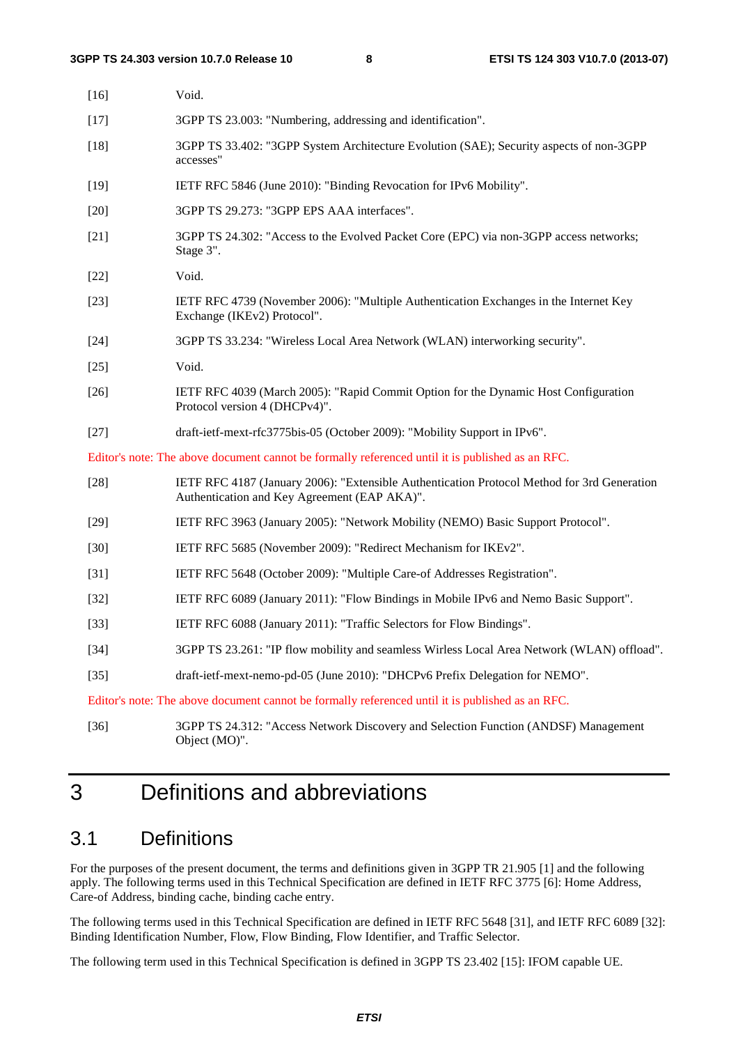[16] Void.

[17] 3GPP TS 23.003: "Numbering, addressing and identification".

[18] 3GPP TS 33.402: "3GPP System Architecture Evolution (SAE); Security aspects of non-3GPP accesses"

[19] IETF RFC 5846 (June 2010): "Binding Revocation for IPv6 Mobility".

[20] 3GPP TS 29.273: "3GPP EPS AAA interfaces".

[21] 3GPP TS 24.302: "Access to the Evolved Packet Core (EPC) via non-3GPP access networks; Stage 3".

[22] Void.

[23] IETF RFC 4739 (November 2006): "Multiple Authentication Exchanges in the Internet Key Exchange (IKEv2) Protocol".

[24] 3GPP TS 33.234: "Wireless Local Area Network (WLAN) interworking security".

[25] Void.

[26] IETF RFC 4039 (March 2005): "Rapid Commit Option for the Dynamic Host Configuration Protocol version 4 (DHCPv4)".

[27] draft-ietf-mext-rfc3775bis-05 (October 2009): "Mobility Support in IPv6".

Editor's note: The above document cannot be formally referenced until it is published as an RFC.

[28] IETF RFC 4187 (January 2006): "Extensible Authentication Protocol Method for 3rd Generation Authentication and Key Agreement (EAP AKA)".

[29] IETF RFC 3963 (January 2005): "Network Mobility (NEMO) Basic Support Protocol".

[30] IETF RFC 5685 (November 2009): "Redirect Mechanism for IKEv2".

[31] IETF RFC 5648 (October 2009): "Multiple Care-of Addresses Registration".

[32] IETF RFC 6089 (January 2011): "Flow Bindings in Mobile IPv6 and Nemo Basic Support".

[33] IETF RFC 6088 (January 2011): "Traffic Selectors for Flow Bindings".

[34] 3GPP TS 23.261: "IP flow mobility and seamless Wirless Local Area Network (WLAN) offload".

[35] draft-ietf-mext-nemo-pd-05 (June 2010): "DHCPv6 Prefix Delegation for NEMO".

Editor's note: The above document cannot be formally referenced until it is published as an RFC.

[36] 3GPP TS 24.312: "Access Network Discovery and Selection Function (ANDSF) Management Object (MO)".

# 3 Definitions and abbreviations

## 3.1 Definitions

For the purposes of the present document, the terms and definitions given in 3GPP TR 21.905 [1] and the following apply. The following terms used in this Technical Specification are defined in IETF RFC 3775 [6]: Home Address, Care-of Address, binding cache, binding cache entry.

The following terms used in this Technical Specification are defined in IETF RFC 5648 [31], and IETF RFC 6089 [32]: Binding Identification Number, Flow, Flow Binding, Flow Identifier, and Traffic Selector.

The following term used in this Technical Specification is defined in 3GPP TS 23.402 [15]: IFOM capable UE.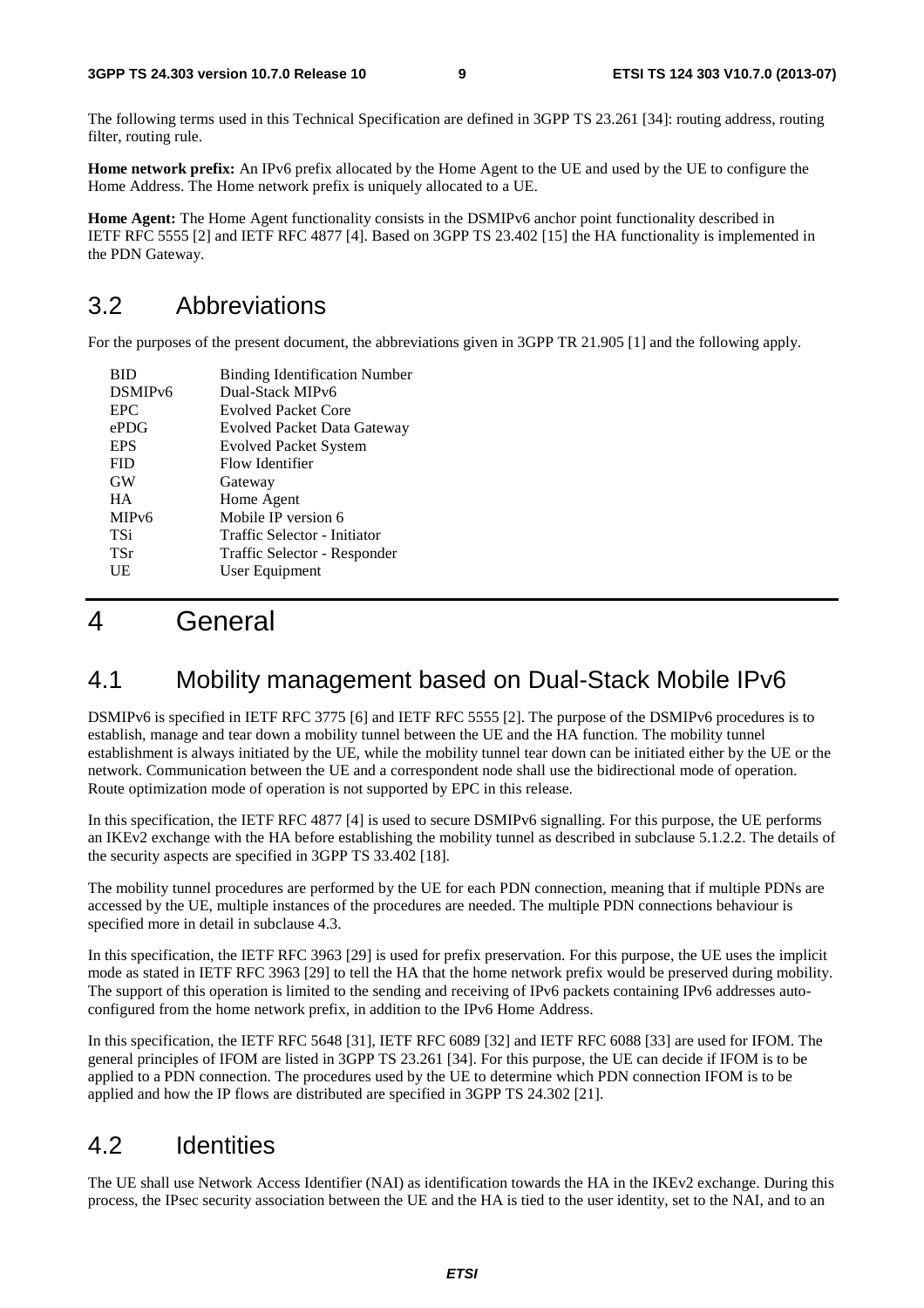The following terms used in this Technical Specification are defined in 3GPP TS 23.261 [34]: routing address, routing filter, routing rule.

**Home network prefix:** An IPv6 prefix allocated by the Home Agent to the UE and used by the UE to configure the Home Address. The Home network prefix is uniquely allocated to a UE.

**Home Agent:** The Home Agent functionality consists in the DSMIPv6 anchor point functionality described in IETF RFC 5555 [2] and IETF RFC 4877 [4]. Based on 3GPP TS 23.402 [15] the HA functionality is implemented in the PDN Gateway.

## 3.2 Abbreviations

For the purposes of the present document, the abbreviations given in 3GPP TR 21.905 [1] and the following apply.

| | |
|---|---|
| BID | Binding Identification Number |
| DSMIPv6 | Dual-Stack MIPv6 |
| EPC | Evolved Packet Core |
| ePDG | Evolved Packet Data Gateway |
| EPS | Evolved Packet System |
| FID | Flow Identifier |
| GW | Gateway |
| HA | Home Agent |
| MIPv6 | Mobile IP version 6 |
| TSi | Traffic Selector - Initiator |
| TSr | Traffic Selector - Responder |
| UE | User Equipment |

# 4 General

## 4.1 Mobility management based on Dual-Stack Mobile IPv6

DSMIPv6 is specified in IETF RFC 3775 [6] and IETF RFC 5555 [2]. The purpose of the DSMIPv6 procedures is to establish, manage and tear down a mobility tunnel between the UE and the HA function. The mobility tunnel establishment is always initiated by the UE, while the mobility tunnel tear down can be initiated either by the UE or the network. Communication between the UE and a correspondent node shall use the bidirectional mode of operation. Route optimization mode of operation is not supported by EPC in this release.

In this specification, the IETF RFC 4877 [4] is used to secure DSMIPv6 signalling. For this purpose, the UE performs an IKEv2 exchange with the HA before establishing the mobility tunnel as described in subclause 5.1.2.2. The details of the security aspects are specified in 3GPP TS 33.402 [18].

The mobility tunnel procedures are performed by the UE for each PDN connection, meaning that if multiple PDNs are accessed by the UE, multiple instances of the procedures are needed. The multiple PDN connections behaviour is specified more in detail in subclause 4.3.

In this specification, the IETF RFC 3963 [29] is used for prefix preservation. For this purpose, the UE uses the implicit mode as stated in IETF RFC 3963 [29] to tell the HA that the home network prefix would be preserved during mobility. The support of this operation is limited to the sending and receiving of IPv6 packets containing IPv6 addresses auto-configured from the home network prefix, in addition to the IPv6 Home Address.

In this specification, the IETF RFC 5648 [31], IETF RFC 6089 [32] and IETF RFC 6088 [33] are used for IFOM. The general principles of IFOM are listed in 3GPP TS 23.261 [34]. For this purpose, the UE can decide if IFOM is to be applied to a PDN connection. The procedures used by the UE to determine which PDN connection IFOM is to be applied and how the IP flows are distributed are specified in 3GPP TS 24.302 [21].

## 4.2 Identities

The UE shall use Network Access Identifier (NAI) as identification towards the HA in the IKEv2 exchange. During this process, the IPsec security association between the UE and the HA is tied to the user identity, set to the NAI, and to an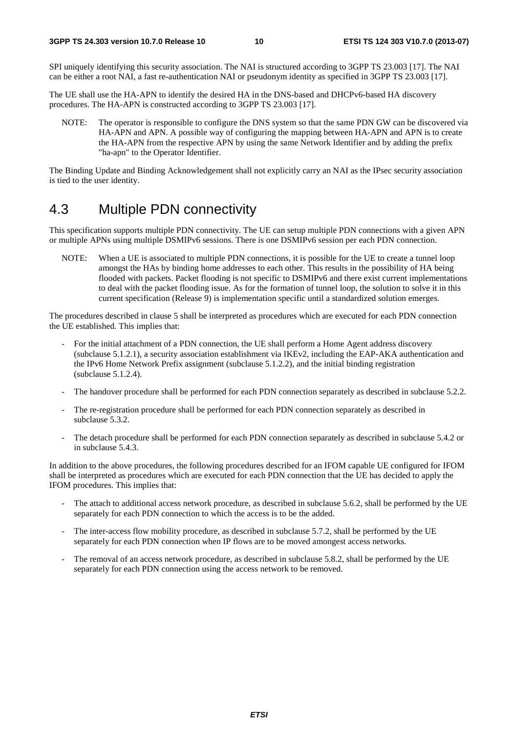SPI uniquely identifying this security association. The NAI is structured according to 3GPP TS 23.003 [17]. The NAI can be either a root NAI, a fast re-authentication NAI or pseudonym identity as specified in 3GPP TS 23.003 [17].

The UE shall use the HA-APN to identify the desired HA in the DNS-based and DHCPv6-based HA discovery procedures. The HA-APN is constructed according to 3GPP TS 23.003 [17].

NOTE: The operator is responsible to configure the DNS system so that the same PDN GW can be discovered via HA-APN and APN. A possible way of configuring the mapping between HA-APN and APN is to create the HA-APN from the respective APN by using the same Network Identifier and by adding the prefix "ha-apn" to the Operator Identifier.

The Binding Update and Binding Acknowledgement shall not explicitly carry an NAI as the IPsec security association is tied to the user identity.

## 4.3 Multiple PDN connectivity

This specification supports multiple PDN connectivity. The UE can setup multiple PDN connections with a given APN or multiple APNs using multiple DSMIPv6 sessions. There is one DSMIPv6 session per each PDN connection.

NOTE: When a UE is associated to multiple PDN connections, it is possible for the UE to create a tunnel loop amongst the HAs by binding home addresses to each other. This results in the possibility of HA being flooded with packets. Packet flooding is not specific to DSMIPv6 and there exist current implementations to deal with the packet flooding issue. As for the formation of tunnel loop, the solution to solve it in this current specification (Release 9) is implementation specific until a standardized solution emerges.

The procedures described in clause 5 shall be interpreted as procedures which are executed for each PDN connection the UE established. This implies that:

- For the initial attachment of a PDN connection, the UE shall perform a Home Agent address discovery (subclause 5.1.2.1), a security association establishment via IKEv2, including the EAP-AKA authentication and the IPv6 Home Network Prefix assignment (subclause 5.1.2.2), and the initial binding registration (subclause 5.1.2.4).
- The handover procedure shall be performed for each PDN connection separately as described in subclause 5.2.2.
- The re-registration procedure shall be performed for each PDN connection separately as described in subclause 5.3.2.
- The detach procedure shall be performed for each PDN connection separately as described in subclause 5.4.2 or in subclause 5.4.3.

In addition to the above procedures, the following procedures described for an IFOM capable UE configured for IFOM shall be interpreted as procedures which are executed for each PDN connection that the UE has decided to apply the IFOM procedures. This implies that:

- The attach to additional access network procedure, as described in subclause 5.6.2, shall be performed by the UE separately for each PDN connection to which the access is to be the added.
- The inter-access flow mobility procedure, as described in subclause 5.7.2, shall be performed by the UE separately for each PDN connection when IP flows are to be moved amongest access networks.
- The removal of an access network procedure, as described in subclause 5.8.2, shall be performed by the UE separately for each PDN connection using the access network to be removed.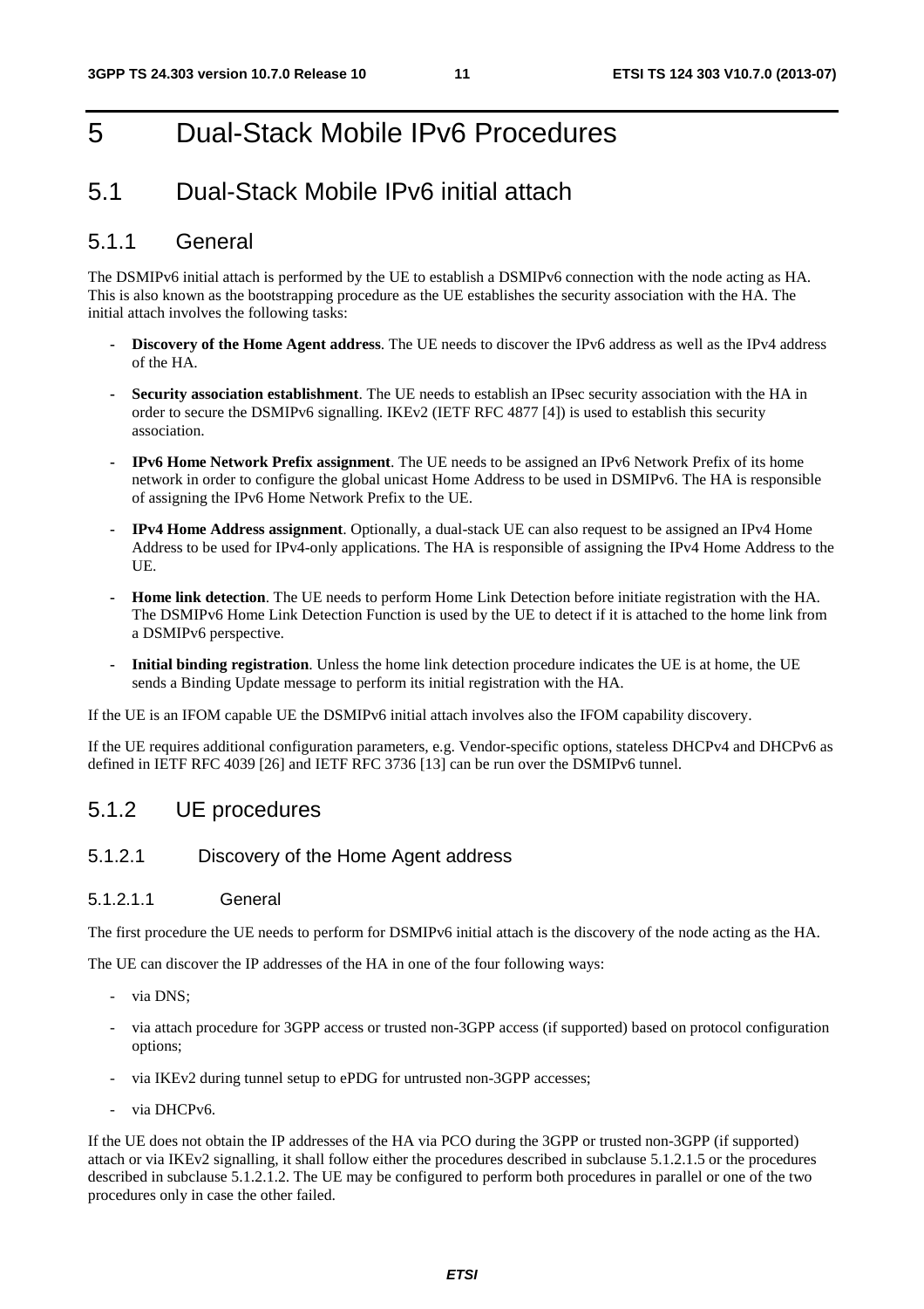# 5 Dual-Stack Mobile IPv6 Procedures

## 5.1 Dual-Stack Mobile IPv6 initial attach

### 5.1.1 General

The DSMIPv6 initial attach is performed by the UE to establish a DSMIPv6 connection with the node acting as HA. This is also known as the bootstrapping procedure as the UE establishes the security association with the HA. The initial attach involves the following tasks:

- **Discovery of the Home Agent address**. The UE needs to discover the IPv6 address as well as the IPv4 address of the HA.
- **Security association establishment**. The UE needs to establish an IPsec security association with the HA in order to secure the DSMIPv6 signalling. IKEv2 (IETF RFC 4877 [4]) is used to establish this security association.
- **IPv6 Home Network Prefix assignment**. The UE needs to be assigned an IPv6 Network Prefix of its home network in order to configure the global unicast Home Address to be used in DSMIPv6. The HA is responsible of assigning the IPv6 Home Network Prefix to the UE.
- **IPv4 Home Address assignment**. Optionally, a dual-stack UE can also request to be assigned an IPv4 Home Address to be used for IPv4-only applications. The HA is responsible of assigning the IPv4 Home Address to the UE.
- **Home link detection**. The UE needs to perform Home Link Detection before initiate registration with the HA. The DSMIPv6 Home Link Detection Function is used by the UE to detect if it is attached to the home link from a DSMIPv6 perspective.
- **Initial binding registration**. Unless the home link detection procedure indicates the UE is at home, the UE sends a Binding Update message to perform its initial registration with the HA.

If the UE is an IFOM capable UE the DSMIPv6 initial attach involves also the IFOM capability discovery.

If the UE requires additional configuration parameters, e.g. Vendor-specific options, stateless DHCPv4 and DHCPv6 as defined in IETF RFC 4039 [26] and IETF RFC 3736 [13] can be run over the DSMIPv6 tunnel.

### 5.1.2 UE procedures

#### 5.1.2.1 Discovery of the Home Agent address

##### 5.1.2.1.1 General

The first procedure the UE needs to perform for DSMIPv6 initial attach is the discovery of the node acting as the HA.

The UE can discover the IP addresses of the HA in one of the four following ways:

- via DNS;
- via attach procedure for 3GPP access or trusted non-3GPP access (if supported) based on protocol configuration options;
- via IKEv2 during tunnel setup to ePDG for untrusted non-3GPP accesses;
- via DHCPv6.

If the UE does not obtain the IP addresses of the HA via PCO during the 3GPP or trusted non-3GPP (if supported) attach or via IKEv2 signalling, it shall follow either the procedures described in subclause 5.1.2.1.5 or the procedures described in subclause 5.1.2.1.2. The UE may be configured to perform both procedures in parallel or one of the two procedures only in case the other failed.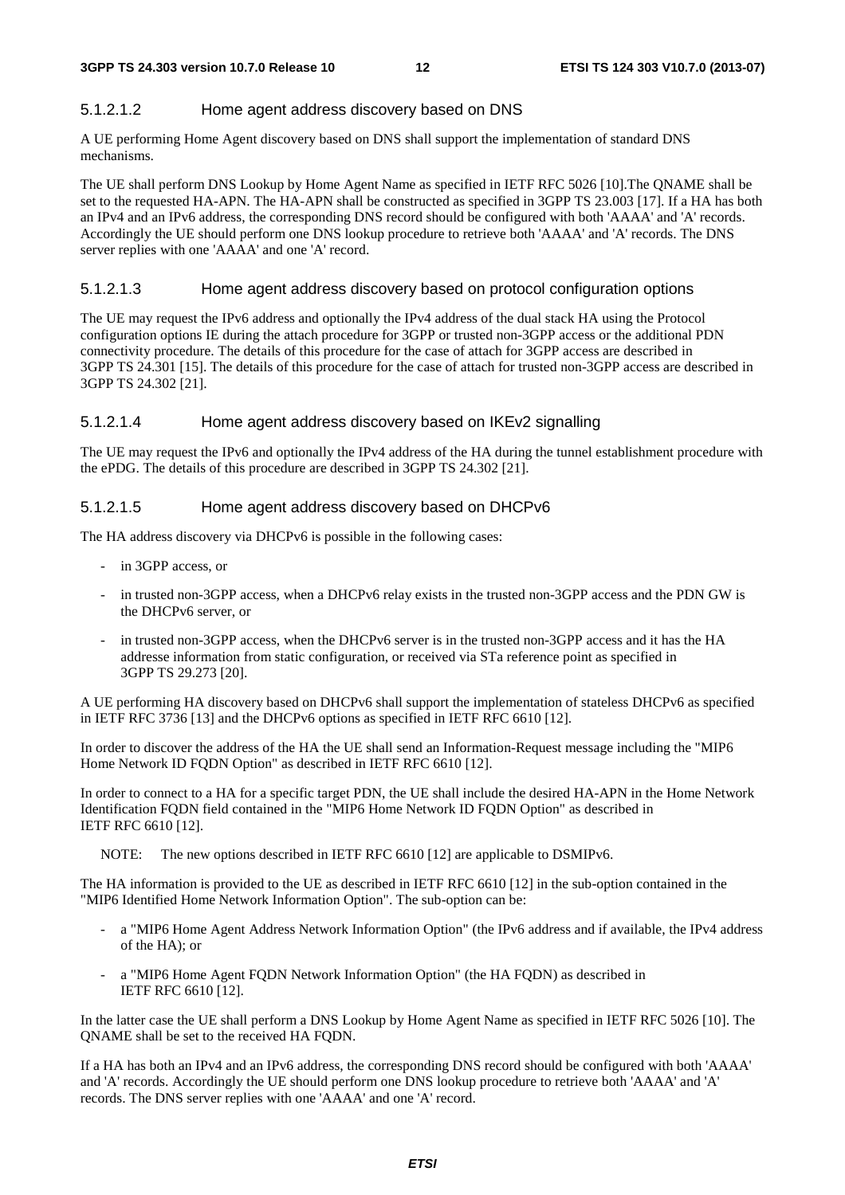#### 5.1.2.1.2 Home agent address discovery based on DNS

A UE performing Home Agent discovery based on DNS shall support the implementation of standard DNS mechanisms.

The UE shall perform DNS Lookup by Home Agent Name as specified in IETF RFC 5026 [10].The QNAME shall be set to the requested HA-APN. The HA-APN shall be constructed as specified in 3GPP TS 23.003 [17]. If a HA has both an IPv4 and an IPv6 address, the corresponding DNS record should be configured with both 'AAAA' and 'A' records. Accordingly the UE should perform one DNS lookup procedure to retrieve both 'AAAA' and 'A' records. The DNS server replies with one 'AAAA' and one 'A' record.

#### 5.1.2.1.3 Home agent address discovery based on protocol configuration options

The UE may request the IPv6 address and optionally the IPv4 address of the dual stack HA using the Protocol configuration options IE during the attach procedure for 3GPP or trusted non-3GPP access or the additional PDN connectivity procedure. The details of this procedure for the case of attach for 3GPP access are described in 3GPP TS 24.301 [15]. The details of this procedure for the case of attach for trusted non-3GPP access are described in 3GPP TS 24.302 [21].

#### 5.1.2.1.4 Home agent address discovery based on IKEv2 signalling

The UE may request the IPv6 and optionally the IPv4 address of the HA during the tunnel establishment procedure with the ePDG. The details of this procedure are described in 3GPP TS 24.302 [21].

#### 5.1.2.1.5 Home agent address discovery based on DHCPv6

The HA address discovery via DHCPv6 is possible in the following cases:

- in 3GPP access, or
- in trusted non-3GPP access, when a DHCPv6 relay exists in the trusted non-3GPP access and the PDN GW is the DHCPv6 server, or
- in trusted non-3GPP access, when the DHCPv6 server is in the trusted non-3GPP access and it has the HA addresse information from static configuration, or received via STa reference point as specified in 3GPP TS 29.273 [20].

A UE performing HA discovery based on DHCPv6 shall support the implementation of stateless DHCPv6 as specified in IETF RFC 3736 [13] and the DHCPv6 options as specified in IETF RFC 6610 [12].

In order to discover the address of the HA the UE shall send an Information-Request message including the "MIP6 Home Network ID FQDN Option" as described in IETF RFC 6610 [12].

In order to connect to a HA for a specific target PDN, the UE shall include the desired HA-APN in the Home Network Identification FQDN field contained in the "MIP6 Home Network ID FQDN Option" as described in IETF RFC 6610 [12].

NOTE: The new options described in IETF RFC 6610 [12] are applicable to DSMIPv6.

The HA information is provided to the UE as described in IETF RFC 6610 [12] in the sub-option contained in the "MIP6 Identified Home Network Information Option". The sub-option can be:

- a "MIP6 Home Agent Address Network Information Option" (the IPv6 address and if available, the IPv4 address of the HA); or
- a "MIP6 Home Agent FQDN Network Information Option" (the HA FQDN) as described in IETF RFC 6610 [12].

In the latter case the UE shall perform a DNS Lookup by Home Agent Name as specified in IETF RFC 5026 [10]. The QNAME shall be set to the received HA FQDN.

If a HA has both an IPv4 and an IPv6 address, the corresponding DNS record should be configured with both 'AAAA' and 'A' records. Accordingly the UE should perform one DNS lookup procedure to retrieve both 'AAAA' and 'A' records. The DNS server replies with one 'AAAA' and one 'A' record.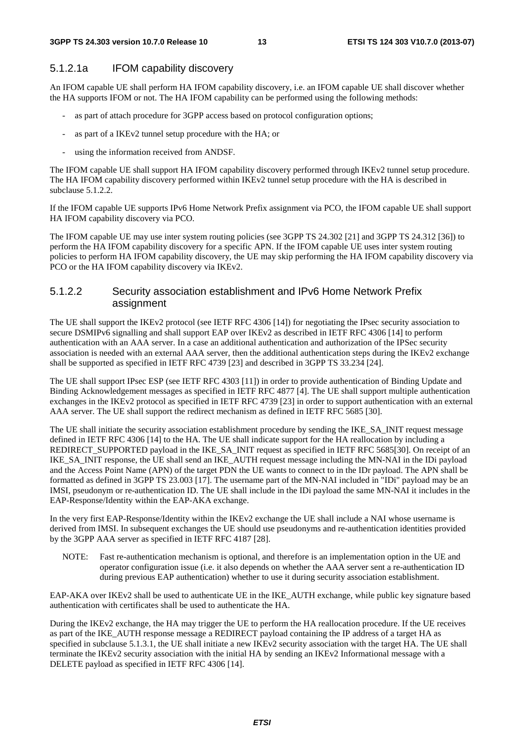### 5.1.2.1a IFOM capability discovery

An IFOM capable UE shall perform HA IFOM capability discovery, i.e. an IFOM capable UE shall discover whether the HA supports IFOM or not. The HA IFOM capability can be performed using the following methods:

- as part of attach procedure for 3GPP access based on protocol configuration options;
- as part of a IKEv2 tunnel setup procedure with the HA; or
- using the information received from ANDSF.

The IFOM capable UE shall support HA IFOM capability discovery performed through IKEv2 tunnel setup procedure. The HA IFOM capability discovery performed within IKEv2 tunnel setup procedure with the HA is described in subclause 5.1.2.2.

If the IFOM capable UE supports IPv6 Home Network Prefix assignment via PCO, the IFOM capable UE shall support HA IFOM capability discovery via PCO.

The IFOM capable UE may use inter system routing policies (see 3GPP TS 24.302 [21] and 3GPP TS 24.312 [36]) to perform the HA IFOM capability discovery for a specific APN. If the IFOM capable UE uses inter system routing policies to perform HA IFOM capability discovery, the UE may skip performing the HA IFOM capability discovery via PCO or the HA IFOM capability discovery via IKEv2.

### 5.1.2.2 Security association establishment and IPv6 Home Network Prefix assignment

The UE shall support the IKEv2 protocol (see IETF RFC 4306 [14]) for negotiating the IPsec security association to secure DSMIPv6 signalling and shall support EAP over IKEv2 as described in IETF RFC 4306 [14] to perform authentication with an AAA server. In a case an additional authentication and authorization of the IPSec security association is needed with an external AAA server, then the additional authentication steps during the IKEv2 exchange shall be supported as specified in IETF RFC 4739 [23] and described in 3GPP TS 33.234 [24].

The UE shall support IPsec ESP (see IETF RFC 4303 [11]) in order to provide authentication of Binding Update and Binding Acknowledgement messages as specified in IETF RFC 4877 [4]. The UE shall support multiple authentication exchanges in the IKEv2 protocol as specified in IETF RFC 4739 [23] in order to support authentication with an external AAA server. The UE shall support the redirect mechanism as defined in IETF RFC 5685 [30].

The UE shall initiate the security association establishment procedure by sending the IKE_SA_INIT request message defined in IETF RFC 4306 [14] to the HA. The UE shall indicate support for the HA reallocation by including a REDIRECT_SUPPORTED payload in the IKE_SA_INIT request as specified in IETF RFC 5685[30]. On receipt of an IKE_SA_INIT response, the UE shall send an IKE_AUTH request message including the MN-NAI in the IDi payload and the Access Point Name (APN) of the target PDN the UE wants to connect to in the IDr payload. The APN shall be formatted as defined in 3GPP TS 23.003 [17]. The username part of the MN-NAI included in "IDi" payload may be an IMSI, pseudonym or re-authentication ID. The UE shall include in the IDi payload the same MN-NAI it includes in the EAP-Response/Identity within the EAP-AKA exchange.

In the very first EAP-Response/Identity within the IKEv2 exchange the UE shall include a NAI whose username is derived from IMSI. In subsequent exchanges the UE should use pseudonyms and re-authentication identities provided by the 3GPP AAA server as specified in IETF RFC 4187 [28].

NOTE: Fast re-authentication mechanism is optional, and therefore is an implementation option in the UE and operator configuration issue (i.e. it also depends on whether the AAA server sent a re-authentication ID during previous EAP authentication) whether to use it during security association establishment.

EAP-AKA over IKEv2 shall be used to authenticate UE in the IKE_AUTH exchange, while public key signature based authentication with certificates shall be used to authenticate the HA.

During the IKEv2 exchange, the HA may trigger the UE to perform the HA reallocation procedure. If the UE receives as part of the IKE_AUTH response message a REDIRECT payload containing the IP address of a target HA as specified in subclause 5.1.3.1, the UE shall initiate a new IKEv2 security association with the target HA. The UE shall terminate the IKEv2 security association with the initial HA by sending an IKEv2 Informational message with a DELETE payload as specified in IETF RFC 4306 [14].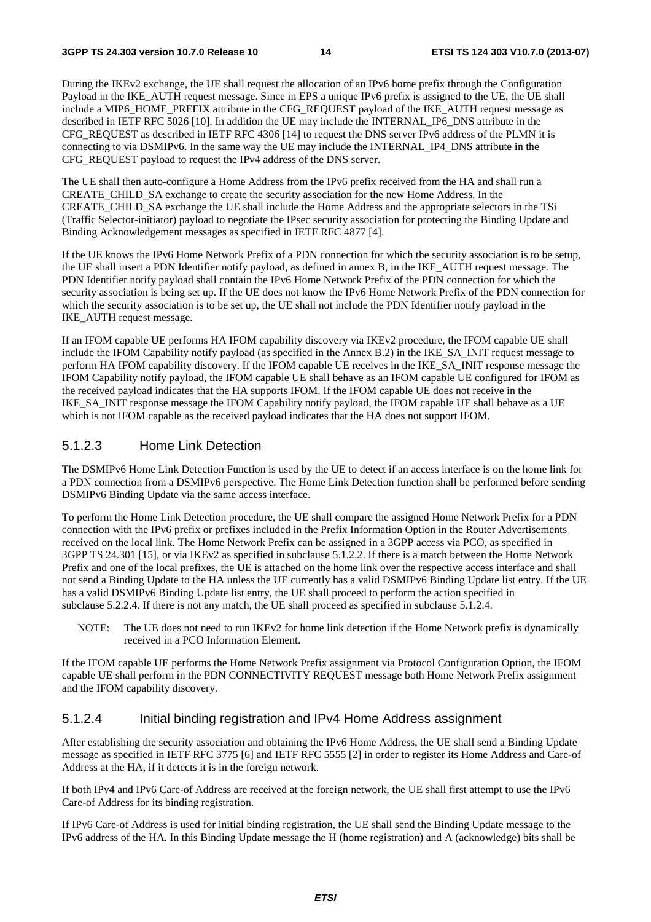During the IKEv2 exchange, the UE shall request the allocation of an IPv6 home prefix through the Configuration Payload in the IKE_AUTH request message. Since in EPS a unique IPv6 prefix is assigned to the UE, the UE shall include a MIP6_HOME_PREFIX attribute in the CFG_REQUEST payload of the IKE_AUTH request message as described in IETF RFC 5026 [10]. In addition the UE may include the INTERNAL_IP6_DNS attribute in the CFG_REQUEST as described in IETF RFC 4306 [14] to request the DNS server IPv6 address of the PLMN it is connecting to via DSMIPv6. In the same way the UE may include the INTERNAL_IP4_DNS attribute in the CFG_REQUEST payload to request the IPv4 address of the DNS server.

The UE shall then auto-configure a Home Address from the IPv6 prefix received from the HA and shall run a CREATE_CHILD_SA exchange to create the security association for the new Home Address. In the CREATE_CHILD_SA exchange the UE shall include the Home Address and the appropriate selectors in the TSi (Traffic Selector-initiator) payload to negotiate the IPsec security association for protecting the Binding Update and Binding Acknowledgement messages as specified in IETF RFC 4877 [4].

If the UE knows the IPv6 Home Network Prefix of a PDN connection for which the security association is to be setup, the UE shall insert a PDN Identifier notify payload, as defined in annex B, in the IKE_AUTH request message. The PDN Identifier notify payload shall contain the IPv6 Home Network Prefix of the PDN connection for which the security association is being set up. If the UE does not know the IPv6 Home Network Prefix of the PDN connection for which the security association is to be set up, the UE shall not include the PDN Identifier notify payload in the IKE_AUTH request message.

If an IFOM capable UE performs HA IFOM capability discovery via IKEv2 procedure, the IFOM capable UE shall include the IFOM Capability notify payload (as specified in the Annex B.2) in the IKE_SA_INIT request message to perform HA IFOM capability discovery. If the IFOM capable UE receives in the IKE_SA_INIT response message the IFOM Capability notify payload, the IFOM capable UE shall behave as an IFOM capable UE configured for IFOM as the received payload indicates that the HA supports IFOM. If the IFOM capable UE does not receive in the IKE_SA_INIT response message the IFOM Capability notify payload, the IFOM capable UE shall behave as a UE which is not IFOM capable as the received payload indicates that the HA does not support IFOM.

### 5.1.2.3 Home Link Detection

The DSMIPv6 Home Link Detection Function is used by the UE to detect if an access interface is on the home link for a PDN connection from a DSMIPv6 perspective. The Home Link Detection function shall be performed before sending DSMIPv6 Binding Update via the same access interface.

To perform the Home Link Detection procedure, the UE shall compare the assigned Home Network Prefix for a PDN connection with the IPv6 prefix or prefixes included in the Prefix Information Option in the Router Advertisements received on the local link. The Home Network Prefix can be assigned in a 3GPP access via PCO, as specified in 3GPP TS 24.301 [15], or via IKEv2 as specified in subclause 5.1.2.2. If there is a match between the Home Network Prefix and one of the local prefixes, the UE is attached on the home link over the respective access interface and shall not send a Binding Update to the HA unless the UE currently has a valid DSMIPv6 Binding Update list entry. If the UE has a valid DSMIPv6 Binding Update list entry, the UE shall proceed to perform the action specified in subclause 5.2.2.4. If there is not any match, the UE shall proceed as specified in subclause 5.1.2.4.

NOTE: The UE does not need to run IKEv2 for home link detection if the Home Network prefix is dynamically received in a PCO Information Element.

If the IFOM capable UE performs the Home Network Prefix assignment via Protocol Configuration Option, the IFOM capable UE shall perform in the PDN CONNECTIVITY REQUEST message both Home Network Prefix assignment and the IFOM capability discovery.

### 5.1.2.4 Initial binding registration and IPv4 Home Address assignment

After establishing the security association and obtaining the IPv6 Home Address, the UE shall send a Binding Update message as specified in IETF RFC 3775 [6] and IETF RFC 5555 [2] in order to register its Home Address and Care-of Address at the HA, if it detects it is in the foreign network.

If both IPv4 and IPv6 Care-of Address are received at the foreign network, the UE shall first attempt to use the IPv6 Care-of Address for its binding registration.

If IPv6 Care-of Address is used for initial binding registration, the UE shall send the Binding Update message to the IPv6 address of the HA. In this Binding Update message the H (home registration) and A (acknowledge) bits shall be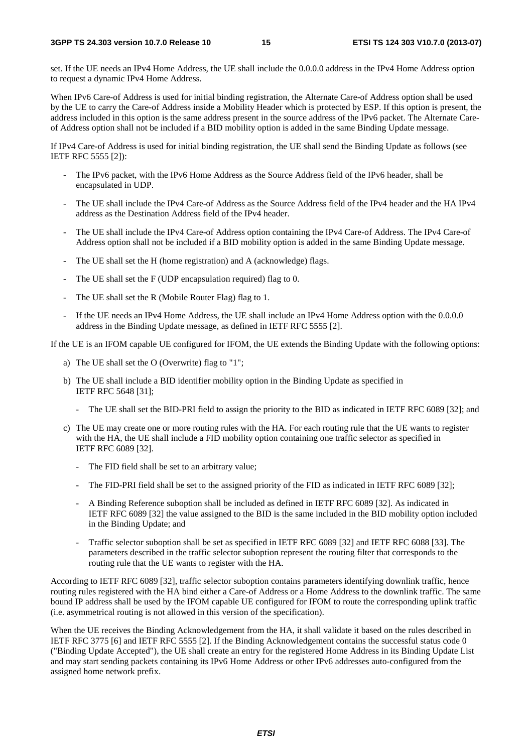set. If the UE needs an IPv4 Home Address, the UE shall include the 0.0.0.0 address in the IPv4 Home Address option to request a dynamic IPv4 Home Address.

When IPv6 Care-of Address is used for initial binding registration, the Alternate Care-of Address option shall be used by the UE to carry the Care-of Address inside a Mobility Header which is protected by ESP. If this option is present, the address included in this option is the same address present in the source address of the IPv6 packet. The Alternate Care-of Address option shall not be included if a BID mobility option is added in the same Binding Update message.

If IPv4 Care-of Address is used for initial binding registration, the UE shall send the Binding Update as follows (see IETF RFC 5555 [2]):

- The IPv6 packet, with the IPv6 Home Address as the Source Address field of the IPv6 header, shall be encapsulated in UDP.
- The UE shall include the IPv4 Care-of Address as the Source Address field of the IPv4 header and the HA IPv4 address as the Destination Address field of the IPv4 header.
- The UE shall include the IPv4 Care-of Address option containing the IPv4 Care-of Address. The IPv4 Care-of Address option shall not be included if a BID mobility option is added in the same Binding Update message.
- The UE shall set the H (home registration) and A (acknowledge) flags.
- The UE shall set the F (UDP encapsulation required) flag to 0.
- The UE shall set the R (Mobile Router Flag) flag to 1.
- If the UE needs an IPv4 Home Address, the UE shall include an IPv4 Home Address option with the 0.0.0.0 address in the Binding Update message, as defined in IETF RFC 5555 [2].

If the UE is an IFOM capable UE configured for IFOM, the UE extends the Binding Update with the following options:

a) The UE shall set the O (Overwrite) flag to "1";

b) The UE shall include a BID identifier mobility option in the Binding Update as specified in IETF RFC 5648 [31];
   - The UE shall set the BID-PRI field to assign the priority to the BID as indicated in IETF RFC 6089 [32]; and

c) The UE may create one or more routing rules with the HA. For each routing rule that the UE wants to register with the HA, the UE shall include a FID mobility option containing one traffic selector as specified in IETF RFC 6089 [32].
   - The FID field shall be set to an arbitrary value;
   - The FID-PRI field shall be set to the assigned priority of the FID as indicated in IETF RFC 6089 [32];
   - A Binding Reference suboption shall be included as defined in IETF RFC 6089 [32]. As indicated in IETF RFC 6089 [32] the value assigned to the BID is the same included in the BID mobility option included in the Binding Update; and
   - Traffic selector suboption shall be set as specified in IETF RFC 6089 [32] and IETF RFC 6088 [33]. The parameters described in the traffic selector suboption represent the routing filter that corresponds to the routing rule that the UE wants to register with the HA.

According to IETF RFC 6089 [32], traffic selector suboption contains parameters identifying downlink traffic, hence routing rules registered with the HA bind either a Care-of Address or a Home Address to the downlink traffic. The same bound IP address shall be used by the IFOM capable UE configured for IFOM to route the corresponding uplink traffic (i.e. asymmetrical routing is not allowed in this version of the specification).

When the UE receives the Binding Acknowledgement from the HA, it shall validate it based on the rules described in IETF RFC 3775 [6] and IETF RFC 5555 [2]. If the Binding Acknowledgement contains the successful status code 0 ("Binding Update Accepted"), the UE shall create an entry for the registered Home Address in its Binding Update List and may start sending packets containing its IPv6 Home Address or other IPv6 addresses auto-configured from the assigned home network prefix.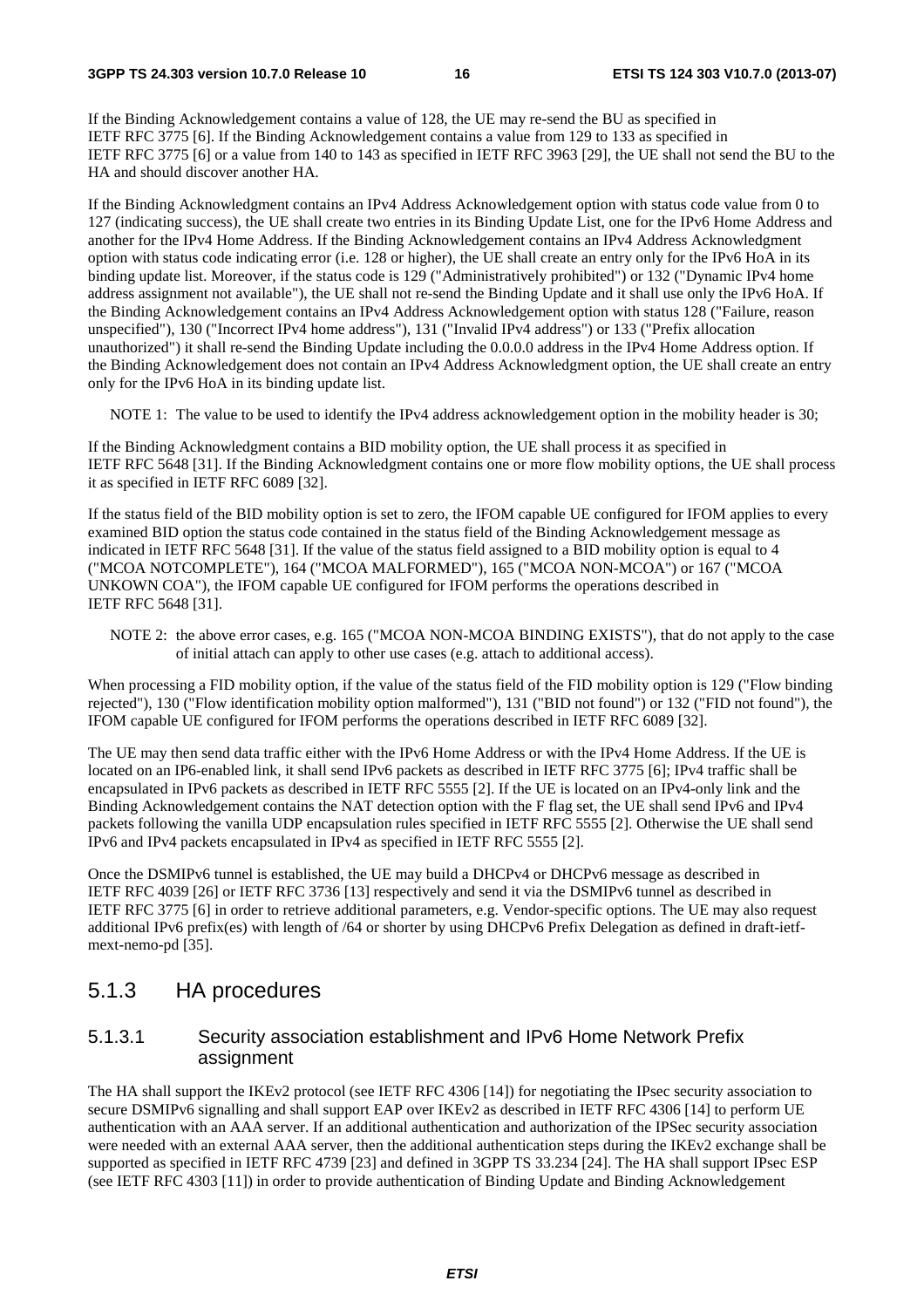If the Binding Acknowledgement contains a value of 128, the UE may re-send the BU as specified in IETF RFC 3775 [6]. If the Binding Acknowledgement contains a value from 129 to 133 as specified in IETF RFC 3775 [6] or a value from 140 to 143 as specified in IETF RFC 3963 [29], the UE shall not send the BU to the HA and should discover another HA.

If the Binding Acknowledgment contains an IPv4 Address Acknowledgement option with status code value from 0 to 127 (indicating success), the UE shall create two entries in its Binding Update List, one for the IPv6 Home Address and another for the IPv4 Home Address. If the Binding Acknowledgement contains an IPv4 Address Acknowledgment option with status code indicating error (i.e. 128 or higher), the UE shall create an entry only for the IPv6 HoA in its binding update list. Moreover, if the status code is 129 ("Administratively prohibited") or 132 ("Dynamic IPv4 home address assignment not available"), the UE shall not re-send the Binding Update and it shall use only the IPv6 HoA. If the Binding Acknowledgement contains an IPv4 Address Acknowledgement option with status 128 ("Failure, reason unspecified"), 130 ("Incorrect IPv4 home address"), 131 ("Invalid IPv4 address") or 133 ("Prefix allocation unauthorized") it shall re-send the Binding Update including the 0.0.0.0 address in the IPv4 Home Address option. If the Binding Acknowledgement does not contain an IPv4 Address Acknowledgment option, the UE shall create an entry only for the IPv6 HoA in its binding update list.

NOTE 1: The value to be used to identify the IPv4 address acknowledgement option in the mobility header is 30;

If the Binding Acknowledgment contains a BID mobility option, the UE shall process it as specified in IETF RFC 5648 [31]. If the Binding Acknowledgment contains one or more flow mobility options, the UE shall process it as specified in IETF RFC 6089 [32].

If the status field of the BID mobility option is set to zero, the IFOM capable UE configured for IFOM applies to every examined BID option the status code contained in the status field of the Binding Acknowledgement message as indicated in IETF RFC 5648 [31]. If the value of the status field assigned to a BID mobility option is equal to 4 ("MCOA NOTCOMPLETE"), 164 ("MCOA MALFORMED"), 165 ("MCOA NON-MCOA") or 167 ("MCOA UNKOWN COA"), the IFOM capable UE configured for IFOM performs the operations described in IETF RFC 5648 [31].

NOTE 2: the above error cases, e.g. 165 ("MCOA NON-MCOA BINDING EXISTS"), that do not apply to the case of initial attach can apply to other use cases (e.g. attach to additional access).

When processing a FID mobility option, if the value of the status field of the FID mobility option is 129 ("Flow binding rejected"), 130 ("Flow identification mobility option malformed"), 131 ("BID not found") or 132 ("FID not found"), the IFOM capable UE configured for IFOM performs the operations described in IETF RFC 6089 [32].

The UE may then send data traffic either with the IPv6 Home Address or with the IPv4 Home Address. If the UE is located on an IP6-enabled link, it shall send IPv6 packets as described in IETF RFC 3775 [6]; IPv4 traffic shall be encapsulated in IPv6 packets as described in IETF RFC 5555 [2]. If the UE is located on an IPv4-only link and the Binding Acknowledgement contains the NAT detection option with the F flag set, the UE shall send IPv6 and IPv4 packets following the vanilla UDP encapsulation rules specified in IETF RFC 5555 [2]. Otherwise the UE shall send IPv6 and IPv4 packets encapsulated in IPv4 as specified in IETF RFC 5555 [2].

Once the DSMIPv6 tunnel is established, the UE may build a DHCPv4 or DHCPv6 message as described in IETF RFC 4039 [26] or IETF RFC 3736 [13] respectively and send it via the DSMIPv6 tunnel as described in IETF RFC 3775 [6] in order to retrieve additional parameters, e.g. Vendor-specific options. The UE may also request additional IPv6 prefix(es) with length of /64 or shorter by using DHCPv6 Prefix Delegation as defined in draft-ietf-mext-nemo-pd [35].

## 5.1.3 HA procedures

### 5.1.3.1 Security association establishment and IPv6 Home Network Prefix assignment

The HA shall support the IKEv2 protocol (see IETF RFC 4306 [14]) for negotiating the IPsec security association to secure DSMIPv6 signalling and shall support EAP over IKEv2 as described in IETF RFC 4306 [14] to perform UE authentication with an AAA server. If an additional authentication and authorization of the IPSec security association were needed with an external AAA server, then the additional authentication steps during the IKEv2 exchange shall be supported as specified in IETF RFC 4739 [23] and defined in 3GPP TS 33.234 [24]. The HA shall support IPsec ESP (see IETF RFC 4303 [11]) in order to provide authentication of Binding Update and Binding Acknowledgement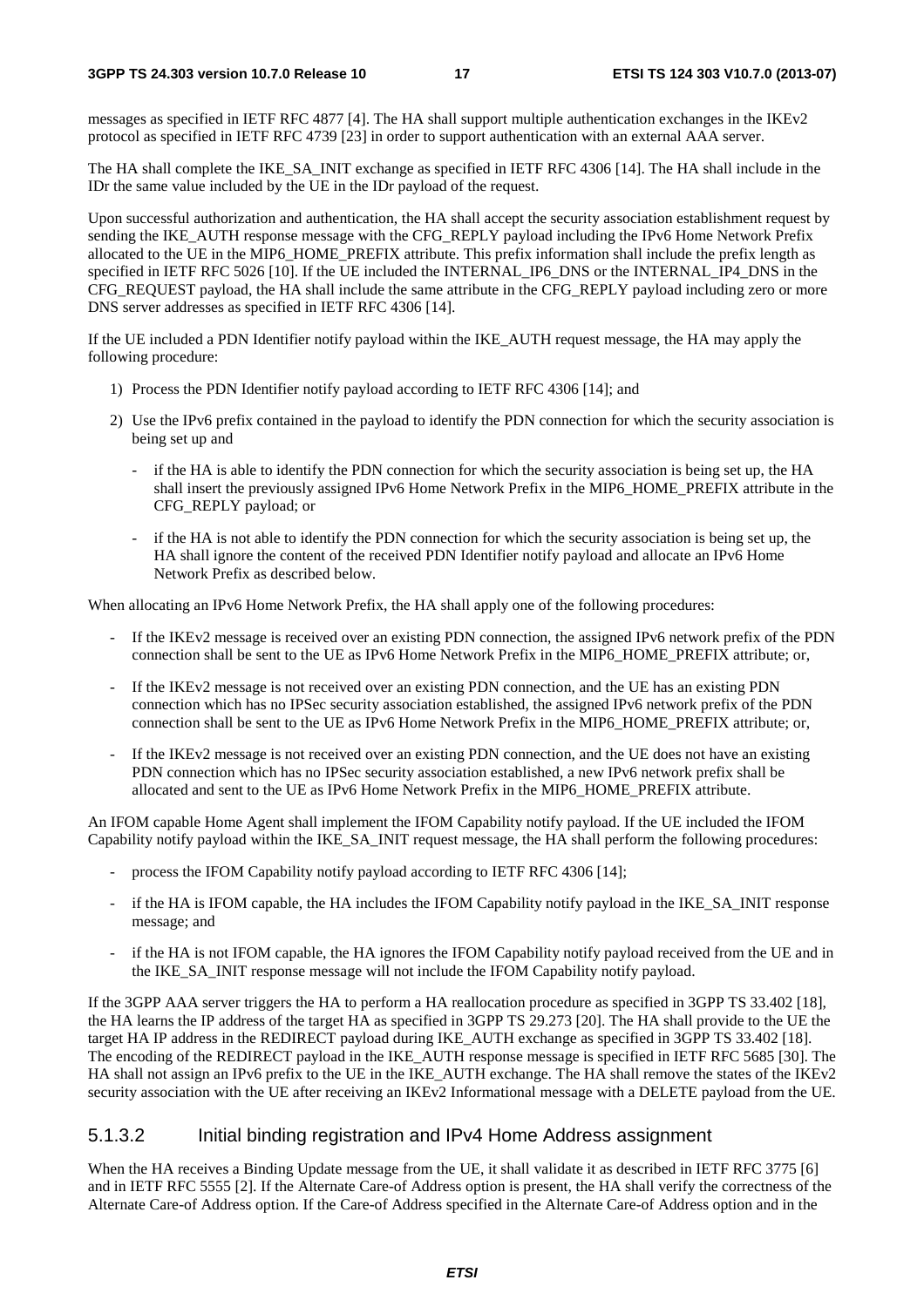messages as specified in IETF RFC 4877 [4]. The HA shall support multiple authentication exchanges in the IKEv2 protocol as specified in IETF RFC 4739 [23] in order to support authentication with an external AAA server.

The HA shall complete the IKE_SA_INIT exchange as specified in IETF RFC 4306 [14]. The HA shall include in the IDr the same value included by the UE in the IDr payload of the request.

Upon successful authorization and authentication, the HA shall accept the security association establishment request by sending the IKE_AUTH response message with the CFG_REPLY payload including the IPv6 Home Network Prefix allocated to the UE in the MIP6_HOME_PREFIX attribute. This prefix information shall include the prefix length as specified in IETF RFC 5026 [10]. If the UE included the INTERNAL_IP6_DNS or the INTERNAL_IP4_DNS in the CFG_REQUEST payload, the HA shall include the same attribute in the CFG_REPLY payload including zero or more DNS server addresses as specified in IETF RFC 4306 [14].

If the UE included a PDN Identifier notify payload within the IKE_AUTH request message, the HA may apply the following procedure:

1) Process the PDN Identifier notify payload according to IETF RFC 4306 [14]; and
2) Use the IPv6 prefix contained in the payload to identify the PDN connection for which the security association is being set up and
   - if the HA is able to identify the PDN connection for which the security association is being set up, the HA shall insert the previously assigned IPv6 Home Network Prefix in the MIP6_HOME_PREFIX attribute in the CFG_REPLY payload; or
   - if the HA is not able to identify the PDN connection for which the security association is being set up, the HA shall ignore the content of the received PDN Identifier notify payload and allocate an IPv6 Home Network Prefix as described below.

When allocating an IPv6 Home Network Prefix, the HA shall apply one of the following procedures:

- If the IKEv2 message is received over an existing PDN connection, the assigned IPv6 network prefix of the PDN connection shall be sent to the UE as IPv6 Home Network Prefix in the MIP6_HOME_PREFIX attribute; or,
- If the IKEv2 message is not received over an existing PDN connection, and the UE has an existing PDN connection which has no IPSec security association established, the assigned IPv6 network prefix of the PDN connection shall be sent to the UE as IPv6 Home Network Prefix in the MIP6_HOME_PREFIX attribute; or,
- If the IKEv2 message is not received over an existing PDN connection, and the UE does not have an existing PDN connection which has no IPSec security association established, a new IPv6 network prefix shall be allocated and sent to the UE as IPv6 Home Network Prefix in the MIP6_HOME_PREFIX attribute.

An IFOM capable Home Agent shall implement the IFOM Capability notify payload. If the UE included the IFOM Capability notify payload within the IKE_SA_INIT request message, the HA shall perform the following procedures:

- process the IFOM Capability notify payload according to IETF RFC 4306 [14];
- if the HA is IFOM capable, the HA includes the IFOM Capability notify payload in the IKE_SA_INIT response message; and
- if the HA is not IFOM capable, the HA ignores the IFOM Capability notify payload received from the UE and in the IKE_SA_INIT response message will not include the IFOM Capability notify payload.

If the 3GPP AAA server triggers the HA to perform a HA reallocation procedure as specified in 3GPP TS 33.402 [18], the HA learns the IP address of the target HA as specified in 3GPP TS 29.273 [20]. The HA shall provide to the UE the target HA IP address in the REDIRECT payload during IKE_AUTH exchange as specified in 3GPP TS 33.402 [18]. The encoding of the REDIRECT payload in the IKE_AUTH response message is specified in IETF RFC 5685 [30]. The HA shall not assign an IPv6 prefix to the UE in the IKE_AUTH exchange. The HA shall remove the states of the IKEv2 security association with the UE after receiving an IKEv2 Informational message with a DELETE payload from the UE.

### 5.1.3.2 Initial binding registration and IPv4 Home Address assignment

When the HA receives a Binding Update message from the UE, it shall validate it as described in IETF RFC 3775 [6] and in IETF RFC 5555 [2]. If the Alternate Care-of Address option is present, the HA shall verify the correctness of the Alternate Care-of Address option. If the Care-of Address specified in the Alternate Care-of Address option and in the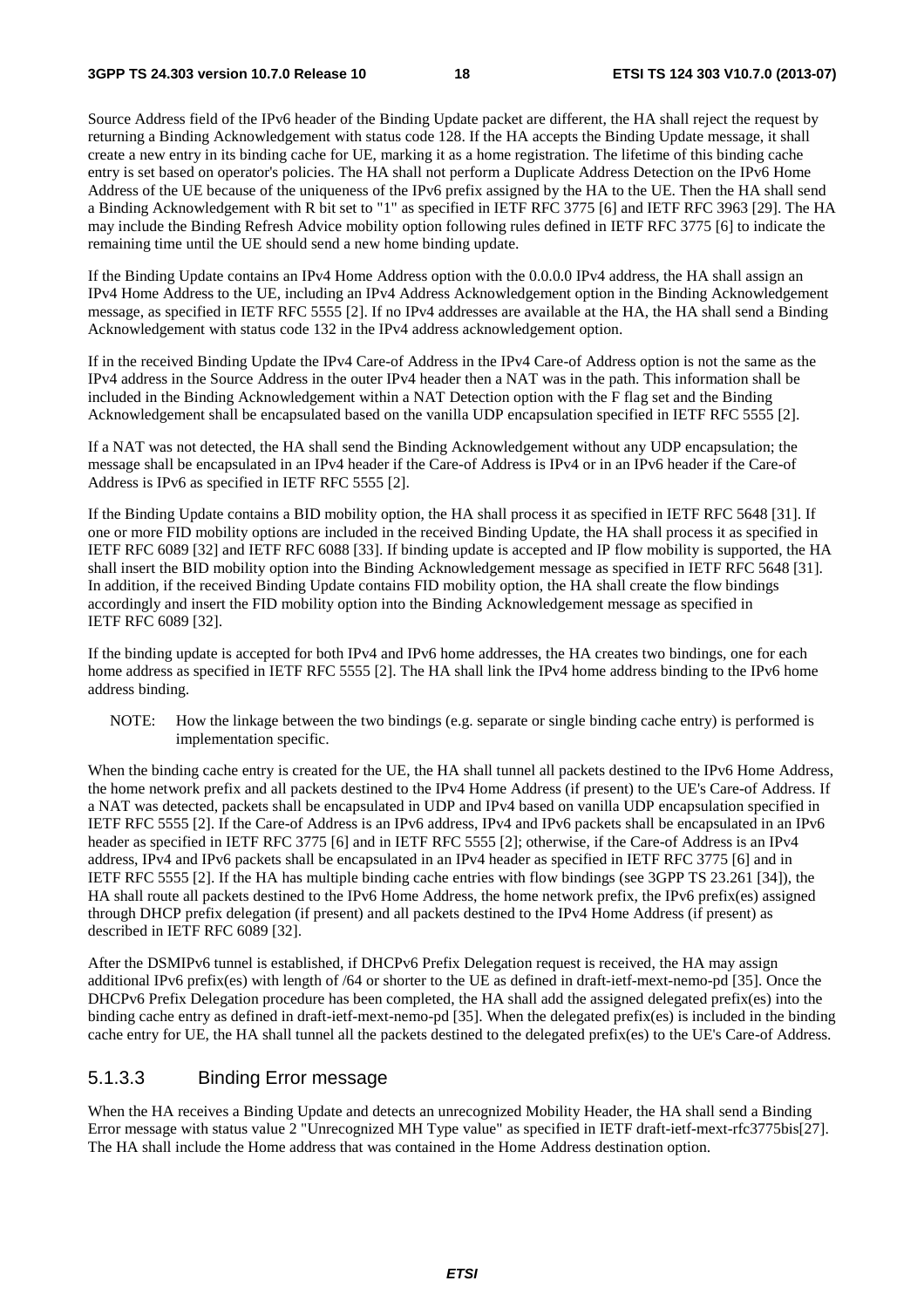Source Address field of the IPv6 header of the Binding Update packet are different, the HA shall reject the request by returning a Binding Acknowledgement with status code 128. If the HA accepts the Binding Update message, it shall create a new entry in its binding cache for UE, marking it as a home registration. The lifetime of this binding cache entry is set based on operator's policies. The HA shall not perform a Duplicate Address Detection on the IPv6 Home Address of the UE because of the uniqueness of the IPv6 prefix assigned by the HA to the UE. Then the HA shall send a Binding Acknowledgement with R bit set to "1" as specified in IETF RFC 3775 [6] and IETF RFC 3963 [29]. The HA may include the Binding Refresh Advice mobility option following rules defined in IETF RFC 3775 [6] to indicate the remaining time until the UE should send a new home binding update.

If the Binding Update contains an IPv4 Home Address option with the 0.0.0.0 IPv4 address, the HA shall assign an IPv4 Home Address to the UE, including an IPv4 Address Acknowledgement option in the Binding Acknowledgement message, as specified in IETF RFC 5555 [2]. If no IPv4 addresses are available at the HA, the HA shall send a Binding Acknowledgement with status code 132 in the IPv4 address acknowledgement option.

If in the received Binding Update the IPv4 Care-of Address in the IPv4 Care-of Address option is not the same as the IPv4 address in the Source Address in the outer IPv4 header then a NAT was in the path. This information shall be included in the Binding Acknowledgement within a NAT Detection option with the F flag set and the Binding Acknowledgement shall be encapsulated based on the vanilla UDP encapsulation specified in IETF RFC 5555 [2].

If a NAT was not detected, the HA shall send the Binding Acknowledgement without any UDP encapsulation; the message shall be encapsulated in an IPv4 header if the Care-of Address is IPv4 or in an IPv6 header if the Care-of Address is IPv6 as specified in IETF RFC 5555 [2].

If the Binding Update contains a BID mobility option, the HA shall process it as specified in IETF RFC 5648 [31]. If one or more FID mobility options are included in the received Binding Update, the HA shall process it as specified in IETF RFC 6089 [32] and IETF RFC 6088 [33]. If binding update is accepted and IP flow mobility is supported, the HA shall insert the BID mobility option into the Binding Acknowledgement message as specified in IETF RFC 5648 [31]. In addition, if the received Binding Update contains FID mobility option, the HA shall create the flow bindings accordingly and insert the FID mobility option into the Binding Acknowledgement message as specified in IETF RFC 6089 [32].

If the binding update is accepted for both IPv4 and IPv6 home addresses, the HA creates two bindings, one for each home address as specified in IETF RFC 5555 [2]. The HA shall link the IPv4 home address binding to the IPv6 home address binding.

NOTE: How the linkage between the two bindings (e.g. separate or single binding cache entry) is performed is implementation specific.

When the binding cache entry is created for the UE, the HA shall tunnel all packets destined to the IPv6 Home Address, the home network prefix and all packets destined to the IPv4 Home Address (if present) to the UE's Care-of Address. If a NAT was detected, packets shall be encapsulated in UDP and IPv4 based on vanilla UDP encapsulation specified in IETF RFC 5555 [2]. If the Care-of Address is an IPv6 address, IPv4 and IPv6 packets shall be encapsulated in an IPv6 header as specified in IETF RFC 3775 [6] and in IETF RFC 5555 [2]; otherwise, if the Care-of Address is an IPv4 address, IPv4 and IPv6 packets shall be encapsulated in an IPv4 header as specified in IETF RFC 3775 [6] and in IETF RFC 5555 [2]. If the HA has multiple binding cache entries with flow bindings (see 3GPP TS 23.261 [34]), the HA shall route all packets destined to the IPv6 Home Address, the home network prefix, the IPv6 prefix(es) assigned through DHCP prefix delegation (if present) and all packets destined to the IPv4 Home Address (if present) as described in IETF RFC 6089 [32].

After the DSMIPv6 tunnel is established, if DHCPv6 Prefix Delegation request is received, the HA may assign additional IPv6 prefix(es) with length of /64 or shorter to the UE as defined in draft-ietf-mext-nemo-pd [35]. Once the DHCPv6 Prefix Delegation procedure has been completed, the HA shall add the assigned delegated prefix(es) into the binding cache entry as defined in draft-ietf-mext-nemo-pd [35]. When the delegated prefix(es) is included in the binding cache entry for UE, the HA shall tunnel all the packets destined to the delegated prefix(es) to the UE's Care-of Address.

#### 5.1.3.3 Binding Error message

When the HA receives a Binding Update and detects an unrecognized Mobility Header, the HA shall send a Binding Error message with status value 2 "Unrecognized MH Type value" as specified in IETF draft-ietf-mext-rfc3775bis[27]. The HA shall include the Home address that was contained in the Home Address destination option.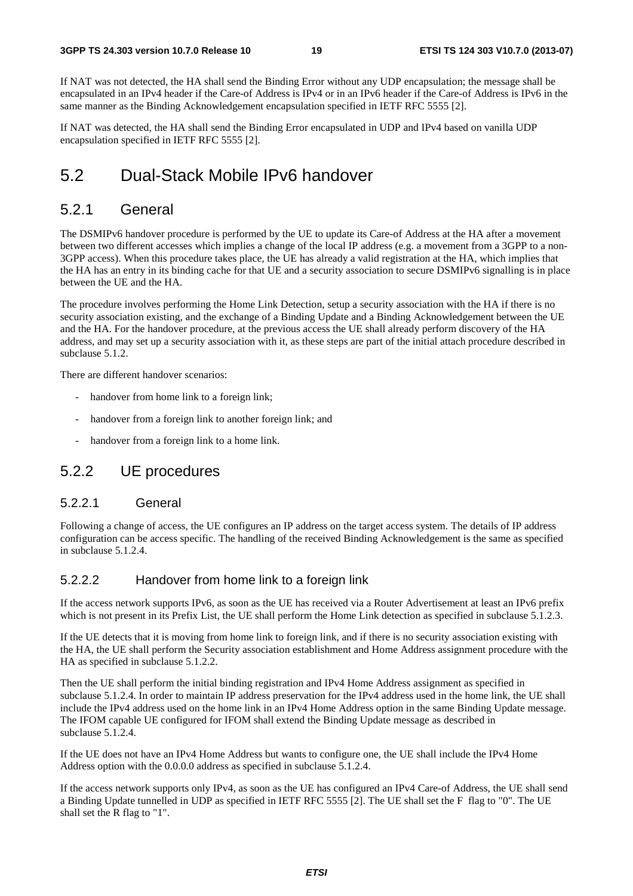If NAT was not detected, the HA shall send the Binding Error without any UDP encapsulation; the message shall be encapsulated in an IPv4 header if the Care-of Address is IPv4 or in an IPv6 header if the Care-of Address is IPv6 in the same manner as the Binding Acknowledgement encapsulation specified in IETF RFC 5555 [2].

If NAT was detected, the HA shall send the Binding Error encapsulated in UDP and IPv4 based on vanilla UDP encapsulation specified in IETF RFC 5555 [2].

# 5.2 Dual-Stack Mobile IPv6 handover

## 5.2.1 General

The DSMIPv6 handover procedure is performed by the UE to update its Care-of Address at the HA after a movement between two different accesses which implies a change of the local IP address (e.g. a movement from a 3GPP to a non-3GPP access). When this procedure takes place, the UE has already a valid registration at the HA, which implies that the HA has an entry in its binding cache for that UE and a security association to secure DSMIPv6 signalling is in place between the UE and the HA.

The procedure involves performing the Home Link Detection, setup a security association with the HA if there is no security association existing, and the exchange of a Binding Update and a Binding Acknowledgement between the UE and the HA. For the handover procedure, at the previous access the UE shall already perform discovery of the HA address, and may set up a security association with it, as these steps are part of the initial attach procedure described in subclause 5.1.2.

There are different handover scenarios:

- handover from home link to a foreign link;
- handover from a foreign link to another foreign link; and
- handover from a foreign link to a home link.

## 5.2.2 UE procedures

### 5.2.2.1 General

Following a change of access, the UE configures an IP address on the target access system. The details of IP address configuration can be access specific. The handling of the received Binding Acknowledgement is the same as specified in subclause 5.1.2.4.

### 5.2.2.2 Handover from home link to a foreign link

If the access network supports IPv6, as soon as the UE has received via a Router Advertisement at least an IPv6 prefix which is not present in its Prefix List, the UE shall perform the Home Link detection as specified in subclause 5.1.2.3.

If the UE detects that it is moving from home link to foreign link, and if there is no security association existing with the HA, the UE shall perform the Security association establishment and Home Address assignment procedure with the HA as specified in subclause 5.1.2.2.

Then the UE shall perform the initial binding registration and IPv4 Home Address assignment as specified in subclause 5.1.2.4. In order to maintain IP address preservation for the IPv4 address used in the home link, the UE shall include the IPv4 address used on the home link in an IPv4 Home Address option in the same Binding Update message. The IFOM capable UE configured for IFOM shall extend the Binding Update message as described in subclause 5.1.2.4.

If the UE does not have an IPv4 Home Address but wants to configure one, the UE shall include the IPv4 Home Address option with the 0.0.0.0 address as specified in subclause 5.1.2.4.

If the access network supports only IPv4, as soon as the UE has configured an IPv4 Care-of Address, the UE shall send a Binding Update tunnelled in UDP as specified in IETF RFC 5555 [2]. The UE shall set the F flag to "0". The UE shall set the R flag to "1".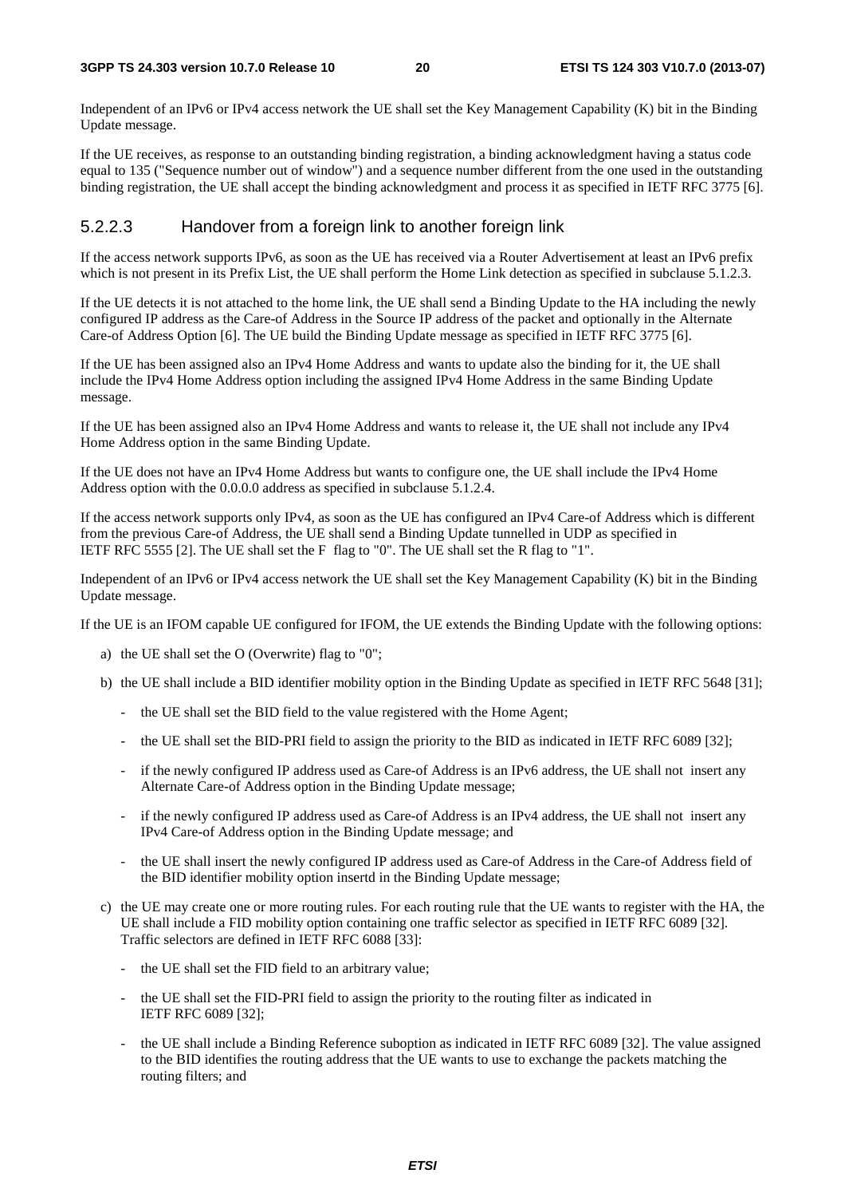Independent of an IPv6 or IPv4 access network the UE shall set the Key Management Capability (K) bit in the Binding Update message.

If the UE receives, as response to an outstanding binding registration, a binding acknowledgment having a status code equal to 135 ("Sequence number out of window") and a sequence number different from the one used in the outstanding binding registration, the UE shall accept the binding acknowledgment and process it as specified in IETF RFC 3775 [6].

#### 5.2.2.3 Handover from a foreign link to another foreign link

If the access network supports IPv6, as soon as the UE has received via a Router Advertisement at least an IPv6 prefix which is not present in its Prefix List, the UE shall perform the Home Link detection as specified in subclause 5.1.2.3.

If the UE detects it is not attached to the home link, the UE shall send a Binding Update to the HA including the newly configured IP address as the Care-of Address in the Source IP address of the packet and optionally in the Alternate Care-of Address Option [6]. The UE build the Binding Update message as specified in IETF RFC 3775 [6].

If the UE has been assigned also an IPv4 Home Address and wants to update also the binding for it, the UE shall include the IPv4 Home Address option including the assigned IPv4 Home Address in the same Binding Update message.

If the UE has been assigned also an IPv4 Home Address and wants to release it, the UE shall not include any IPv4 Home Address option in the same Binding Update.

If the UE does not have an IPv4 Home Address but wants to configure one, the UE shall include the IPv4 Home Address option with the 0.0.0.0 address as specified in subclause 5.1.2.4.

If the access network supports only IPv4, as soon as the UE has configured an IPv4 Care-of Address which is different from the previous Care-of Address, the UE shall send a Binding Update tunnelled in UDP as specified in IETF RFC 5555 [2]. The UE shall set the F flag to "0". The UE shall set the R flag to "1".

Independent of an IPv6 or IPv4 access network the UE shall set the Key Management Capability (K) bit in the Binding Update message.

If the UE is an IFOM capable UE configured for IFOM, the UE extends the Binding Update with the following options:

a) the UE shall set the O (Overwrite) flag to "0";

b) the UE shall include a BID identifier mobility option in the Binding Update as specified in IETF RFC 5648 [31];

   - the UE shall set the BID field to the value registered with the Home Agent;

   - the UE shall set the BID-PRI field to assign the priority to the BID as indicated in IETF RFC 6089 [32];

   - if the newly configured IP address used as Care-of Address is an IPv6 address, the UE shall not insert any Alternate Care-of Address option in the Binding Update message;

   - if the newly configured IP address used as Care-of Address is an IPv4 address, the UE shall not insert any IPv4 Care-of Address option in the Binding Update message; and

   - the UE shall insert the newly configured IP address used as Care-of Address in the Care-of Address field of the BID identifier mobility option insertd in the Binding Update message;

c) the UE may create one or more routing rules. For each routing rule that the UE wants to register with the HA, the UE shall include a FID mobility option containing one traffic selector as specified in IETF RFC 6089 [32]. Traffic selectors are defined in IETF RFC 6088 [33]:

   - the UE shall set the FID field to an arbitrary value;

   - the UE shall set the FID-PRI field to assign the priority to the routing filter as indicated in IETF RFC 6089 [32];

   - the UE shall include a Binding Reference suboption as indicated in IETF RFC 6089 [32]. The value assigned to the BID identifies the routing address that the UE wants to use to exchange the packets matching the routing filters; and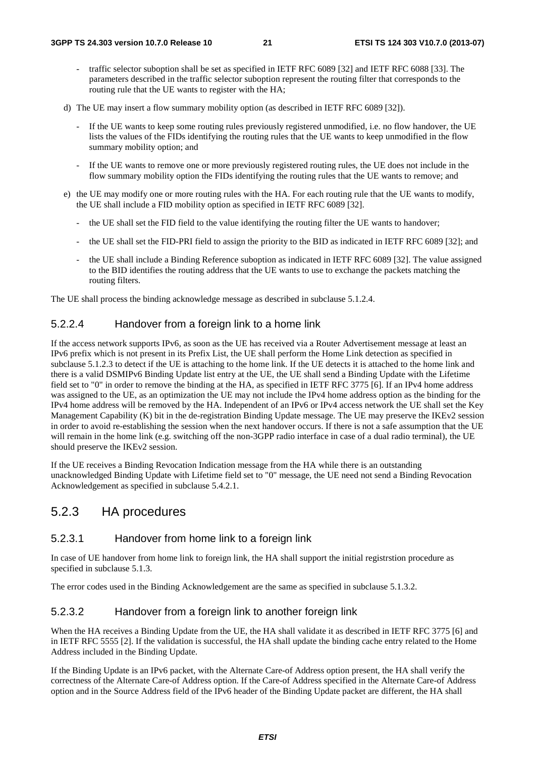- traffic selector suboption shall be set as specified in IETF RFC 6089 [32] and IETF RFC 6088 [33]. The parameters described in the traffic selector suboption represent the routing filter that corresponds to the routing rule that the UE wants to register with the HA;

d) The UE may insert a flow summary mobility option (as described in IETF RFC 6089 [32]).

- If the UE wants to keep some routing rules previously registered unmodified, i.e. no flow handover, the UE lists the values of the FIDs identifying the routing rules that the UE wants to keep unmodified in the flow summary mobility option; and

- If the UE wants to remove one or more previously registered routing rules, the UE does not include in the flow summary mobility option the FIDs identifying the routing rules that the UE wants to remove; and

e) the UE may modify one or more routing rules with the HA. For each routing rule that the UE wants to modify, the UE shall include a FID mobility option as specified in IETF RFC 6089 [32].

- the UE shall set the FID field to the value identifying the routing filter the UE wants to handover;

- the UE shall set the FID-PRI field to assign the priority to the BID as indicated in IETF RFC 6089 [32]; and

- the UE shall include a Binding Reference suboption as indicated in IETF RFC 6089 [32]. The value assigned to the BID identifies the routing address that the UE wants to use to exchange the packets matching the routing filters.

The UE shall process the binding acknowledge message as described in subclause 5.1.2.4.

#### 5.2.2.4 Handover from a foreign link to a home link

If the access network supports IPv6, as soon as the UE has received via a Router Advertisement message at least an IPv6 prefix which is not present in its Prefix List, the UE shall perform the Home Link detection as specified in subclause 5.1.2.3 to detect if the UE is attaching to the home link. If the UE detects it is attached to the home link and there is a valid DSMIPv6 Binding Update list entry at the UE, the UE shall send a Binding Update with the Lifetime field set to "0" in order to remove the binding at the HA, as specified in IETF RFC 3775 [6]. If an IPv4 home address was assigned to the UE, as an optimization the UE may not include the IPv4 home address option as the binding for the IPv4 home address will be removed by the HA. Independent of an IPv6 or IPv4 access network the UE shall set the Key Management Capability (K) bit in the de-registration Binding Update message. The UE may preserve the IKEv2 session in order to avoid re-establishing the session when the next handover occurs. If there is not a safe assumption that the UE will remain in the home link (e.g. switching off the non-3GPP radio interface in case of a dual radio terminal), the UE should preserve the IKEv2 session.

If the UE receives a Binding Revocation Indication message from the HA while there is an outstanding unacknowledged Binding Update with Lifetime field set to "0" message, the UE need not send a Binding Revocation Acknowledgement as specified in subclause 5.4.2.1.

### 5.2.3 HA procedures

#### 5.2.3.1 Handover from home link to a foreign link

In case of UE handover from home link to foreign link, the HA shall support the initial registrstion procedure as specified in subclause 5.1.3.

The error codes used in the Binding Acknowledgement are the same as specified in subclause 5.1.3.2.

#### 5.2.3.2 Handover from a foreign link to another foreign link

When the HA receives a Binding Update from the UE, the HA shall validate it as described in IETF RFC 3775 [6] and in IETF RFC 5555 [2]. If the validation is successful, the HA shall update the binding cache entry related to the Home Address included in the Binding Update.

If the Binding Update is an IPv6 packet, with the Alternate Care-of Address option present, the HA shall verify the correctness of the Alternate Care-of Address option. If the Care-of Address specified in the Alternate Care-of Address option and in the Source Address field of the IPv6 header of the Binding Update packet are different, the HA shall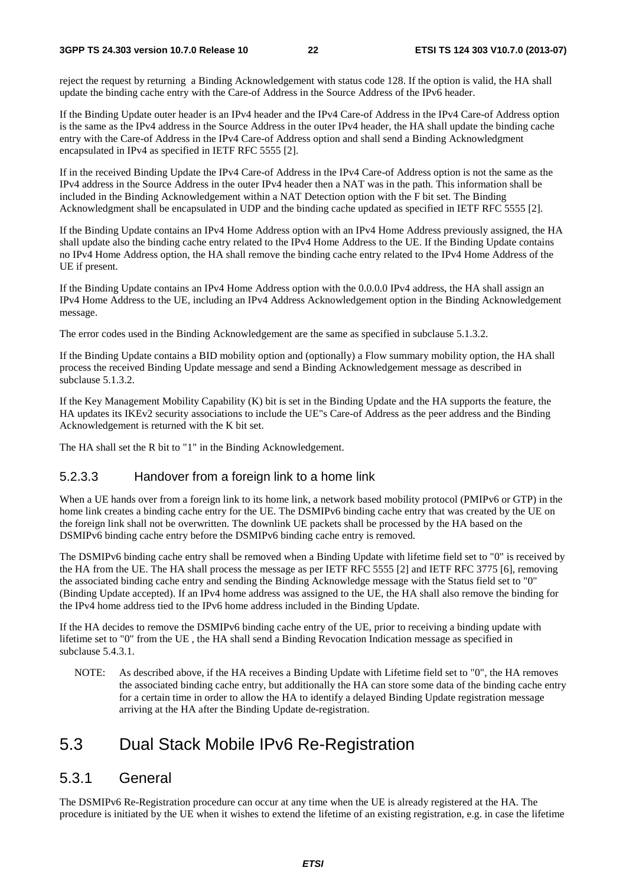reject the request by returning a Binding Acknowledgement with status code 128. If the option is valid, the HA shall update the binding cache entry with the Care-of Address in the Source Address of the IPv6 header.

If the Binding Update outer header is an IPv4 header and the IPv4 Care-of Address in the IPv4 Care-of Address option is the same as the IPv4 address in the Source Address in the outer IPv4 header, the HA shall update the binding cache entry with the Care-of Address in the IPv4 Care-of Address option and shall send a Binding Acknowledgment encapsulated in IPv4 as specified in IETF RFC 5555 [2].

If in the received Binding Update the IPv4 Care-of Address in the IPv4 Care-of Address option is not the same as the IPv4 address in the Source Address in the outer IPv4 header then a NAT was in the path. This information shall be included in the Binding Acknowledgement within a NAT Detection option with the F bit set. The Binding Acknowledgment shall be encapsulated in UDP and the binding cache updated as specified in IETF RFC 5555 [2].

If the Binding Update contains an IPv4 Home Address option with an IPv4 Home Address previously assigned, the HA shall update also the binding cache entry related to the IPv4 Home Address to the UE. If the Binding Update contains no IPv4 Home Address option, the HA shall remove the binding cache entry related to the IPv4 Home Address of the UE if present.

If the Binding Update contains an IPv4 Home Address option with the 0.0.0.0 IPv4 address, the HA shall assign an IPv4 Home Address to the UE, including an IPv4 Address Acknowledgement option in the Binding Acknowledgement message.

The error codes used in the Binding Acknowledgement are the same as specified in subclause 5.1.3.2.

If the Binding Update contains a BID mobility option and (optionally) a Flow summary mobility option, the HA shall process the received Binding Update message and send a Binding Acknowledgement message as described in subclause 5.1.3.2.

If the Key Management Mobility Capability (K) bit is set in the Binding Update and the HA supports the feature, the HA updates its IKEv2 security associations to include the UE"s Care-of Address as the peer address and the Binding Acknowledgement is returned with the K bit set.

The HA shall set the R bit to "1" in the Binding Acknowledgement.

#### 5.2.3.3 Handover from a foreign link to a home link

When a UE hands over from a foreign link to its home link, a network based mobility protocol (PMIPv6 or GTP) in the home link creates a binding cache entry for the UE. The DSMIPv6 binding cache entry that was created by the UE on the foreign link shall not be overwritten. The downlink UE packets shall be processed by the HA based on the DSMIPv6 binding cache entry before the DSMIPv6 binding cache entry is removed.

The DSMIPv6 binding cache entry shall be removed when a Binding Update with lifetime field set to "0" is received by the HA from the UE. The HA shall process the message as per IETF RFC 5555 [2] and IETF RFC 3775 [6], removing the associated binding cache entry and sending the Binding Acknowledge message with the Status field set to "0" (Binding Update accepted). If an IPv4 home address was assigned to the UE, the HA shall also remove the binding for the IPv4 home address tied to the IPv6 home address included in the Binding Update.

If the HA decides to remove the DSMIPv6 binding cache entry of the UE, prior to receiving a binding update with lifetime set to "0" from the UE , the HA shall send a Binding Revocation Indication message as specified in subclause 5.4.3.1.

NOTE: As described above, if the HA receives a Binding Update with Lifetime field set to "0", the HA removes the associated binding cache entry, but additionally the HA can store some data of the binding cache entry for a certain time in order to allow the HA to identify a delayed Binding Update registration message arriving at the HA after the Binding Update de-registration.

## 5.3 Dual Stack Mobile IPv6 Re-Registration

### 5.3.1 General

The DSMIPv6 Re-Registration procedure can occur at any time when the UE is already registered at the HA. The procedure is initiated by the UE when it wishes to extend the lifetime of an existing registration, e.g. in case the lifetime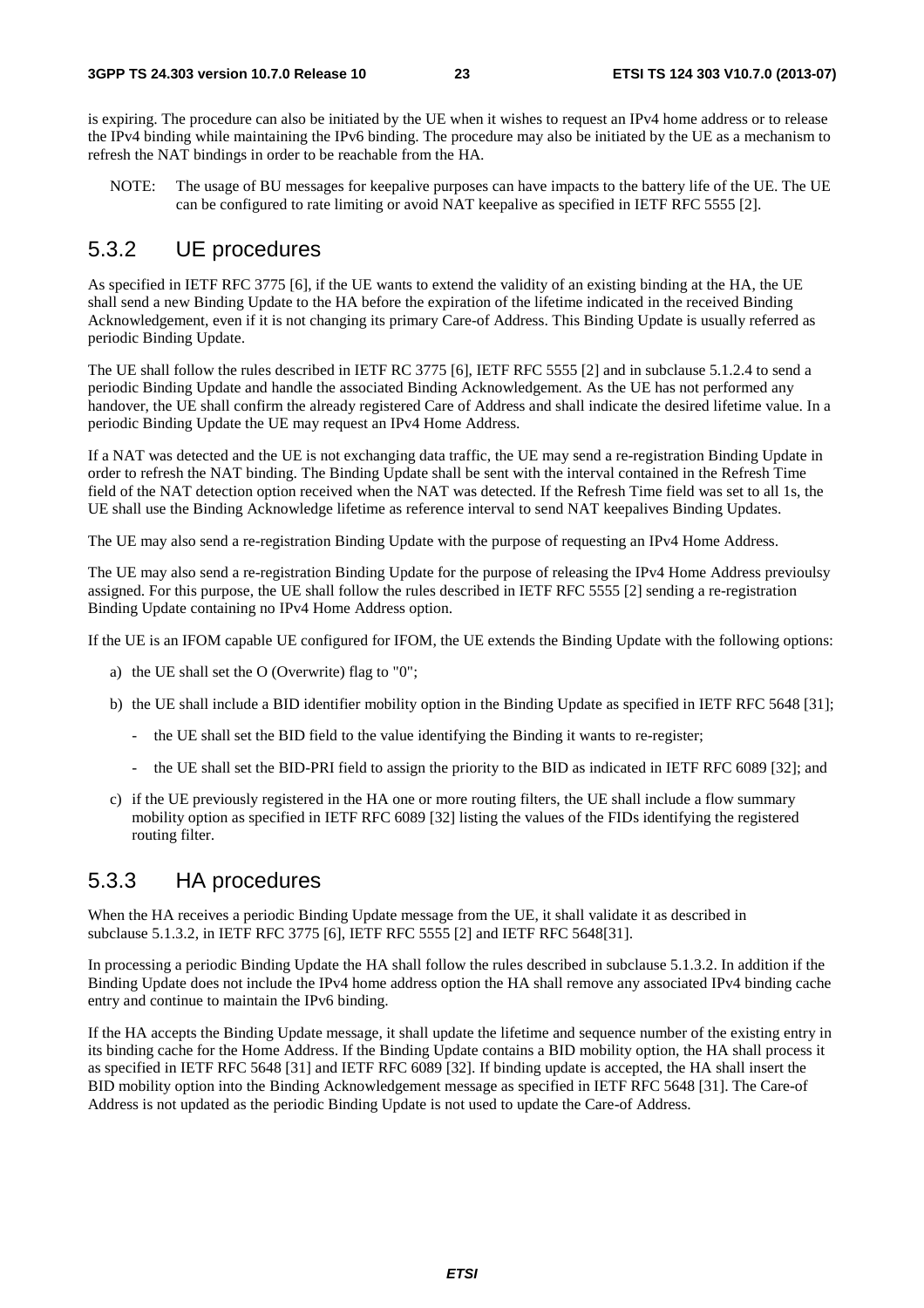is expiring. The procedure can also be initiated by the UE when it wishes to request an IPv4 home address or to release the IPv4 binding while maintaining the IPv6 binding. The procedure may also be initiated by the UE as a mechanism to refresh the NAT bindings in order to be reachable from the HA.

NOTE: The usage of BU messages for keepalive purposes can have impacts to the battery life of the UE. The UE can be configured to rate limiting or avoid NAT keepalive as specified in IETF RFC 5555 [2].

## 5.3.2 UE procedures

As specified in IETF RFC 3775 [6], if the UE wants to extend the validity of an existing binding at the HA, the UE shall send a new Binding Update to the HA before the expiration of the lifetime indicated in the received Binding Acknowledgement, even if it is not changing its primary Care-of Address. This Binding Update is usually referred as periodic Binding Update.

The UE shall follow the rules described in IETF RC 3775 [6], IETF RFC 5555 [2] and in subclause 5.1.2.4 to send a periodic Binding Update and handle the associated Binding Acknowledgement. As the UE has not performed any handover, the UE shall confirm the already registered Care of Address and shall indicate the desired lifetime value. In a periodic Binding Update the UE may request an IPv4 Home Address.

If a NAT was detected and the UE is not exchanging data traffic, the UE may send a re-registration Binding Update in order to refresh the NAT binding. The Binding Update shall be sent with the interval contained in the Refresh Time field of the NAT detection option received when the NAT was detected. If the Refresh Time field was set to all 1s, the UE shall use the Binding Acknowledge lifetime as reference interval to send NAT keepalives Binding Updates.

The UE may also send a re-registration Binding Update with the purpose of requesting an IPv4 Home Address.

The UE may also send a re-registration Binding Update for the purpose of releasing the IPv4 Home Address previoulsy assigned. For this purpose, the UE shall follow the rules described in IETF RFC 5555 [2] sending a re-registration Binding Update containing no IPv4 Home Address option.

If the UE is an IFOM capable UE configured for IFOM, the UE extends the Binding Update with the following options:

a) the UE shall set the O (Overwrite) flag to "0";

b) the UE shall include a BID identifier mobility option in the Binding Update as specified in IETF RFC 5648 [31];
   - the UE shall set the BID field to the value identifying the Binding it wants to re-register;
   - the UE shall set the BID-PRI field to assign the priority to the BID as indicated in IETF RFC 6089 [32]; and

c) if the UE previously registered in the HA one or more routing filters, the UE shall include a flow summary mobility option as specified in IETF RFC 6089 [32] listing the values of the FIDs identifying the registered routing filter.

## 5.3.3 HA procedures

When the HA receives a periodic Binding Update message from the UE, it shall validate it as described in subclause 5.1.3.2, in IETF RFC 3775 [6], IETF RFC 5555 [2] and IETF RFC 5648[31].

In processing a periodic Binding Update the HA shall follow the rules described in subclause 5.1.3.2. In addition if the Binding Update does not include the IPv4 home address option the HA shall remove any associated IPv4 binding cache entry and continue to maintain the IPv6 binding.

If the HA accepts the Binding Update message, it shall update the lifetime and sequence number of the existing entry in its binding cache for the Home Address. If the Binding Update contains a BID mobility option, the HA shall process it as specified in IETF RFC 5648 [31] and IETF RFC 6089 [32]. If binding update is accepted, the HA shall insert the BID mobility option into the Binding Acknowledgement message as specified in IETF RFC 5648 [31]. The Care-of Address is not updated as the periodic Binding Update is not used to update the Care-of Address.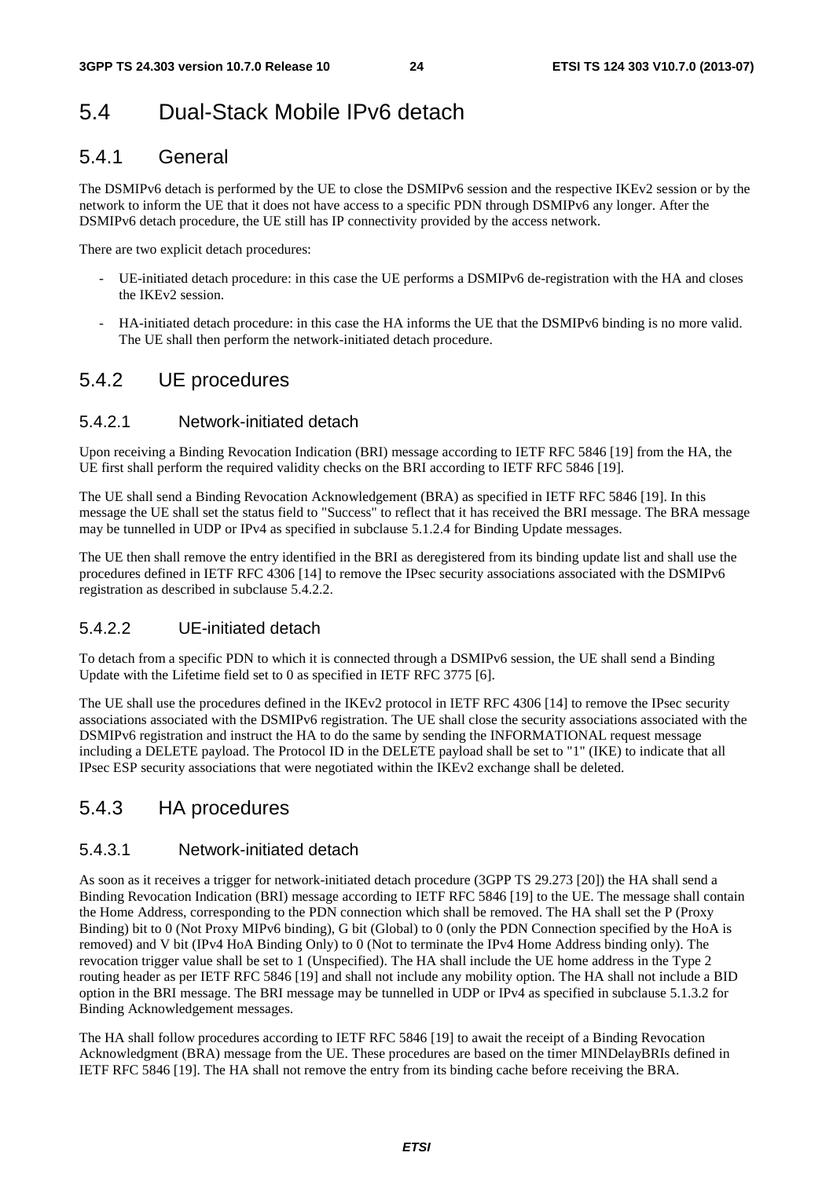# 5.4 Dual-Stack Mobile IPv6 detach

## 5.4.1 General

The DSMIPv6 detach is performed by the UE to close the DSMIPv6 session and the respective IKEv2 session or by the network to inform the UE that it does not have access to a specific PDN through DSMIPv6 any longer. After the DSMIPv6 detach procedure, the UE still has IP connectivity provided by the access network.

There are two explicit detach procedures:

- UE-initiated detach procedure: in this case the UE performs a DSMIPv6 de-registration with the HA and closes the IKEv2 session.
- HA-initiated detach procedure: in this case the HA informs the UE that the DSMIPv6 binding is no more valid. The UE shall then perform the network-initiated detach procedure.

## 5.4.2 UE procedures

### 5.4.2.1 Network-initiated detach

Upon receiving a Binding Revocation Indication (BRI) message according to IETF RFC 5846 [19] from the HA, the UE first shall perform the required validity checks on the BRI according to IETF RFC 5846 [19].

The UE shall send a Binding Revocation Acknowledgement (BRA) as specified in IETF RFC 5846 [19]. In this message the UE shall set the status field to "Success" to reflect that it has received the BRI message. The BRA message may be tunnelled in UDP or IPv4 as specified in subclause 5.1.2.4 for Binding Update messages.

The UE then shall remove the entry identified in the BRI as deregistered from its binding update list and shall use the procedures defined in IETF RFC 4306 [14] to remove the IPsec security associations associated with the DSMIPv6 registration as described in subclause 5.4.2.2.

### 5.4.2.2 UE-initiated detach

To detach from a specific PDN to which it is connected through a DSMIPv6 session, the UE shall send a Binding Update with the Lifetime field set to 0 as specified in IETF RFC 3775 [6].

The UE shall use the procedures defined in the IKEv2 protocol in IETF RFC 4306 [14] to remove the IPsec security associations associated with the DSMIPv6 registration. The UE shall close the security associations associated with the DSMIPv6 registration and instruct the HA to do the same by sending the INFORMATIONAL request message including a DELETE payload. The Protocol ID in the DELETE payload shall be set to "1" (IKE) to indicate that all IPsec ESP security associations that were negotiated within the IKEv2 exchange shall be deleted.

## 5.4.3 HA procedures

### 5.4.3.1 Network-initiated detach

As soon as it receives a trigger for network-initiated detach procedure (3GPP TS 29.273 [20]) the HA shall send a Binding Revocation Indication (BRI) message according to IETF RFC 5846 [19] to the UE. The message shall contain the Home Address, corresponding to the PDN connection which shall be removed. The HA shall set the P (Proxy Binding) bit to 0 (Not Proxy MIPv6 binding), G bit (Global) to 0 (only the PDN Connection specified by the HoA is removed) and V bit (IPv4 HoA Binding Only) to 0 (Not to terminate the IPv4 Home Address binding only). The revocation trigger value shall be set to 1 (Unspecified). The HA shall include the UE home address in the Type 2 routing header as per IETF RFC 5846 [19] and shall not include any mobility option. The HA shall not include a BID option in the BRI message. The BRI message may be tunnelled in UDP or IPv4 as specified in subclause 5.1.3.2 for Binding Acknowledgement messages.

The HA shall follow procedures according to IETF RFC 5846 [19] to await the receipt of a Binding Revocation Acknowledgment (BRA) message from the UE. These procedures are based on the timer MINDelayBRIs defined in IETF RFC 5846 [19]. The HA shall not remove the entry from its binding cache before receiving the BRA.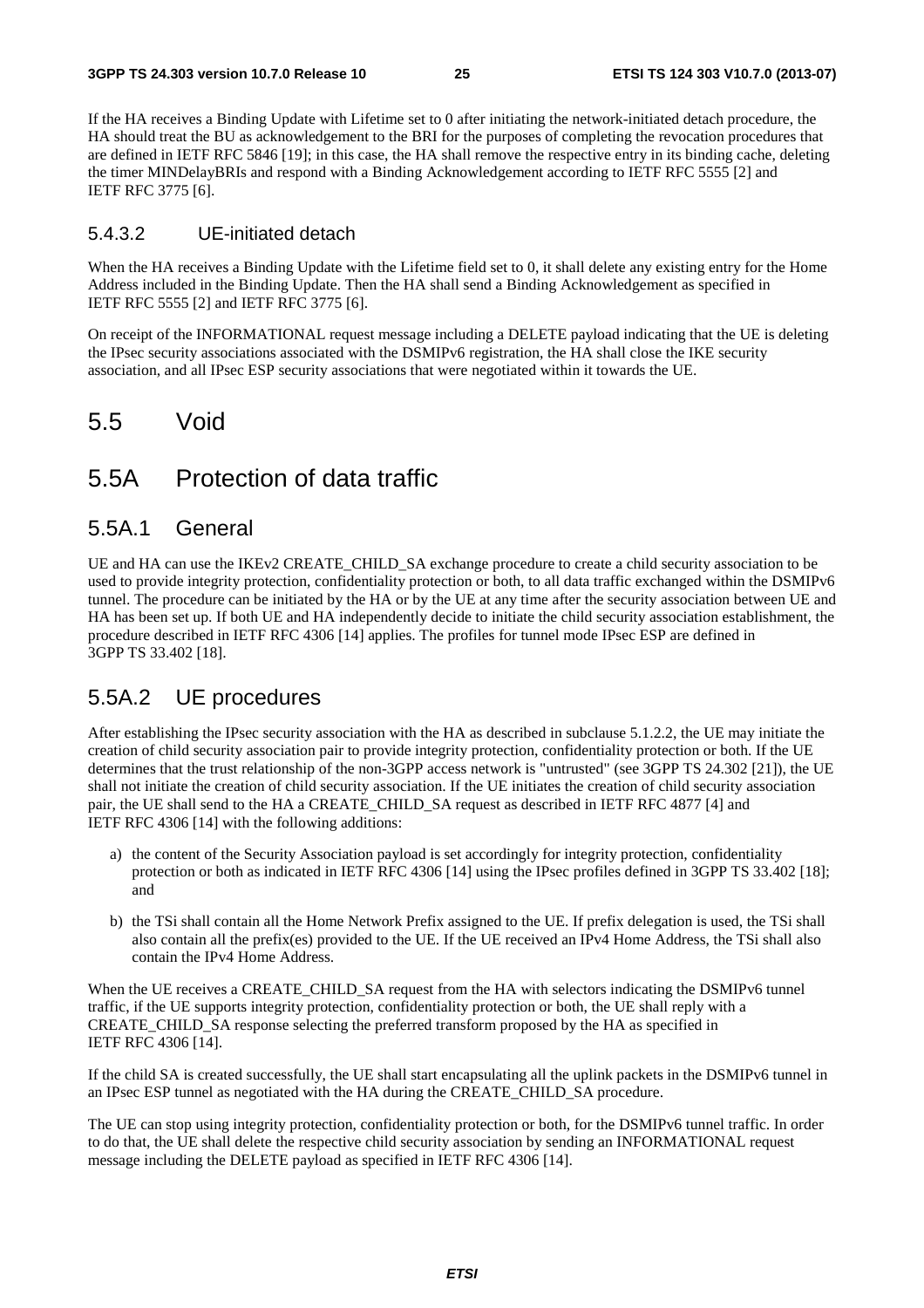If the HA receives a Binding Update with Lifetime set to 0 after initiating the network-initiated detach procedure, the HA should treat the BU as acknowledgement to the BRI for the purposes of completing the revocation procedures that are defined in IETF RFC 5846 [19]; in this case, the HA shall remove the respective entry in its binding cache, deleting the timer MINDelayBRIs and respond with a Binding Acknowledgement according to IETF RFC 5555 [2] and IETF RFC 3775 [6].

#### 5.4.3.2 UE-initiated detach

When the HA receives a Binding Update with the Lifetime field set to 0, it shall delete any existing entry for the Home Address included in the Binding Update. Then the HA shall send a Binding Acknowledgement as specified in IETF RFC 5555 [2] and IETF RFC 3775 [6].

On receipt of the INFORMATIONAL request message including a DELETE payload indicating that the UE is deleting the IPsec security associations associated with the DSMIPv6 registration, the HA shall close the IKE security association, and all IPsec ESP security associations that were negotiated within it towards the UE.

## 5.5 Void

## 5.5A Protection of data traffic

### 5.5A.1 General

UE and HA can use the IKEv2 CREATE_CHILD_SA exchange procedure to create a child security association to be used to provide integrity protection, confidentiality protection or both, to all data traffic exchanged within the DSMIPv6 tunnel. The procedure can be initiated by the HA or by the UE at any time after the security association between UE and HA has been set up. If both UE and HA independently decide to initiate the child security association establishment, the procedure described in IETF RFC 4306 [14] applies. The profiles for tunnel mode IPsec ESP are defined in 3GPP TS 33.402 [18].

### 5.5A.2 UE procedures

After establishing the IPsec security association with the HA as described in subclause 5.1.2.2, the UE may initiate the creation of child security association pair to provide integrity protection, confidentiality protection or both. If the UE determines that the trust relationship of the non-3GPP access network is "untrusted" (see 3GPP TS 24.302 [21]), the UE shall not initiate the creation of child security association. If the UE initiates the creation of child security association pair, the UE shall send to the HA a CREATE_CHILD_SA request as described in IETF RFC 4877 [4] and IETF RFC 4306 [14] with the following additions:

a) the content of the Security Association payload is set accordingly for integrity protection, confidentiality protection or both as indicated in IETF RFC 4306 [14] using the IPsec profiles defined in 3GPP TS 33.402 [18]; and

b) the TSi shall contain all the Home Network Prefix assigned to the UE. If prefix delegation is used, the TSi shall also contain all the prefix(es) provided to the UE. If the UE received an IPv4 Home Address, the TSi shall also contain the IPv4 Home Address.

When the UE receives a CREATE_CHILD_SA request from the HA with selectors indicating the DSMIPv6 tunnel traffic, if the UE supports integrity protection, confidentiality protection or both, the UE shall reply with a CREATE_CHILD_SA response selecting the preferred transform proposed by the HA as specified in IETF RFC 4306 [14].

If the child SA is created successfully, the UE shall start encapsulating all the uplink packets in the DSMIPv6 tunnel in an IPsec ESP tunnel as negotiated with the HA during the CREATE_CHILD_SA procedure.

The UE can stop using integrity protection, confidentiality protection or both, for the DSMIPv6 tunnel traffic. In order to do that, the UE shall delete the respective child security association by sending an INFORMATIONAL request message including the DELETE payload as specified in IETF RFC 4306 [14].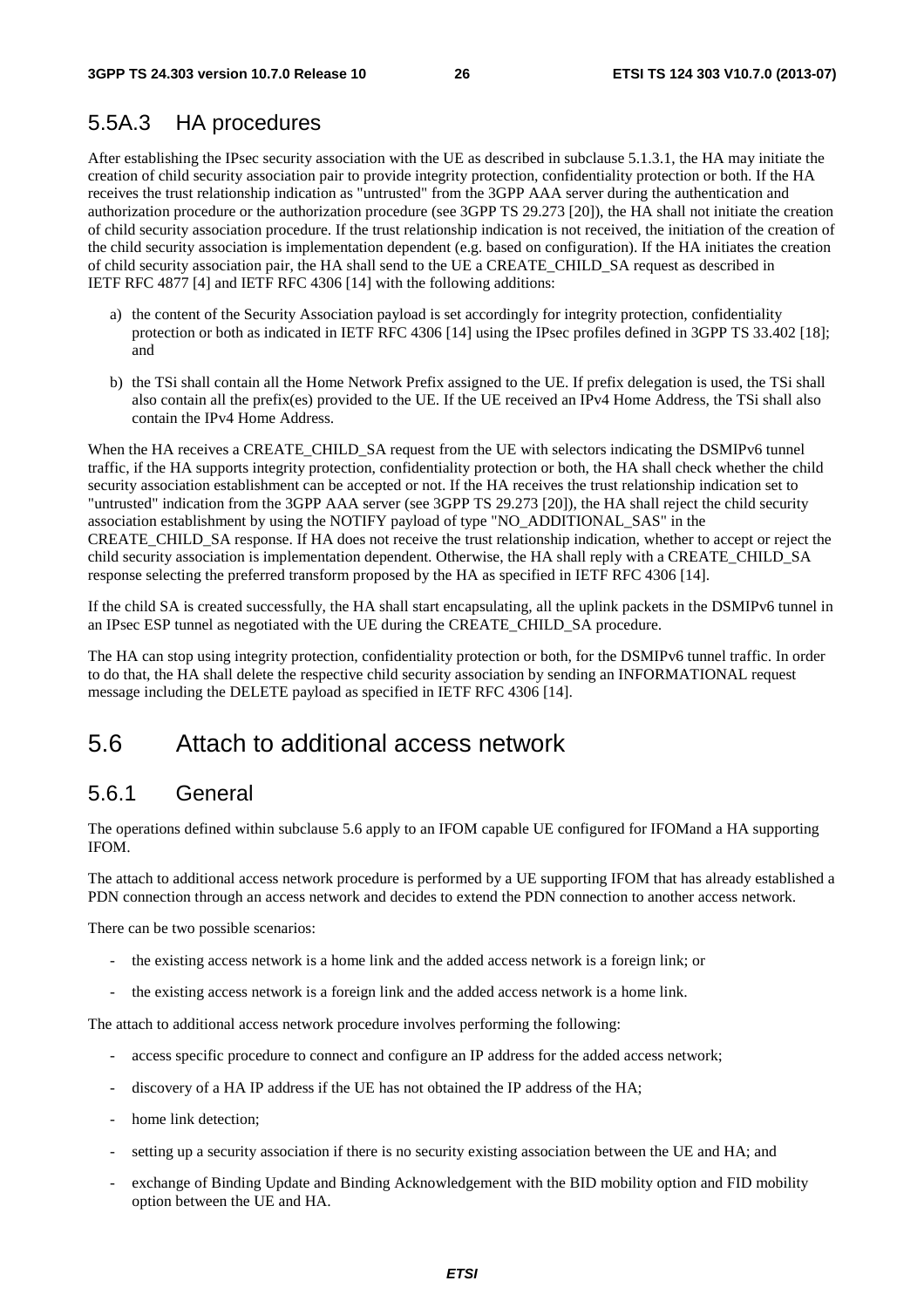### 5.5A.3 HA procedures

After establishing the IPsec security association with the UE as described in subclause 5.1.3.1, the HA may initiate the creation of child security association pair to provide integrity protection, confidentiality protection or both. If the HA receives the trust relationship indication as "untrusted" from the 3GPP AAA server during the authentication and authorization procedure or the authorization procedure (see 3GPP TS 29.273 [20]), the HA shall not initiate the creation of child security association procedure. If the trust relationship indication is not received, the initiation of the creation of the child security association is implementation dependent (e.g. based on configuration). If the HA initiates the creation of child security association pair, the HA shall send to the UE a CREATE_CHILD_SA request as described in IETF RFC 4877 [4] and IETF RFC 4306 [14] with the following additions:

a) the content of the Security Association payload is set accordingly for integrity protection, confidentiality protection or both as indicated in IETF RFC 4306 [14] using the IPsec profiles defined in 3GPP TS 33.402 [18]; and

b) the TSi shall contain all the Home Network Prefix assigned to the UE. If prefix delegation is used, the TSi shall also contain all the prefix(es) provided to the UE. If the UE received an IPv4 Home Address, the TSi shall also contain the IPv4 Home Address.

When the HA receives a CREATE_CHILD_SA request from the UE with selectors indicating the DSMIPv6 tunnel traffic, if the HA supports integrity protection, confidentiality protection or both, the HA shall check whether the child security association establishment can be accepted or not. If the HA receives the trust relationship indication set to "untrusted" indication from the 3GPP AAA server (see 3GPP TS 29.273 [20]), the HA shall reject the child security association establishment by using the NOTIFY payload of type "NO_ADDITIONAL_SAS" in the CREATE_CHILD_SA response. If HA does not receive the trust relationship indication, whether to accept or reject the child security association is implementation dependent. Otherwise, the HA shall reply with a CREATE_CHILD_SA response selecting the preferred transform proposed by the HA as specified in IETF RFC 4306 [14].

If the child SA is created successfully, the HA shall start encapsulating, all the uplink packets in the DSMIPv6 tunnel in an IPsec ESP tunnel as negotiated with the UE during the CREATE_CHILD_SA procedure.

The HA can stop using integrity protection, confidentiality protection or both, for the DSMIPv6 tunnel traffic. In order to do that, the HA shall delete the respective child security association by sending an INFORMATIONAL request message including the DELETE payload as specified in IETF RFC 4306 [14].

## 5.6 Attach to additional access network

### 5.6.1 General

The operations defined within subclause 5.6 apply to an IFOM capable UE configured for IFOMand a HA supporting IFOM.

The attach to additional access network procedure is performed by a UE supporting IFOM that has already established a PDN connection through an access network and decides to extend the PDN connection to another access network.

There can be two possible scenarios:

- the existing access network is a home link and the added access network is a foreign link; or
- the existing access network is a foreign link and the added access network is a home link.

The attach to additional access network procedure involves performing the following:

- access specific procedure to connect and configure an IP address for the added access network;
- discovery of a HA IP address if the UE has not obtained the IP address of the HA;
- home link detection;
- setting up a security association if there is no security existing association between the UE and HA; and
- exchange of Binding Update and Binding Acknowledgement with the BID mobility option and FID mobility option between the UE and HA.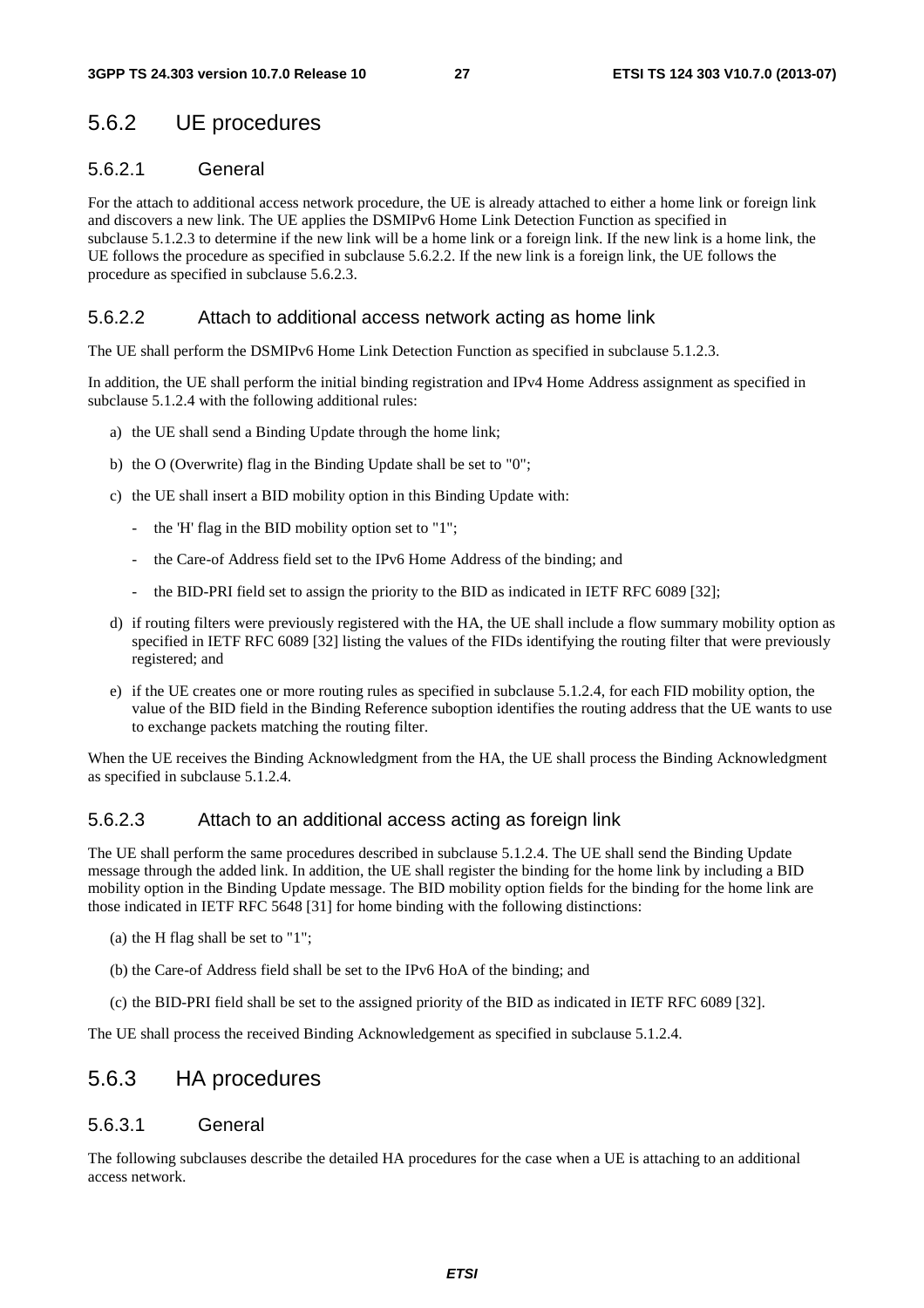### 5.6.2 UE procedures

#### 5.6.2.1 General

For the attach to additional access network procedure, the UE is already attached to either a home link or foreign link and discovers a new link. The UE applies the DSMIPv6 Home Link Detection Function as specified in subclause 5.1.2.3 to determine if the new link will be a home link or a foreign link. If the new link is a home link, the UE follows the procedure as specified in subclause 5.6.2.2. If the new link is a foreign link, the UE follows the procedure as specified in subclause 5.6.2.3.

#### 5.6.2.2 Attach to additional access network acting as home link

The UE shall perform the DSMIPv6 Home Link Detection Function as specified in subclause 5.1.2.3.

In addition, the UE shall perform the initial binding registration and IPv4 Home Address assignment as specified in subclause 5.1.2.4 with the following additional rules:

a) the UE shall send a Binding Update through the home link;

b) the O (Overwrite) flag in the Binding Update shall be set to "0";

c) the UE shall insert a BID mobility option in this Binding Update with:

   - the 'H' flag in the BID mobility option set to "1";

   - the Care-of Address field set to the IPv6 Home Address of the binding; and

   - the BID-PRI field set to assign the priority to the BID as indicated in IETF RFC 6089 [32];

d) if routing filters were previously registered with the HA, the UE shall include a flow summary mobility option as specified in IETF RFC 6089 [32] listing the values of the FIDs identifying the routing filter that were previously registered; and

e) if the UE creates one or more routing rules as specified in subclause 5.1.2.4, for each FID mobility option, the value of the BID field in the Binding Reference suboption identifies the routing address that the UE wants to use to exchange packets matching the routing filter.

When the UE receives the Binding Acknowledgment from the HA, the UE shall process the Binding Acknowledgment as specified in subclause 5.1.2.4.

#### 5.6.2.3 Attach to an additional access acting as foreign link

The UE shall perform the same procedures described in subclause 5.1.2.4. The UE shall send the Binding Update message through the added link. In addition, the UE shall register the binding for the home link by including a BID mobility option in the Binding Update message. The BID mobility option fields for the binding for the home link are those indicated in IETF RFC 5648 [31] for home binding with the following distinctions:

(a) the H flag shall be set to "1";

(b) the Care-of Address field shall be set to the IPv6 HoA of the binding; and

(c) the BID-PRI field shall be set to the assigned priority of the BID as indicated in IETF RFC 6089 [32].

The UE shall process the received Binding Acknowledgement as specified in subclause 5.1.2.4.

### 5.6.3 HA procedures

#### 5.6.3.1 General

The following subclauses describe the detailed HA procedures for the case when a UE is attaching to an additional access network.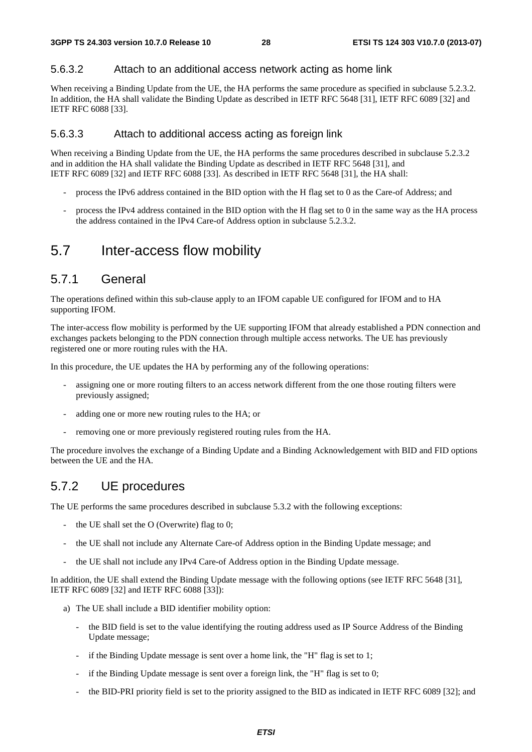#### 5.6.3.2 Attach to an additional access network acting as home link

When receiving a Binding Update from the UE, the HA performs the same procedure as specified in subclause 5.2.3.2. In addition, the HA shall validate the Binding Update as described in IETF RFC 5648 [31], IETF RFC 6089 [32] and IETF RFC 6088 [33].

#### 5.6.3.3 Attach to additional access acting as foreign link

When receiving a Binding Update from the UE, the HA performs the same procedures described in subclause 5.2.3.2 and in addition the HA shall validate the Binding Update as described in IETF RFC 5648 [31], and IETF RFC 6089 [32] and IETF RFC 6088 [33]. As described in IETF RFC 5648 [31], the HA shall:

- process the IPv6 address contained in the BID option with the H flag set to 0 as the Care-of Address; and
- process the IPv4 address contained in the BID option with the H flag set to 0 in the same way as the HA process the address contained in the IPv4 Care-of Address option in subclause 5.2.3.2.

## 5.7 Inter-access flow mobility

### 5.7.1 General

The operations defined within this sub-clause apply to an IFOM capable UE configured for IFOM and to HA supporting IFOM.

The inter-access flow mobility is performed by the UE supporting IFOM that already established a PDN connection and exchanges packets belonging to the PDN connection through multiple access networks. The UE has previously registered one or more routing rules with the HA.

In this procedure, the UE updates the HA by performing any of the following operations:

- assigning one or more routing filters to an access network different from the one those routing filters were previously assigned;
- adding one or more new routing rules to the HA; or
- removing one or more previously registered routing rules from the HA.

The procedure involves the exchange of a Binding Update and a Binding Acknowledgement with BID and FID options between the UE and the HA.

### 5.7.2 UE procedures

The UE performs the same procedures described in subclause 5.3.2 with the following exceptions:

- the UE shall set the O (Overwrite) flag to 0;
- the UE shall not include any Alternate Care-of Address option in the Binding Update message; and
- the UE shall not include any IPv4 Care-of Address option in the Binding Update message.

In addition, the UE shall extend the Binding Update message with the following options (see IETF RFC 5648 [31], IETF RFC 6089 [32] and IETF RFC 6088 [33]):

a) The UE shall include a BID identifier mobility option:
   - the BID field is set to the value identifying the routing address used as IP Source Address of the Binding Update message;
   - if the Binding Update message is sent over a home link, the "H" flag is set to 1;
   - if the Binding Update message is sent over a foreign link, the "H" flag is set to 0;
   - the BID-PRI priority field is set to the priority assigned to the BID as indicated in IETF RFC 6089 [32]; and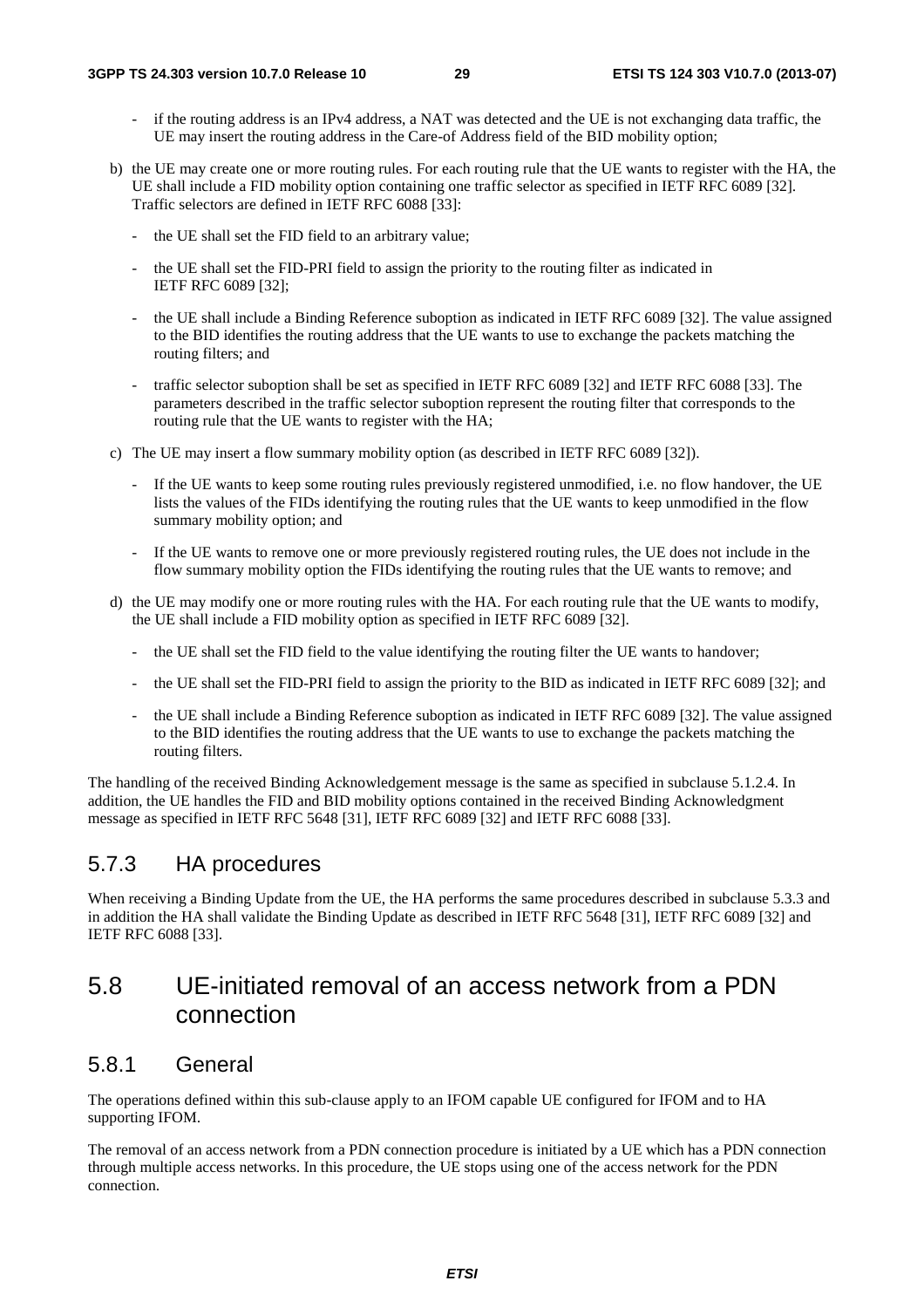- if the routing address is an IPv4 address, a NAT was detected and the UE is not exchanging data traffic, the UE may insert the routing address in the Care-of Address field of the BID mobility option;

b) the UE may create one or more routing rules. For each routing rule that the UE wants to register with the HA, the UE shall include a FID mobility option containing one traffic selector as specified in IETF RFC 6089 [32]. Traffic selectors are defined in IETF RFC 6088 [33]:

   - the UE shall set the FID field to an arbitrary value;
   - the UE shall set the FID-PRI field to assign the priority to the routing filter as indicated in IETF RFC 6089 [32];
   - the UE shall include a Binding Reference suboption as indicated in IETF RFC 6089 [32]. The value assigned to the BID identifies the routing address that the UE wants to use to exchange the packets matching the routing filters; and
   - traffic selector suboption shall be set as specified in IETF RFC 6089 [32] and IETF RFC 6088 [33]. The parameters described in the traffic selector suboption represent the routing filter that corresponds to the routing rule that the UE wants to register with the HA;

c) The UE may insert a flow summary mobility option (as described in IETF RFC 6089 [32]).

   - If the UE wants to keep some routing rules previously registered unmodified, i.e. no flow handover, the UE lists the values of the FIDs identifying the routing rules that the UE wants to keep unmodified in the flow summary mobility option; and
   - If the UE wants to remove one or more previously registered routing rules, the UE does not include in the flow summary mobility option the FIDs identifying the routing rules that the UE wants to remove; and

d) the UE may modify one or more routing rules with the HA. For each routing rule that the UE wants to modify, the UE shall include a FID mobility option as specified in IETF RFC 6089 [32].

   - the UE shall set the FID field to the value identifying the routing filter the UE wants to handover;
   - the UE shall set the FID-PRI field to assign the priority to the BID as indicated in IETF RFC 6089 [32]; and
   - the UE shall include a Binding Reference suboption as indicated in IETF RFC 6089 [32]. The value assigned to the BID identifies the routing address that the UE wants to use to exchange the packets matching the routing filters.

The handling of the received Binding Acknowledgement message is the same as specified in subclause 5.1.2.4. In addition, the UE handles the FID and BID mobility options contained in the received Binding Acknowledgment message as specified in IETF RFC 5648 [31], IETF RFC 6089 [32] and IETF RFC 6088 [33].

### 5.7.3 HA procedures

When receiving a Binding Update from the UE, the HA performs the same procedures described in subclause 5.3.3 and in addition the HA shall validate the Binding Update as described in IETF RFC 5648 [31], IETF RFC 6089 [32] and IETF RFC 6088 [33].

## 5.8 UE-initiated removal of an access network from a PDN connection

### 5.8.1 General

The operations defined within this sub-clause apply to an IFOM capable UE configured for IFOM and to HA supporting IFOM.

The removal of an access network from a PDN connection procedure is initiated by a UE which has a PDN connection through multiple access networks. In this procedure, the UE stops using one of the access network for the PDN connection.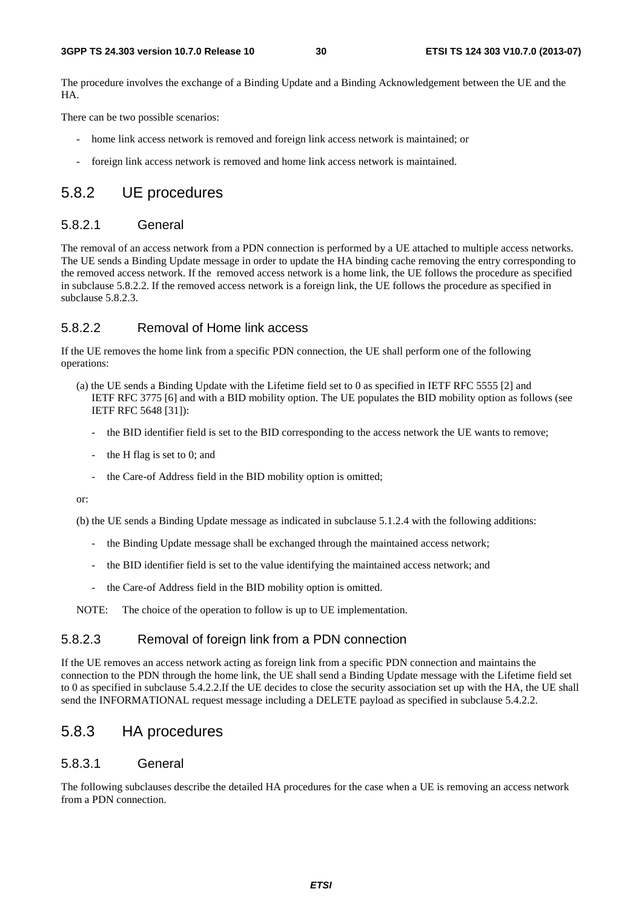The procedure involves the exchange of a Binding Update and a Binding Acknowledgement between the UE and the HA.

There can be two possible scenarios:

- home link access network is removed and foreign link access network is maintained; or
- foreign link access network is removed and home link access network is maintained.

## 5.8.2 UE procedures

### 5.8.2.1 General

The removal of an access network from a PDN connection is performed by a UE attached to multiple access networks. The UE sends a Binding Update message in order to update the HA binding cache removing the entry corresponding to the removed access network. If the removed access network is a home link, the UE follows the procedure as specified in subclause 5.8.2.2. If the removed access network is a foreign link, the UE follows the procedure as specified in subclause 5.8.2.3.

### 5.8.2.2 Removal of Home link access

If the UE removes the home link from a specific PDN connection, the UE shall perform one of the following operations:

(a) the UE sends a Binding Update with the Lifetime field set to 0 as specified in IETF RFC 5555 [2] and IETF RFC 3775 [6] and with a BID mobility option. The UE populates the BID mobility option as follows (see IETF RFC 5648 [31]):

- the BID identifier field is set to the BID corresponding to the access network the UE wants to remove;
- the H flag is set to 0; and
- the Care-of Address field in the BID mobility option is omitted;

or:

(b) the UE sends a Binding Update message as indicated in subclause 5.1.2.4 with the following additions:

- the Binding Update message shall be exchanged through the maintained access network;
- the BID identifier field is set to the value identifying the maintained access network; and
- the Care-of Address field in the BID mobility option is omitted.

NOTE: The choice of the operation to follow is up to UE implementation.

### 5.8.2.3 Removal of foreign link from a PDN connection

If the UE removes an access network acting as foreign link from a specific PDN connection and maintains the connection to the PDN through the home link, the UE shall send a Binding Update message with the Lifetime field set to 0 as specified in subclause 5.4.2.2.If the UE decides to close the security association set up with the HA, the UE shall send the INFORMATIONAL request message including a DELETE payload as specified in subclause 5.4.2.2.

## 5.8.3 HA procedures

### 5.8.3.1 General

The following subclauses describe the detailed HA procedures for the case when a UE is removing an access network from a PDN connection.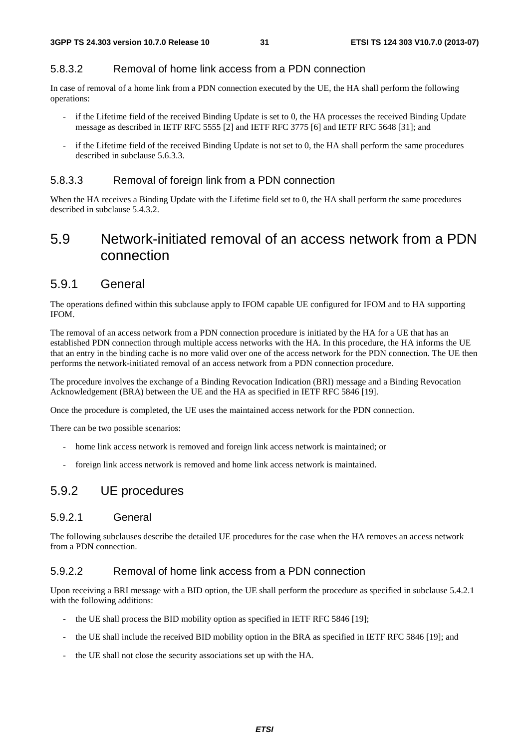#### 5.8.3.2 Removal of home link access from a PDN connection

In case of removal of a home link from a PDN connection executed by the UE, the HA shall perform the following operations:

- if the Lifetime field of the received Binding Update is set to 0, the HA processes the received Binding Update message as described in IETF RFC 5555 [2] and IETF RFC 3775 [6] and IETF RFC 5648 [31]; and
- if the Lifetime field of the received Binding Update is not set to 0, the HA shall perform the same procedures described in subclause 5.6.3.3.

#### 5.8.3.3 Removal of foreign link from a PDN connection

When the HA receives a Binding Update with the Lifetime field set to 0, the HA shall perform the same procedures described in subclause 5.4.3.2.

## 5.9 Network-initiated removal of an access network from a PDN connection

### 5.9.1 General

The operations defined within this subclause apply to IFOM capable UE configured for IFOM and to HA supporting IFOM.

The removal of an access network from a PDN connection procedure is initiated by the HA for a UE that has an established PDN connection through multiple access networks with the HA. In this procedure, the HA informs the UE that an entry in the binding cache is no more valid over one of the access network for the PDN connection. The UE then performs the network-initiated removal of an access network from a PDN connection procedure.

The procedure involves the exchange of a Binding Revocation Indication (BRI) message and a Binding Revocation Acknowledgement (BRA) between the UE and the HA as specified in IETF RFC 5846 [19].

Once the procedure is completed, the UE uses the maintained access network for the PDN connection.

There can be two possible scenarios:

- home link access network is removed and foreign link access network is maintained; or
- foreign link access network is removed and home link access network is maintained.

### 5.9.2 UE procedures

#### 5.9.2.1 General

The following subclauses describe the detailed UE procedures for the case when the HA removes an access network from a PDN connection.

#### 5.9.2.2 Removal of home link access from a PDN connection

Upon receiving a BRI message with a BID option, the UE shall perform the procedure as specified in subclause 5.4.2.1 with the following additions:

- the UE shall process the BID mobility option as specified in IETF RFC 5846 [19];
- the UE shall include the received BID mobility option in the BRA as specified in IETF RFC 5846 [19]; and
- the UE shall not close the security associations set up with the HA.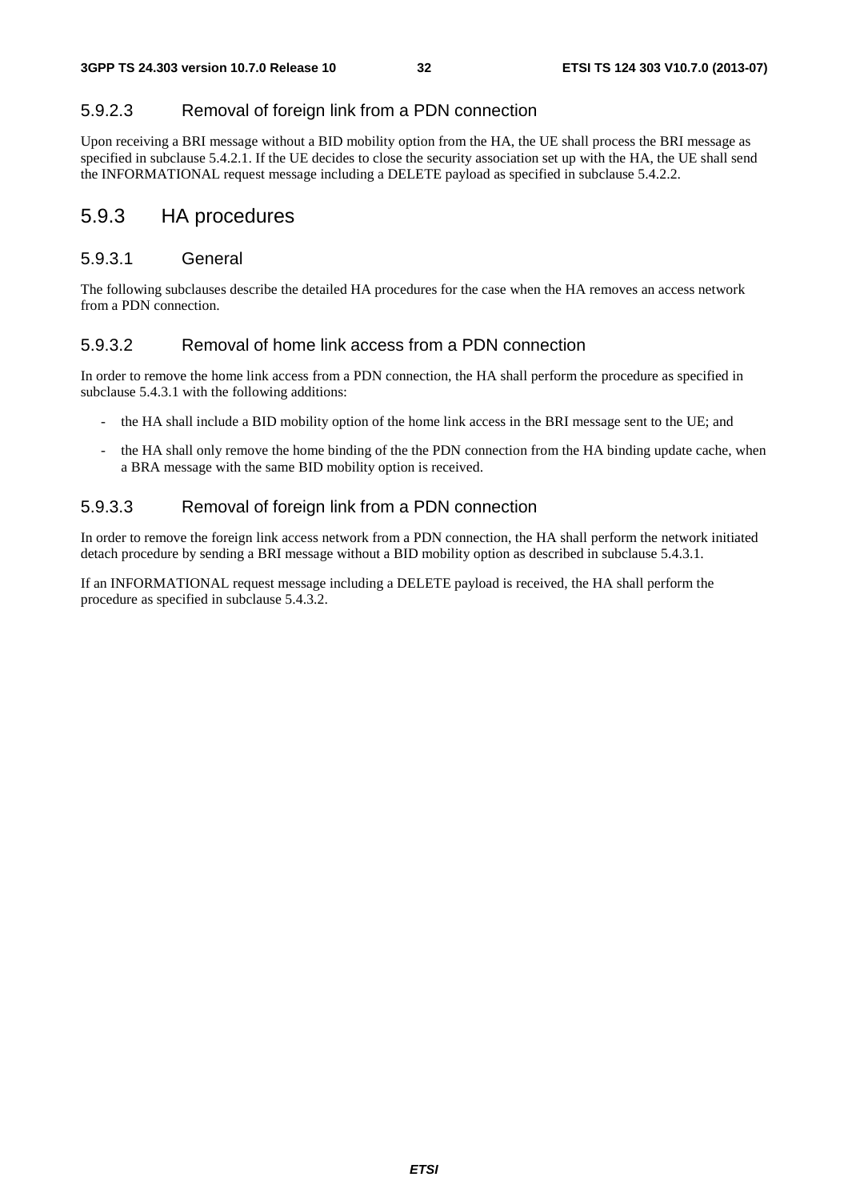#### 5.9.2.3 Removal of foreign link from a PDN connection

Upon receiving a BRI message without a BID mobility option from the HA, the UE shall process the BRI message as specified in subclause 5.4.2.1. If the UE decides to close the security association set up with the HA, the UE shall send the INFORMATIONAL request message including a DELETE payload as specified in subclause 5.4.2.2.

### 5.9.3 HA procedures

#### 5.9.3.1 General

The following subclauses describe the detailed HA procedures for the case when the HA removes an access network from a PDN connection.

#### 5.9.3.2 Removal of home link access from a PDN connection

In order to remove the home link access from a PDN connection, the HA shall perform the procedure as specified in subclause 5.4.3.1 with the following additions:

- the HA shall include a BID mobility option of the home link access in the BRI message sent to the UE; and
- the HA shall only remove the home binding of the the PDN connection from the HA binding update cache, when a BRA message with the same BID mobility option is received.

#### 5.9.3.3 Removal of foreign link from a PDN connection

In order to remove the foreign link access network from a PDN connection, the HA shall perform the network initiated detach procedure by sending a BRI message without a BID mobility option as described in subclause 5.4.3.1.

If an INFORMATIONAL request message including a DELETE payload is received, the HA shall perform the procedure as specified in subclause 5.4.3.2.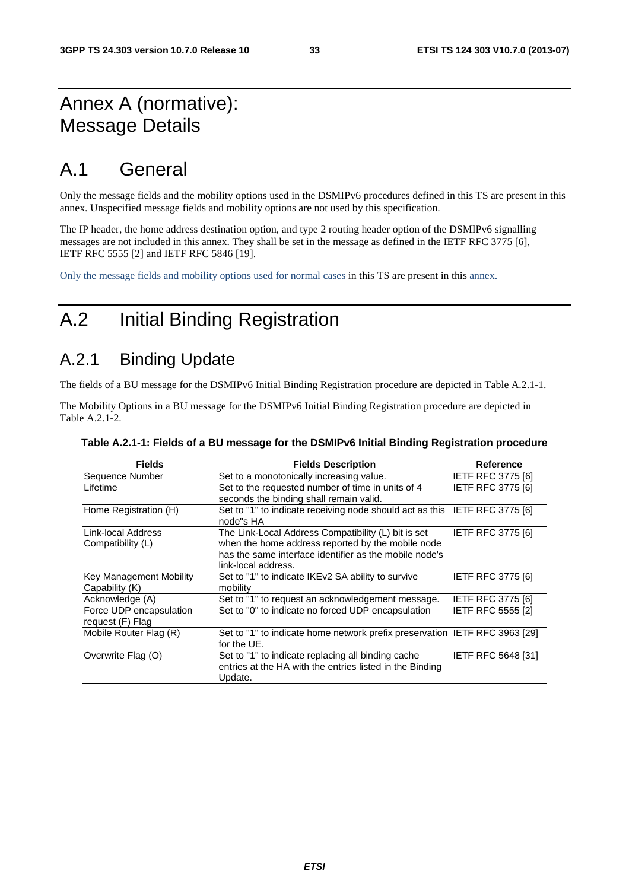# Annex A (normative): Message Details

# A.1 General

Only the message fields and the mobility options used in the DSMIPv6 procedures defined in this TS are present in this annex. Unspecified message fields and mobility options are not used by this specification.

The IP header, the home address destination option, and type 2 routing header option of the DSMIPv6 signalling messages are not included in this annex. They shall be set in the message as defined in the IETF RFC 3775 [6], IETF RFC 5555 [2] and IETF RFC 5846 [19].

Only the message fields and mobility options used for normal cases in this TS are present in this annex.

# A.2 Initial Binding Registration

## A.2.1 Binding Update

The fields of a BU message for the DSMIPv6 Initial Binding Registration procedure are depicted in Table A.2.1-1.

The Mobility Options in a BU message for the DSMIPv6 Initial Binding Registration procedure are depicted in Table A.2.1-2.

**Table A.2.1-1: Fields of a BU message for the DSMIPv6 Initial Binding Registration procedure**

| Fields | Fields Description | Reference |
|---|---|---|
| Sequence Number | Set to a monotonically increasing value. | IETF RFC 3775 [6] |
| Lifetime | Set to the requested number of time in units of 4 seconds the binding shall remain valid. | IETF RFC 3775 [6] |
| Home Registration (H) | Set to "1" to indicate receiving node should act as this node"s HA | IETF RFC 3775 [6] |
| Link-local Address Compatibility (L) | The Link-Local Address Compatibility (L) bit is set when the home address reported by the mobile node has the same interface identifier as the mobile node's link-local address. | IETF RFC 3775 [6] |
| Key Management Mobility Capability (K) | Set to "1" to indicate IKEv2 SA ability to survive mobility | IETF RFC 3775 [6] |
| Acknowledge (A) | Set to "1" to request an acknowledgement message. | IETF RFC 3775 [6] |
| Force UDP encapsulation request (F) Flag | Set to "0" to indicate no forced UDP encapsulation | IETF RFC 5555 [2] |
| Mobile Router Flag (R) | Set to "1" to indicate home network prefix preservation for the UE. | IETF RFC 3963 [29] |
| Overwrite Flag (O) | Set to "1" to indicate replacing all binding cache entries at the HA with the entries listed in the Binding Update. | IETF RFC 5648 [31] |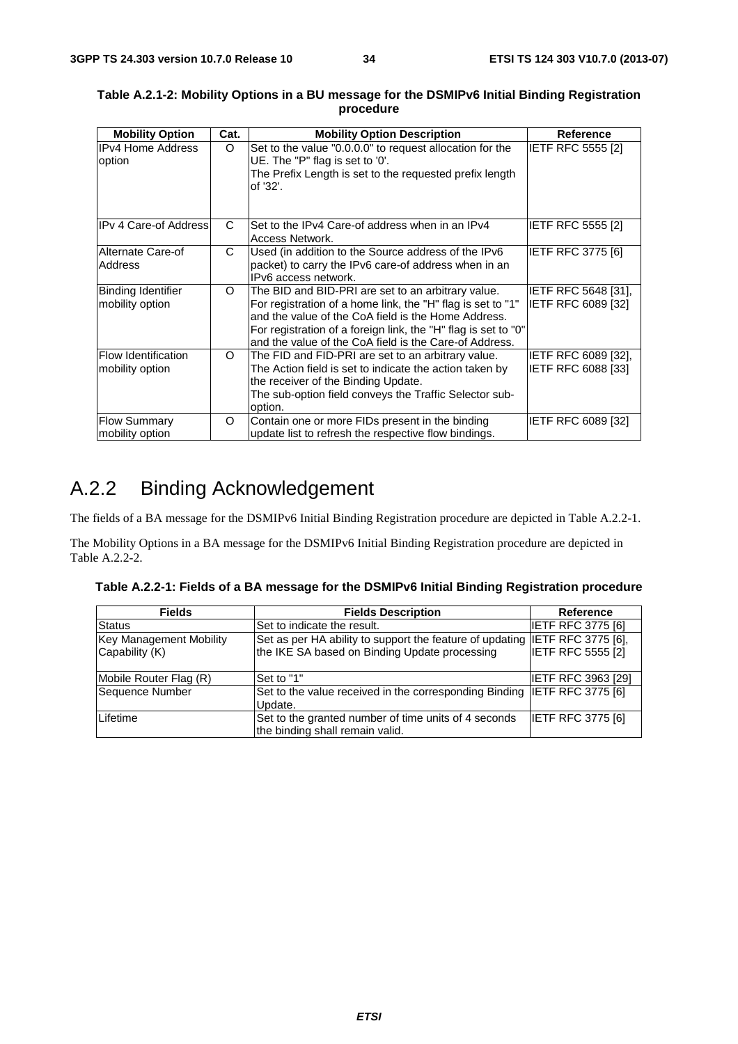**Table A.2.1-2: Mobility Options in a BU message for the DSMIPv6 Initial Binding Registration procedure**

| Mobility Option | Cat. | Mobility Option Description | Reference |
|---|---|---|---|
| IPv4 Home Address option | O | Set to the value "0.0.0.0" to request allocation for the UE. The "P" flag is set to '0'.<br>The Prefix Length is set to the requested prefix length of '32'. | IETF RFC 5555 [2] |
| IPv 4 Care-of Address | C | Set to the IPv4 Care-of address when in an IPv4 Access Network. | IETF RFC 5555 [2] |
| Alternate Care-of Address | C | Used (in addition to the Source address of the IPv6 packet) to carry the IPv6 care-of address when in an IPv6 access network. | IETF RFC 3775 [6] |
| Binding Identifier mobility option | O | The BID and BID-PRI are set to an arbitrary value. For registration of a home link, the "H" flag is set to "1" and the value of the CoA field is the Home Address. For registration of a foreign link, the "H" flag is set to "0" and the value of the CoA field is the Care-of Address. | IETF RFC 5648 [31], IETF RFC 6089 [32] |
| Flow Identification mobility option | O | The FID and FID-PRI are set to an arbitrary value. The Action field is set to indicate the action taken by the receiver of the Binding Update.<br>The sub-option field conveys the Traffic Selector sub-option. | IETF RFC 6089 [32], IETF RFC 6088 [33] |
| Flow Summary mobility option | O | Contain one or more FIDs present in the binding update list to refresh the respective flow bindings. | IETF RFC 6089 [32] |

# A.2.2 Binding Acknowledgement

The fields of a BA message for the DSMIPv6 Initial Binding Registration procedure are depicted in Table A.2.2-1.

The Mobility Options in a BA message for the DSMIPv6 Initial Binding Registration procedure are depicted in Table A.2.2-2.

**Table A.2.2-1: Fields of a BA message for the DSMIPv6 Initial Binding Registration procedure**

| Fields | Fields Description | Reference |
|---|---|---|
| Status | Set to indicate the result. | IETF RFC 3775 [6] |
| Key Management Mobility Capability (K) | Set as per HA ability to support the feature of updating the IKE SA based on Binding Update processing | IETF RFC 3775 [6], IETF RFC 5555 [2] |
| Mobile Router Flag (R) | Set to "1" | IETF RFC 3963 [29] |
| Sequence Number | Set to the value received in the corresponding Binding Update. | IETF RFC 3775 [6] |
| Lifetime | Set to the granted number of time units of 4 seconds the binding shall remain valid. | IETF RFC 3775 [6] |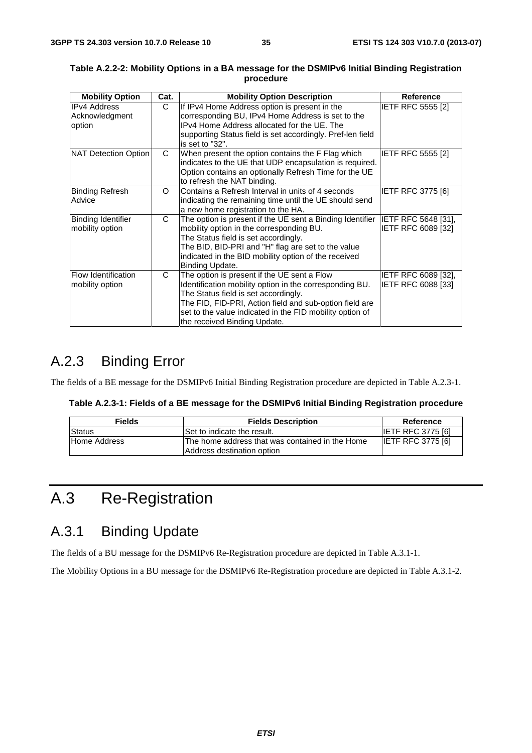**Table A.2.2-2: Mobility Options in a BA message for the DSMIPv6 Initial Binding Registration procedure**

| Mobility Option | Cat. | Mobility Option Description | Reference |
|---|---|---|---|
| IPv4 Address Acknowledgment option | C | If IPv4 Home Address option is present in the corresponding BU, IPv4 Home Address is set to the IPv4 Home Address allocated for the UE. The supporting Status field is set accordingly. Pref-len field is set to "32". | IETF RFC 5555 [2] |
| NAT Detection Option | C | When present the option contains the F Flag which indicates to the UE that UDP encapsulation is required. Option contains an optionally Refresh Time for the UE to refresh the NAT binding. | IETF RFC 5555 [2] |
| Binding Refresh Advice | O | Contains a Refresh Interval in units of 4 seconds indicating the remaining time until the UE should send a new home registration to the HA. | IETF RFC 3775 [6] |
| Binding Identifier mobility option | C | The option is present if the UE sent a Binding Identifier mobility option in the corresponding BU.<br>The Status field is set accordingly.<br>The BID, BID-PRI and "H" flag are set to the value indicated in the BID mobility option of the received Binding Update. | IETF RFC 5648 [31], IETF RFC 6089 [32] |
| Flow Identification mobility option | C | The option is present if the UE sent a Flow Identification mobility option in the corresponding BU.<br>The Status field is set accordingly.<br>The FID, FID-PRI, Action field and sub-option field are set to the value indicated in the FID mobility option of the received Binding Update. | IETF RFC 6089 [32], IETF RFC 6088 [33] |

## A.2.3 Binding Error

The fields of a BE message for the DSMIPv6 Initial Binding Registration procedure are depicted in Table A.2.3-1.

**Table A.2.3-1: Fields of a BE message for the DSMIPv6 Initial Binding Registration procedure**

| Fields | Fields Description | Reference |
|---|---|---|
| Status | Set to indicate the result. | IETF RFC 3775 [6] |
| Home Address | The home address that was contained in the Home Address destination option | IETF RFC 3775 [6] |

# A.3 Re-Registration

## A.3.1 Binding Update

The fields of a BU message for the DSMIPv6 Re-Registration procedure are depicted in Table A.3.1-1.

The Mobility Options in a BU message for the DSMIPv6 Re-Registration procedure are depicted in Table A.3.1-2.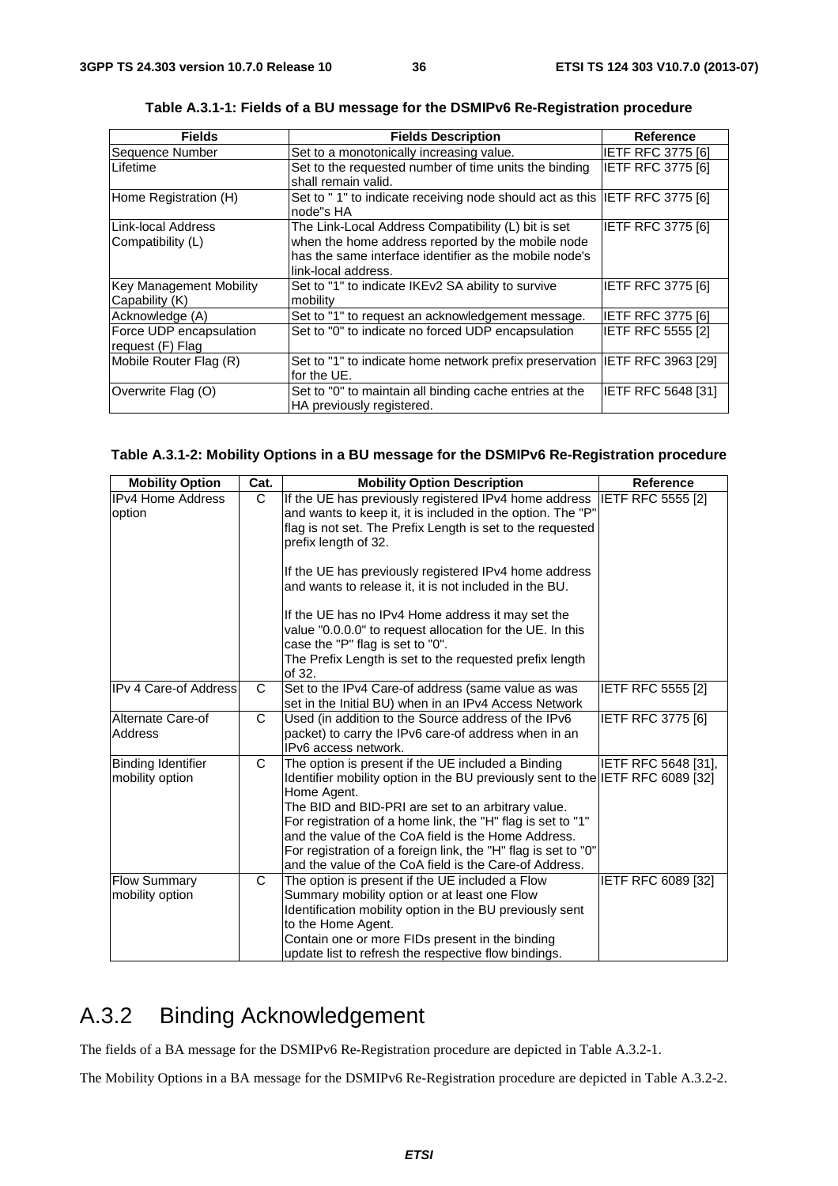**Table A.3.1-1: Fields of a BU message for the DSMIPv6 Re-Registration procedure**

| Fields | Fields Description | Reference |
|---|---|---|
| Sequence Number | Set to a monotonically increasing value. | IETF RFC 3775 [6] |
| Lifetime | Set to the requested number of time units the binding shall remain valid. | IETF RFC 3775 [6] |
| Home Registration (H) | Set to " 1" to indicate receiving node should act as this node"s HA | IETF RFC 3775 [6] |
| Link-local Address Compatibility (L) | The Link-Local Address Compatibility (L) bit is set when the home address reported by the mobile node has the same interface identifier as the mobile node's link-local address. | IETF RFC 3775 [6] |
| Key Management Mobility Capability (K) | Set to "1" to indicate IKEv2 SA ability to survive mobility | IETF RFC 3775 [6] |
| Acknowledge (A) | Set to "1" to request an acknowledgement message. | IETF RFC 3775 [6] |
| Force UDP encapsulation request (F) Flag | Set to "0" to indicate no forced UDP encapsulation | IETF RFC 5555 [2] |
| Mobile Router Flag (R) | Set to "1" to indicate home network prefix preservation for the UE. | IETF RFC 3963 [29] |
| Overwrite Flag (O) | Set to "0" to maintain all binding cache entries at the HA previously registered. | IETF RFC 5648 [31] |

**Table A.3.1-2: Mobility Options in a BU message for the DSMIPv6 Re-Registration procedure**

| Mobility Option | Cat. | Mobility Option Description | Reference |
|---|---|---|---|
| IPv4 Home Address option | C | If the UE has previously registered IPv4 home address and wants to keep it, it is included in the option. The "P" flag is not set. The Prefix Length is set to the requested prefix length of 32.<br><br>If the UE has previously registered IPv4 home address and wants to release it, it is not included in the BU.<br><br>If the UE has no IPv4 Home address it may set the value "0.0.0.0" to request allocation for the UE. In this case the "P" flag is set to "0".<br>The Prefix Length is set to the requested prefix length of 32. | IETF RFC 5555 [2] |
| IPv 4 Care-of Address | C | Set to the IPv4 Care-of address (same value as was set in the Initial BU) when in an IPv4 Access Network | IETF RFC 5555 [2] |
| Alternate Care-of Address | C | Used (in addition to the Source address of the IPv6 packet) to carry the IPv6 care-of address when in an IPv6 access network. | IETF RFC 3775 [6] |
| Binding Identifier mobility option | C | The option is present if the UE included a Binding Identifier mobility option in the BU previously sent to the Home Agent.<br>The BID and BID-PRI are set to an arbitrary value.<br>For registration of a home link, the "H" flag is set to "1" and the value of the CoA field is the Home Address.<br>For registration of a foreign link, the "H" flag is set to "0" and the value of the CoA field is the Care-of Address. | IETF RFC 5648 [31], IETF RFC 6089 [32] |
| Flow Summary mobility option | C | The option is present if the UE included a Flow Summary mobility option or at least one Flow Identification mobility option in the BU previously sent to the Home Agent.<br>Contain one or more FIDs present in the binding update list to refresh the respective flow bindings. | IETF RFC 6089 [32] |

## A.3.2 Binding Acknowledgement

The fields of a BA message for the DSMIPv6 Re-Registration procedure are depicted in Table A.3.2-1.

The Mobility Options in a BA message for the DSMIPv6 Re-Registration procedure are depicted in Table A.3.2-2.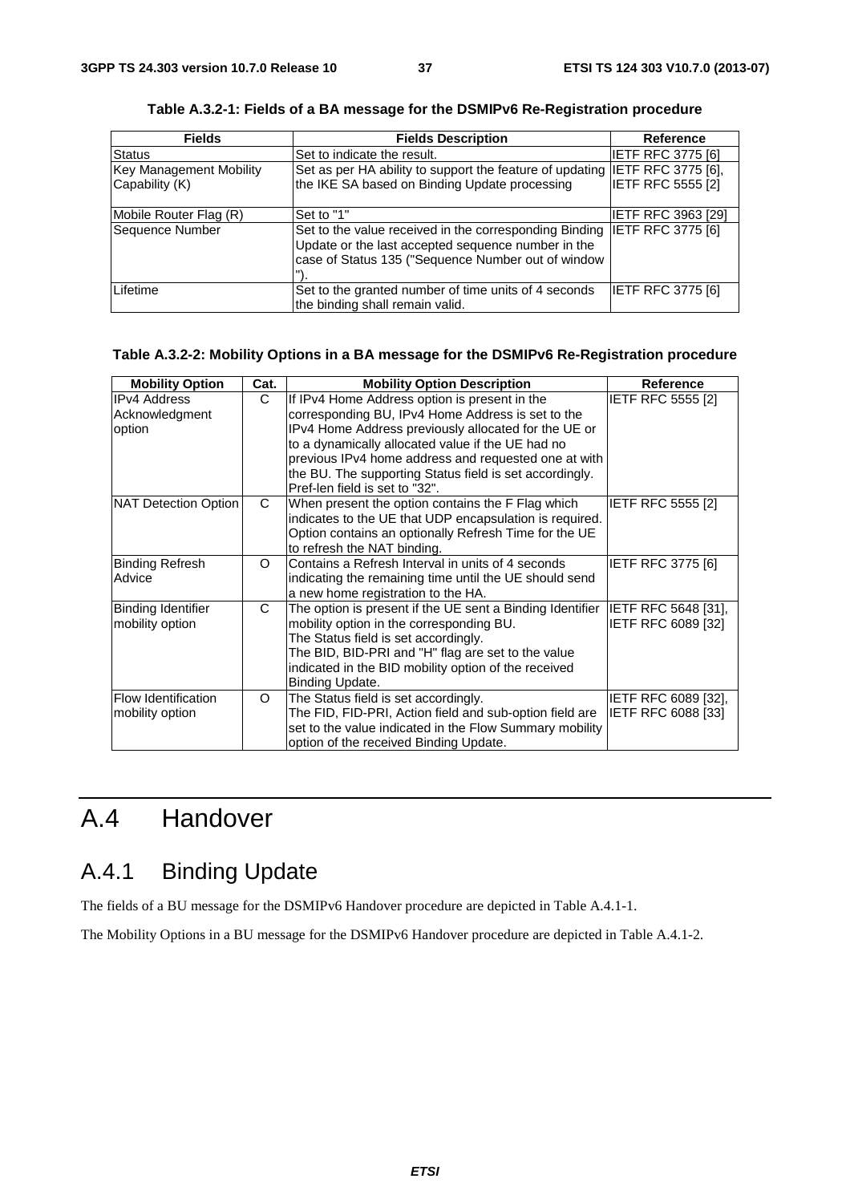**Table A.3.2-1: Fields of a BA message for the DSMIPv6 Re-Registration procedure**

| Fields | Fields Description | Reference |
|---|---|---|
| Status | Set to indicate the result. | IETF RFC 3775 [6] |
| Key Management Mobility Capability (K) | Set as per HA ability to support the feature of updating the IKE SA based on Binding Update processing | IETF RFC 3775 [6], IETF RFC 5555 [2] |
| Mobile Router Flag (R) | Set to "1" | IETF RFC 3963 [29] |
| Sequence Number | Set to the value received in the corresponding Binding Update or the last accepted sequence number in the case of Status 135 ("Sequence Number out of window"). | IETF RFC 3775 [6] |
| Lifetime | Set to the granted number of time units of 4 seconds the binding shall remain valid. | IETF RFC 3775 [6] |

**Table A.3.2-2: Mobility Options in a BA message for the DSMIPv6 Re-Registration procedure**

| Mobility Option | Cat. | Mobility Option Description | Reference |
|---|---|---|---|
| IPv4 Address Acknowledgment option | C | If IPv4 Home Address option is present in the corresponding BU, IPv4 Home Address is set to the IPv4 Home Address previously allocated for the UE or to a dynamically allocated value if the UE had no previous IPv4 home address and requested one at with the BU. The supporting Status field is set accordingly. Pref-len field is set to "32". | IETF RFC 5555 [2] |
| NAT Detection Option | C | When present the option contains the F Flag which indicates to the UE that UDP encapsulation is required. Option contains an optionally Refresh Time for the UE to refresh the NAT binding. | IETF RFC 5555 [2] |
| Binding Refresh Advice | O | Contains a Refresh Interval in units of 4 seconds indicating the remaining time until the UE should send a new home registration to the HA. | IETF RFC 3775 [6] |
| Binding Identifier mobility option | C | The option is present if the UE sent a Binding Identifier mobility option in the corresponding BU. The Status field is set accordingly. The BID, BID-PRI and "H" flag are set to the value indicated in the BID mobility option of the received Binding Update. | IETF RFC 5648 [31], IETF RFC 6089 [32] |
| Flow Identification mobility option | O | The Status field is set accordingly. The FID, FID-PRI, Action field and sub-option field are set to the value indicated in the Flow Summary mobility option of the received Binding Update. | IETF RFC 6089 [32], IETF RFC 6088 [33] |

# A.4 Handover

## A.4.1 Binding Update

The fields of a BU message for the DSMIPv6 Handover procedure are depicted in Table A.4.1-1.

The Mobility Options in a BU message for the DSMIPv6 Handover procedure are depicted in Table A.4.1-2.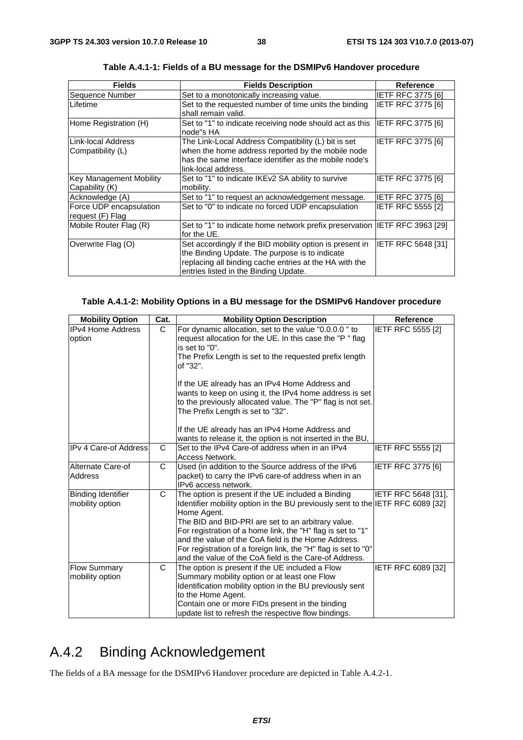**Table A.4.1-1: Fields of a BU message for the DSMIPv6 Handover procedure**

| Fields | Fields Description | Reference |
| --- | --- | --- |
| Sequence Number | Set to a monotonically increasing value. | IETF RFC 3775 [6] |
| Lifetime | Set to the requested number of time units the binding shall remain valid. | IETF RFC 3775 [6] |
| Home Registration (H) | Set to "1" to indicate receiving node should act as this node"s HA | IETF RFC 3775 [6] |
| Link-local Address Compatibility (L) | The Link-Local Address Compatibility (L) bit is set when the home address reported by the mobile node has the same interface identifier as the mobile node's link-local address. | IETF RFC 3775 [6] |
| Key Management Mobility Capability (K) | Set to "1" to indicate IKEv2 SA ability to survive mobility. | IETF RFC 3775 [6] |
| Acknowledge (A) | Set to "1" to request an acknowledgement message. | IETF RFC 3775 [6] |
| Force UDP encapsulation request (F) Flag | Set to "0" to indicate no forced UDP encapsulation | IETF RFC 5555 [2] |
| Mobile Router Flag (R) | Set to "1" to indicate home network prefix preservation for the UE. | IETF RFC 3963 [29] |
| Overwrite Flag (O) | Set accordingly if the BID mobility option is present in the Binding Update. The purpose is to indicate replacing all binding cache entries at the HA with the entries listed in the Binding Update. | IETF RFC 5648 [31] |

**Table A.4.1-2: Mobility Options in a BU message for the DSMIPv6 Handover procedure**

| Mobility Option | Cat. | Mobility Option Description | Reference |
| --- | --- | --- | --- |
| IPv4 Home Address option | C | For dynamic allocation, set to the value "0.0.0.0 " to request allocation for the UE. In this case the "P " flag is set to "0".<br>The Prefix Length is set to the requested prefix length of "32".<br><br>If the UE already has an IPv4 Home Address and wants to keep on using it, the IPv4 home address is set to the previously allocated value. The "P" flag is not set. The Prefix Length is set to "32".<br><br>If the UE already has an IPv4 Home Address and wants to release it, the option is not inserted in the BU, | IETF RFC 5555 [2] |
| IPv 4 Care-of Address | C | Set to the IPv4 Care-of address when in an IPv4 Access Network. | IETF RFC 5555 [2] |
| Alternate Care-of Address | C | Used (in addition to the Source address of the IPv6 packet) to carry the IPv6 care-of address when in an IPv6 access network. | IETF RFC 3775 [6] |
| Binding Identifier mobility option | C | The option is present if the UE included a Binding Identifier mobility option in the BU previously sent to the Home Agent.<br>The BID and BID-PRI are set to an arbitrary value.<br>For registration of a home link, the "H" flag is set to "1" and the value of the CoA field is the Home Address.<br>For registration of a foreign link, the "H" flag is set to "0" and the value of the CoA field is the Care-of Address. | IETF RFC 5648 [31], IETF RFC 6089 [32] |
| Flow Summary mobility option | C | The option is present if the UE included a Flow Summary mobility option or at least one Flow Identification mobility option in the BU previously sent to the Home Agent.<br>Contain one or more FIDs present in the binding update list to refresh the respective flow bindings. | IETF RFC 6089 [32] |

## A.4.2 Binding Acknowledgement

The fields of a BA message for the DSMIPv6 Handover procedure are depicted in Table A.4.2-1.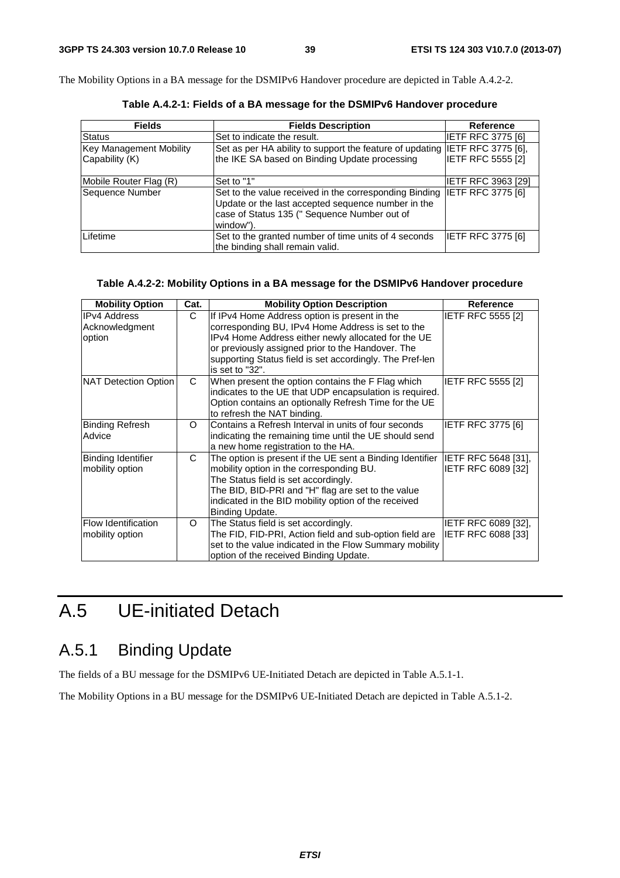The Mobility Options in a BA message for the DSMIPv6 Handover procedure are depicted in Table A.4.2-2.

**Table A.4.2-1: Fields of a BA message for the DSMIPv6 Handover procedure**

| Fields | Fields Description | Reference |
|---|---|---|
| Status | Set to indicate the result. | IETF RFC 3775 [6] |
| Key Management Mobility Capability (K) | Set as per HA ability to support the feature of updating the IKE SA based on Binding Update processing | IETF RFC 3775 [6], IETF RFC 5555 [2] |
| Mobile Router Flag (R) | Set to "1" | IETF RFC 3963 [29] |
| Sequence Number | Set to the value received in the corresponding Binding Update or the last accepted sequence number in the case of Status 135 (" Sequence Number out of window"). | IETF RFC 3775 [6] |
| Lifetime | Set to the granted number of time units of 4 seconds the binding shall remain valid. | IETF RFC 3775 [6] |

**Table A.4.2-2: Mobility Options in a BA message for the DSMIPv6 Handover procedure**

| Mobility Option | Cat. | Mobility Option Description | Reference |
|---|---|---|---|
| IPv4 Address Acknowledgment option | C | If IPv4 Home Address option is present in the corresponding BU, IPv4 Home Address is set to the IPv4 Home Address either newly allocated for the UE or previously assigned prior to the Handover. The supporting Status field is set accordingly. The Pref-len is set to "32". | IETF RFC 5555 [2] |
| NAT Detection Option | C | When present the option contains the F Flag which indicates to the UE that UDP encapsulation is required. Option contains an optionally Refresh Time for the UE to refresh the NAT binding. | IETF RFC 5555 [2] |
| Binding Refresh Advice | O | Contains a Refresh Interval in units of four seconds indicating the remaining time until the UE should send a new home registration to the HA. | IETF RFC 3775 [6] |
| Binding Identifier mobility option | C | The option is present if the UE sent a Binding Identifier mobility option in the corresponding BU. The Status field is set accordingly. The BID, BID-PRI and "H" flag are set to the value indicated in the BID mobility option of the received Binding Update. | IETF RFC 5648 [31], IETF RFC 6089 [32] |
| Flow Identification mobility option | O | The Status field is set accordingly. The FID, FID-PRI, Action field and sub-option field are set to the value indicated in the Flow Summary mobility option of the received Binding Update. | IETF RFC 6089 [32], IETF RFC 6088 [33] |

# A.5 UE-initiated Detach

## A.5.1 Binding Update

The fields of a BU message for the DSMIPv6 UE-Initiated Detach are depicted in Table A.5.1-1.

The Mobility Options in a BU message for the DSMIPv6 UE-Initiated Detach are depicted in Table A.5.1-2.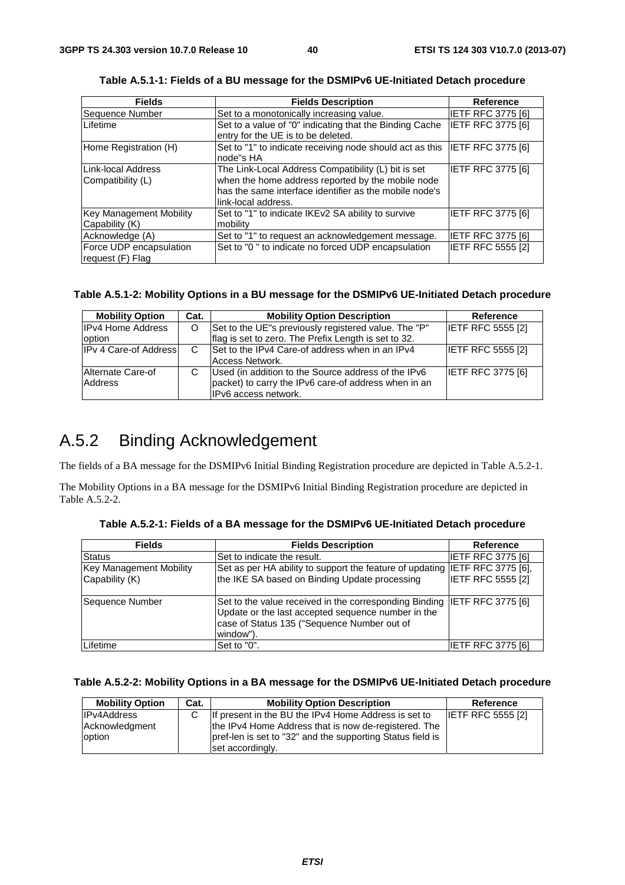**Table A.5.1-1: Fields of a BU message for the DSMIPv6 UE-Initiated Detach procedure**

| Fields | Fields Description | Reference |
|---|---|---|
| Sequence Number | Set to a monotonically increasing value. | IETF RFC 3775 [6] |
| Lifetime | Set to a value of "0" indicating that the Binding Cache entry for the UE is to be deleted. | IETF RFC 3775 [6] |
| Home Registration (H) | Set to "1" to indicate receiving node should act as this node"s HA | IETF RFC 3775 [6] |
| Link-local Address Compatibility (L) | The Link-Local Address Compatibility (L) bit is set when the home address reported by the mobile node has the same interface identifier as the mobile node's link-local address. | IETF RFC 3775 [6] |
| Key Management Mobility Capability (K) | Set to "1" to indicate IKEv2 SA ability to survive mobility | IETF RFC 3775 [6] |
| Acknowledge (A) | Set to "1" to request an acknowledgement message. | IETF RFC 3775 [6] |
| Force UDP encapsulation request (F) Flag | Set to "0 " to indicate no forced UDP encapsulation | IETF RFC 5555 [2] |

**Table A.5.1-2: Mobility Options in a BU message for the DSMIPv6 UE-Initiated Detach procedure**

| Mobility Option | Cat. | Mobility Option Description | Reference |
|---|---|---|---|
| IPv4 Home Address option | O | Set to the UE"s previously registered value. The "P" flag is set to zero. The Prefix Length is set to 32. | IETF RFC 5555 [2] |
| IPv 4 Care-of Address | C | Set to the IPv4 Care-of address when in an IPv4 Access Network. | IETF RFC 5555 [2] |
| Alternate Care-of Address | C | Used (in addition to the Source address of the IPv6 packet) to carry the IPv6 care-of address when in an IPv6 access network. | IETF RFC 3775 [6] |

## A.5.2 Binding Acknowledgement

The fields of a BA message for the DSMIPv6 Initial Binding Registration procedure are depicted in Table A.5.2-1.

The Mobility Options in a BA message for the DSMIPv6 Initial Binding Registration procedure are depicted in Table A.5.2-2.

**Table A.5.2-1: Fields of a BA message for the DSMIPv6 UE-Initiated Detach procedure**

| Fields | Fields Description | Reference |
|---|---|---|
| Status | Set to indicate the result. | IETF RFC 3775 [6] |
| Key Management Mobility Capability (K) | Set as per HA ability to support the feature of updating the IKE SA based on Binding Update processing | IETF RFC 3775 [6], IETF RFC 5555 [2] |
| Sequence Number | Set to the value received in the corresponding Binding Update or the last accepted sequence number in the case of Status 135 ("Sequence Number out of window"). | IETF RFC 3775 [6] |
| Lifetime | Set to "0". | IETF RFC 3775 [6] |

**Table A.5.2-2: Mobility Options in a BA message for the DSMIPv6 UE-Initiated Detach procedure**

| Mobility Option | Cat. | Mobility Option Description | Reference |
|---|---|---|---|
| IPv4Address Acknowledgment option | C | If present in the BU the IPv4 Home Address is set to the IPv4 Home Address that is now de-registered. The pref-len is set to "32" and the supporting Status field is set accordingly. | IETF RFC 5555 [2] |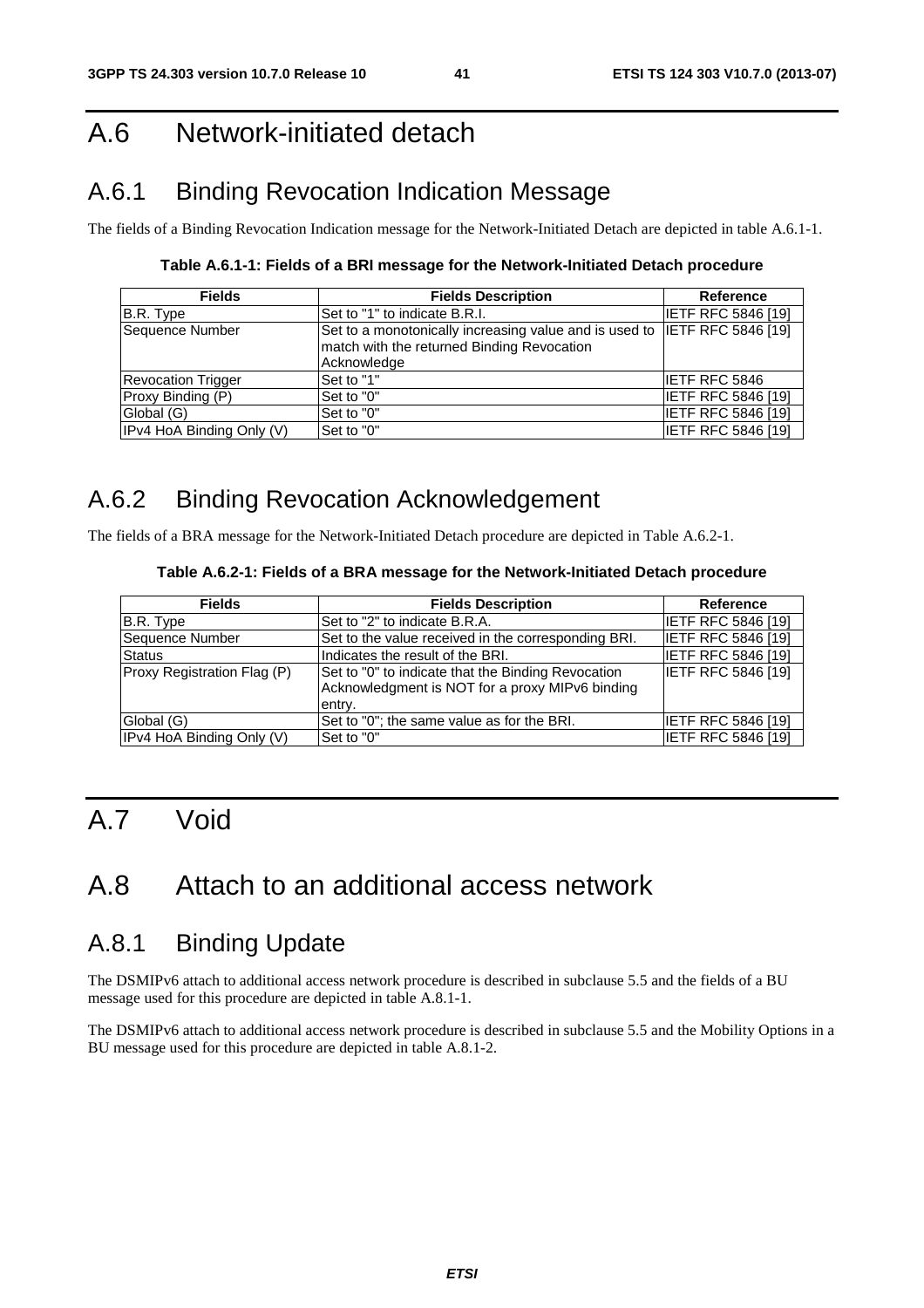# A.6 Network-initiated detach

## A.6.1 Binding Revocation Indication Message

The fields of a Binding Revocation Indication message for the Network-Initiated Detach are depicted in table A.6.1-1.

**Table A.6.1-1: Fields of a BRI message for the Network-Initiated Detach procedure**

| Fields | Fields Description | Reference |
|---|---|---|
| B.R. Type | Set to "1" to indicate B.R.I. | IETF RFC 5846 [19] |
| Sequence Number | Set to a monotonically increasing value and is used to match with the returned Binding Revocation Acknowledge | IETF RFC 5846 [19] |
| Revocation Trigger | Set to "1" | IETF RFC 5846 |
| Proxy Binding (P) | Set to "0" | IETF RFC 5846 [19] |
| Global (G) | Set to "0" | IETF RFC 5846 [19] |
| IPv4 HoA Binding Only (V) | Set to "0" | IETF RFC 5846 [19] |

## A.6.2 Binding Revocation Acknowledgement

The fields of a BRA message for the Network-Initiated Detach procedure are depicted in Table A.6.2-1.

**Table A.6.2-1: Fields of a BRA message for the Network-Initiated Detach procedure**

| Fields | Fields Description | Reference |
|---|---|---|
| B.R. Type | Set to "2" to indicate B.R.A. | IETF RFC 5846 [19] |
| Sequence Number | Set to the value received in the corresponding BRI. | IETF RFC 5846 [19] |
| Status | Indicates the result of the BRI. | IETF RFC 5846 [19] |
| Proxy Registration Flag (P) | Set to "0" to indicate that the Binding Revocation Acknowledgment is NOT for a proxy MIPv6 binding entry. | IETF RFC 5846 [19] |
| Global (G) | Set to "0"; the same value as for the BRI. | IETF RFC 5846 [19] |
| IPv4 HoA Binding Only (V) | Set to "0" | IETF RFC 5846 [19] |

# A.7 Void

# A.8 Attach to an additional access network

## A.8.1 Binding Update

The DSMIPv6 attach to additional access network procedure is described in subclause 5.5 and the fields of a BU message used for this procedure are depicted in table A.8.1-1.

The DSMIPv6 attach to additional access network procedure is described in subclause 5.5 and the Mobility Options in a BU message used for this procedure are depicted in table A.8.1-2.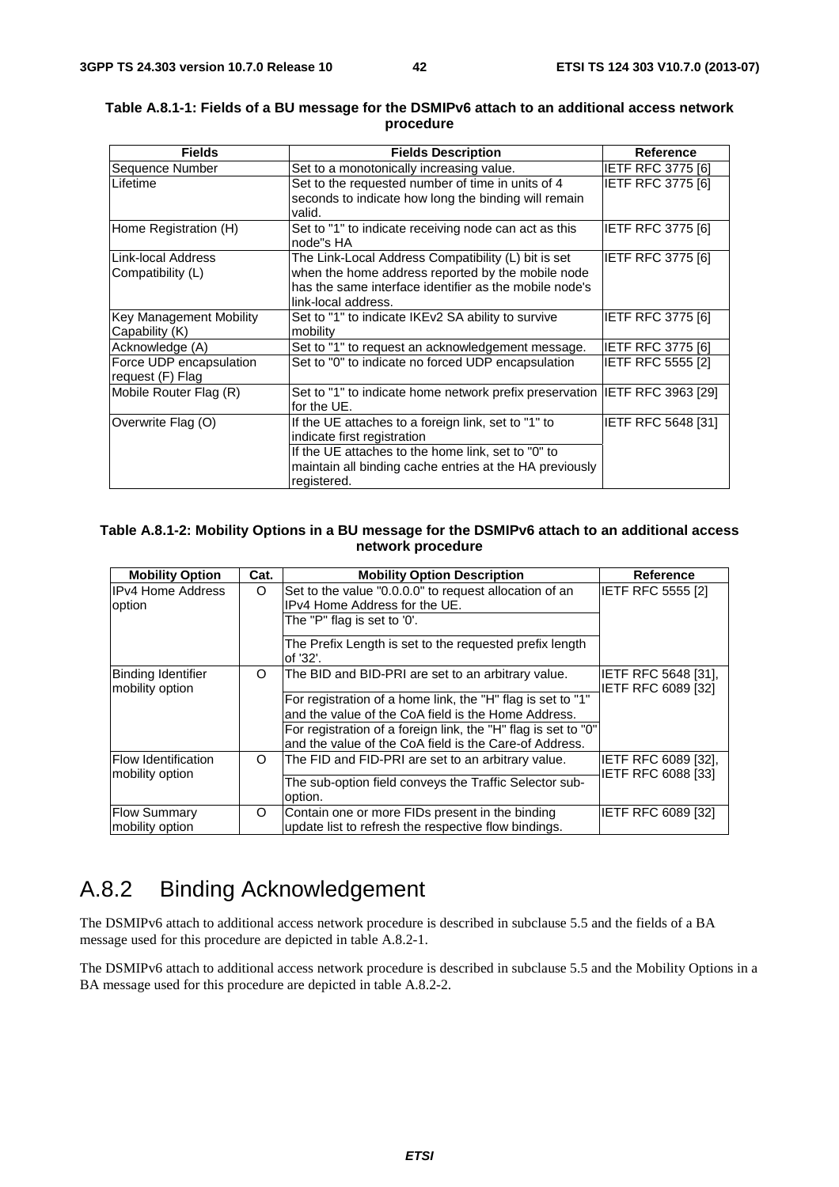**Table A.8.1-1: Fields of a BU message for the DSMIPv6 attach to an additional access network procedure**

| Fields | Fields Description | Reference |
|---|---|---|
| Sequence Number | Set to a monotonically increasing value. | IETF RFC 3775 [6] |
| Lifetime | Set to the requested number of time in units of 4 seconds to indicate how long the binding will remain valid. | IETF RFC 3775 [6] |
| Home Registration (H) | Set to "1" to indicate receiving node can act as this node"s HA | IETF RFC 3775 [6] |
| Link-local Address Compatibility (L) | The Link-Local Address Compatibility (L) bit is set when the home address reported by the mobile node has the same interface identifier as the mobile node's link-local address. | IETF RFC 3775 [6] |
| Key Management Mobility Capability (K) | Set to "1" to indicate IKEv2 SA ability to survive mobility | IETF RFC 3775 [6] |
| Acknowledge (A) | Set to "1" to request an acknowledgement message. | IETF RFC 3775 [6] |
| Force UDP encapsulation request (F) Flag | Set to "0" to indicate no forced UDP encapsulation | IETF RFC 5555 [2] |
| Mobile Router Flag (R) | Set to "1" to indicate home network prefix preservation for the UE. | IETF RFC 3963 [29] |
| Overwrite Flag (O) | If the UE attaches to a foreign link, set to "1" to indicate first registration | IETF RFC 5648 [31] |
| | If the UE attaches to the home link, set to "0" to maintain all binding cache entries at the HA previously registered. | |

**Table A.8.1-2: Mobility Options in a BU message for the DSMIPv6 attach to an additional access network procedure**

| Mobility Option | Cat. | Mobility Option Description | Reference |
|---|---|---|---|
| IPv4 Home Address option | O | Set to the value "0.0.0.0" to request allocation of an IPv4 Home Address for the UE. | IETF RFC 5555 [2] |
| | | The "P" flag is set to '0'. | |
| | | The Prefix Length is set to the requested prefix length of '32'. | |
| Binding Identifier mobility option | O | The BID and BID-PRI are set to an arbitrary value. | IETF RFC 5648 [31], IETF RFC 6089 [32] |
| | | For registration of a home link, the "H" flag is set to "1" and the value of the CoA field is the Home Address. | |
| | | For registration of a foreign link, the "H" flag is set to "0" and the value of the CoA field is the Care-of Address. | |
| Flow Identification mobility option | O | The FID and FID-PRI are set to an arbitrary value. | IETF RFC 6089 [32], IETF RFC 6088 [33] |
| | | The sub-option field conveys the Traffic Selector sub-option. | |
| Flow Summary mobility option | O | Contain one or more FIDs present in the binding update list to refresh the respective flow bindings. | IETF RFC 6089 [32] |

## A.8.2 Binding Acknowledgement

The DSMIPv6 attach to additional access network procedure is described in subclause 5.5 and the fields of a BA message used for this procedure are depicted in table A.8.2-1.

The DSMIPv6 attach to additional access network procedure is described in subclause 5.5 and the Mobility Options in a BA message used for this procedure are depicted in table A.8.2-2.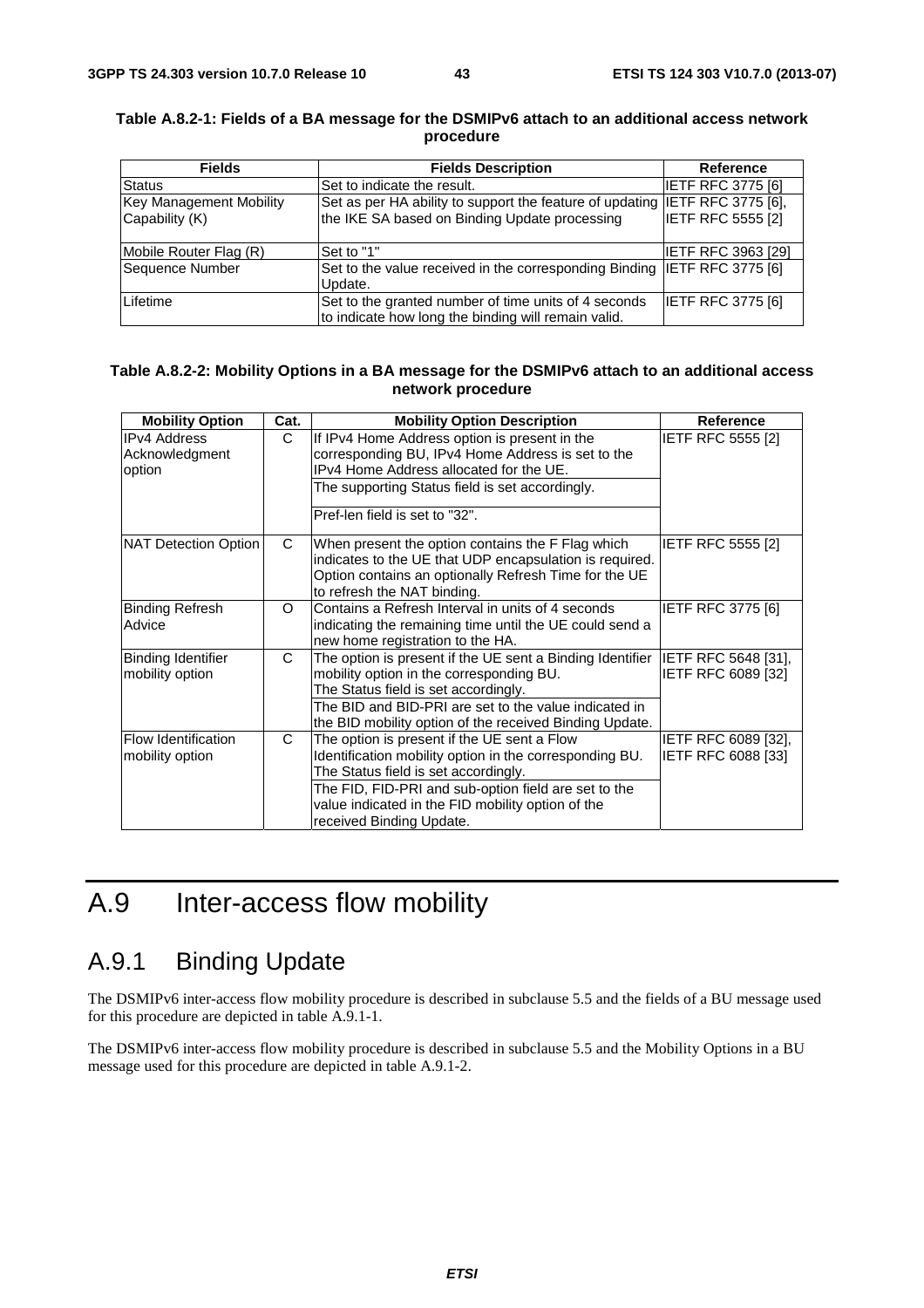**Table A.8.2-1: Fields of a BA message for the DSMIPv6 attach to an additional access network procedure**

| Fields | Fields Description | Reference |
| --- | --- | --- |
| Status | Set to indicate the result. | IETF RFC 3775 [6] |
| Key Management Mobility Capability (K) | Set as per HA ability to support the feature of updating the IKE SA based on Binding Update processing | IETF RFC 3775 [6], IETF RFC 5555 [2] |
| Mobile Router Flag (R) | Set to "1" | IETF RFC 3963 [29] |
| Sequence Number | Set to the value received in the corresponding Binding Update. | IETF RFC 3775 [6] |
| Lifetime | Set to the granted number of time units of 4 seconds to indicate how long the binding will remain valid. | IETF RFC 3775 [6] |

**Table A.8.2-2: Mobility Options in a BA message for the DSMIPv6 attach to an additional access network procedure**

| Mobility Option | Cat. | Mobility Option Description | Reference |
| --- | --- | --- | --- |
| IPv4 Address Acknowledgment option | C | If IPv4 Home Address option is present in the corresponding BU, IPv4 Home Address is set to the IPv4 Home Address allocated for the UE.<br>The supporting Status field is set accordingly.<br>Pref-len field is set to "32". | IETF RFC 5555 [2] |
| NAT Detection Option | C | When present the option contains the F Flag which indicates to the UE that UDP encapsulation is required. Option contains an optionally Refresh Time for the UE to refresh the NAT binding. | IETF RFC 5555 [2] |
| Binding Refresh Advice | O | Contains a Refresh Interval in units of 4 seconds indicating the remaining time until the UE could send a new home registration to the HA. | IETF RFC 3775 [6] |
| Binding Identifier mobility option | C | The option is present if the UE sent a Binding Identifier mobility option in the corresponding BU. The Status field is set accordingly.<br>The BID and BID-PRI are set to the value indicated in the BID mobility option of the received Binding Update. | IETF RFC 5648 [31], IETF RFC 6089 [32] |
| Flow Identification mobility option | C | The option is present if the UE sent a Flow Identification mobility option in the corresponding BU. The Status field is set accordingly.<br>The FID, FID-PRI and sub-option field are set to the value indicated in the FID mobility option of the received Binding Update. | IETF RFC 6089 [32], IETF RFC 6088 [33] |

# A.9 Inter-access flow mobility

## A.9.1 Binding Update

The DSMIPv6 inter-access flow mobility procedure is described in subclause 5.5 and the fields of a BU message used for this procedure are depicted in table A.9.1-1.

The DSMIPv6 inter-access flow mobility procedure is described in subclause 5.5 and the Mobility Options in a BU message used for this procedure are depicted in table A.9.1-2.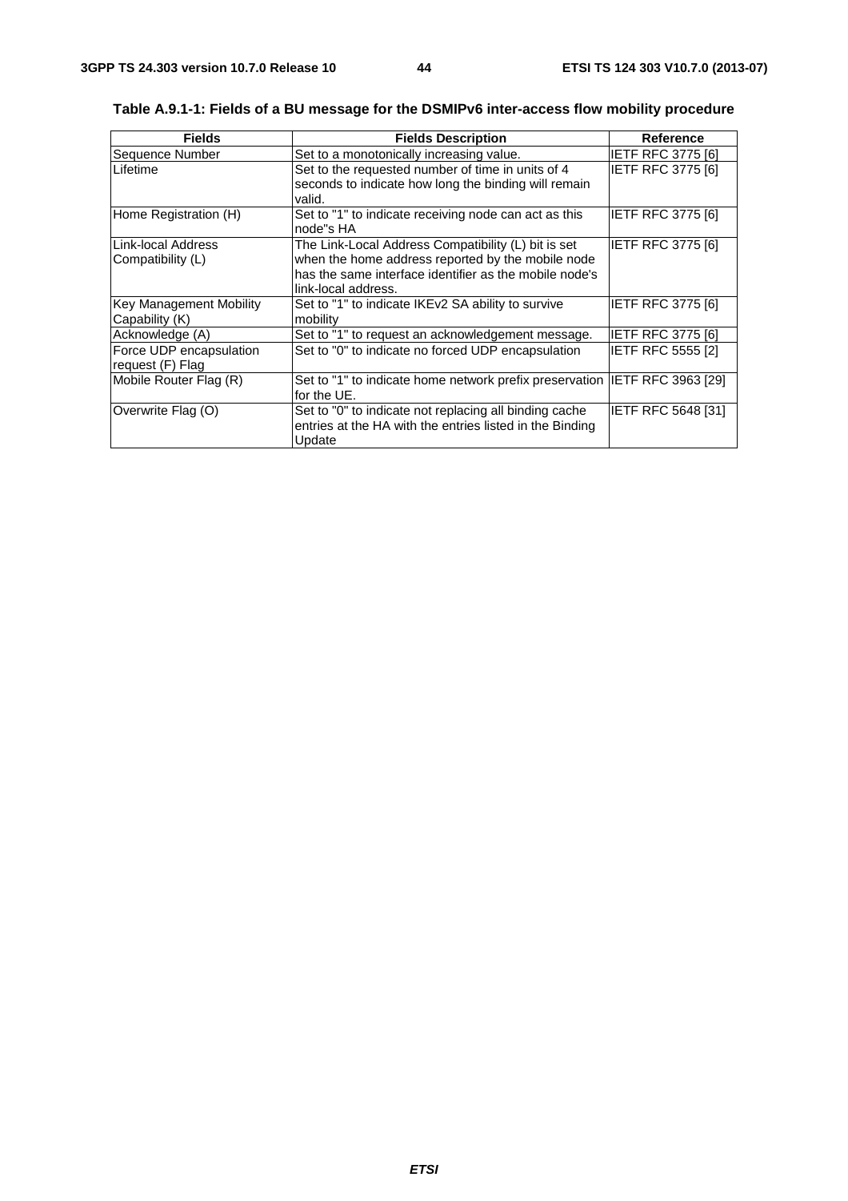**Table A.9.1-1: Fields of a BU message for the DSMIPv6 inter-access flow mobility procedure**

| Fields | Fields Description | Reference |
|---|---|---|
| Sequence Number | Set to a monotonically increasing value. | IETF RFC 3775 [6] |
| Lifetime | Set to the requested number of time in units of 4 seconds to indicate how long the binding will remain valid. | IETF RFC 3775 [6] |
| Home Registration (H) | Set to "1" to indicate receiving node can act as this node"s HA | IETF RFC 3775 [6] |
| Link-local Address Compatibility (L) | The Link-Local Address Compatibility (L) bit is set when the home address reported by the mobile node has the same interface identifier as the mobile node's link-local address. | IETF RFC 3775 [6] |
| Key Management Mobility Capability (K) | Set to "1" to indicate IKEv2 SA ability to survive mobility | IETF RFC 3775 [6] |
| Acknowledge (A) | Set to "1" to request an acknowledgement message. | IETF RFC 3775 [6] |
| Force UDP encapsulation request (F) Flag | Set to "0" to indicate no forced UDP encapsulation | IETF RFC 5555 [2] |
| Mobile Router Flag (R) | Set to "1" to indicate home network prefix preservation for the UE. | IETF RFC 3963 [29] |
| Overwrite Flag (O) | Set to "0" to indicate not replacing all binding cache entries at the HA with the entries listed in the Binding Update | IETF RFC 5648 [31] |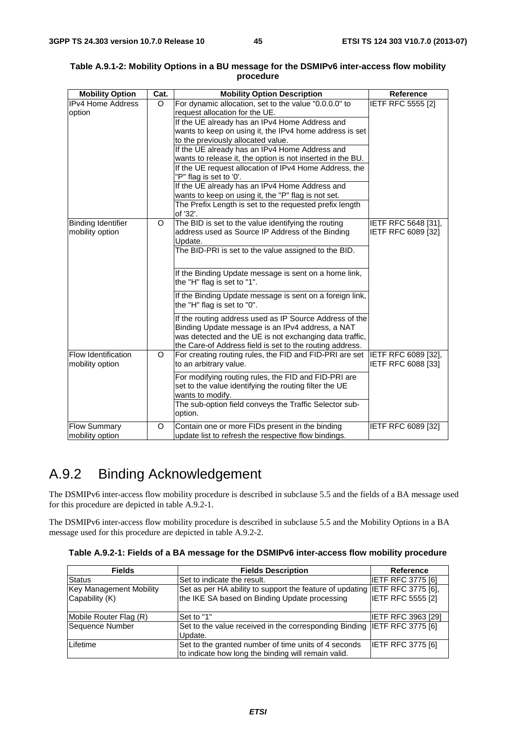**Table A.9.1-2: Mobility Options in a BU message for the DSMIPv6 inter-access flow mobility procedure**

| Mobility Option | Cat. | Mobility Option Description | Reference |
|---|---|---|---|
| IPv4 Home Address option | O | For dynamic allocation, set to the value "0.0.0.0" to request allocation for the UE. | IETF RFC 5555 [2] |
| | | If the UE already has an IPv4 Home Address and wants to keep on using it, the IPv4 home address is set to the previously allocated value. | |
| | | If the UE already has an IPv4 Home Address and wants to release it, the option is not inserted in the BU. | |
| | | If the UE request allocation of IPv4 Home Address, the "P" flag is set to '0'. | |
| | | If the UE already has an IPv4 Home Address and wants to keep on using it, the "P" flag is not set. | |
| | | The Prefix Length is set to the requested prefix length of '32'. | |
| Binding Identifier mobility option | O | The BID is set to the value identifying the routing address used as Source IP Address of the Binding Update. | IETF RFC 5648 [31], IETF RFC 6089 [32] |
| | | The BID-PRI is set to the value assigned to the BID. | |
| | | If the Binding Update message is sent on a home link, the "H" flag is set to "1". | |
| | | If the Binding Update message is sent on a foreign link, the "H" flag is set to "0". | |
| | | If the routing address used as IP Source Address of the Binding Update message is an IPv4 address, a NAT was detected and the UE is not exchanging data traffic, the Care-of Address field is set to the routing address. | |
| Flow Identification mobility option | O | For creating routing rules, the FID and FID-PRI are set to an arbitrary value. | IETF RFC 6089 [32], IETF RFC 6088 [33] |
| | | For modifying routing rules, the FID and FID-PRI are set to the value identifying the routing filter the UE wants to modify. | |
| | | The sub-option field conveys the Traffic Selector sub-option. | |
| Flow Summary mobility option | O | Contain one or more FIDs present in the binding update list to refresh the respective flow bindings. | IETF RFC 6089 [32] |

## A.9.2 Binding Acknowledgement

The DSMIPv6 inter-access flow mobility procedure is described in subclause 5.5 and the fields of a BA message used for this procedure are depicted in table A.9.2-1.

The DSMIPv6 inter-access flow mobility procedure is described in subclause 5.5 and the Mobility Options in a BA message used for this procedure are depicted in table A.9.2-2.

**Table A.9.2-1: Fields of a BA message for the DSMIPv6 inter-access flow mobility procedure**

| Fields | Fields Description | Reference |
|---|---|---|
| Status | Set to indicate the result. | IETF RFC 3775 [6] |
| Key Management Mobility Capability (K) | Set as per HA ability to support the feature of updating the IKE SA based on Binding Update processing | IETF RFC 3775 [6], IETF RFC 5555 [2] |
| Mobile Router Flag (R) | Set to "1" | IETF RFC 3963 [29] |
| Sequence Number | Set to the value received in the corresponding Binding Update. | IETF RFC 3775 [6] |
| Lifetime | Set to the granted number of time units of 4 seconds to indicate how long the binding will remain valid. | IETF RFC 3775 [6] |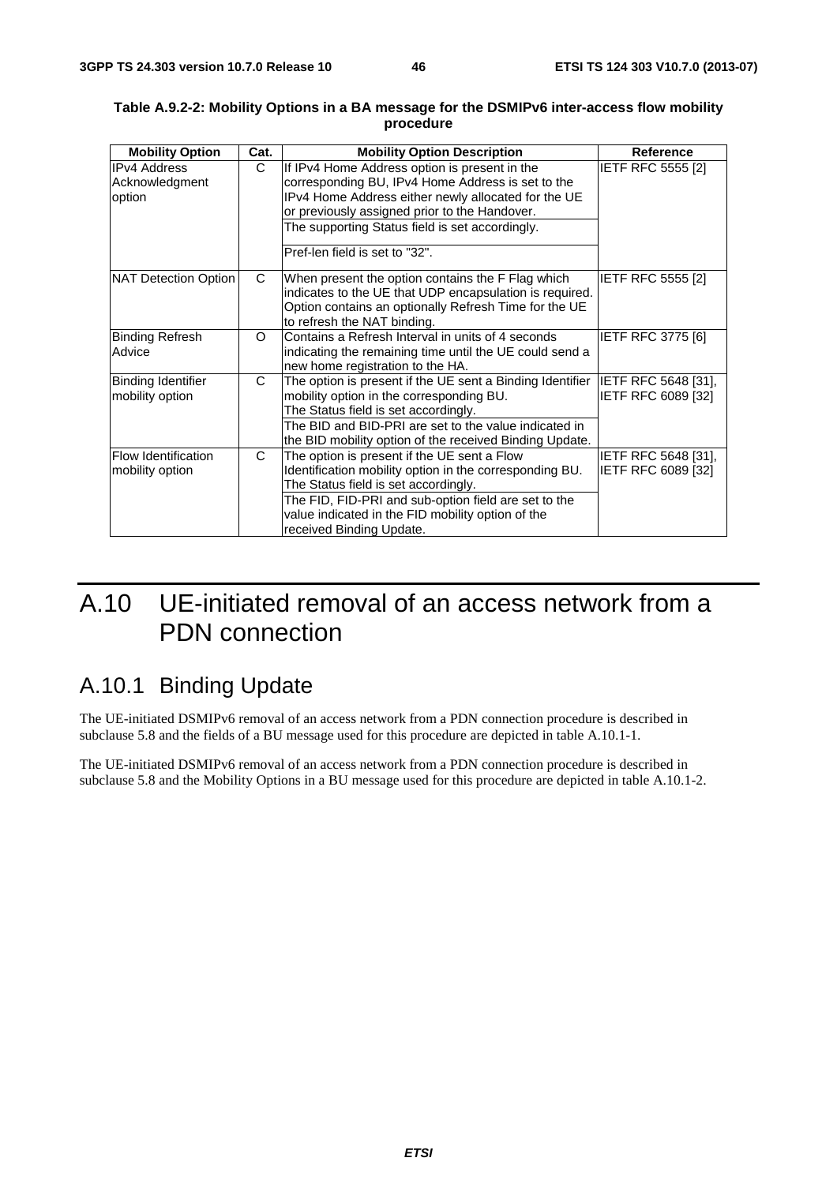**Table A.9.2-2: Mobility Options in a BA message for the DSMIPv6 inter-access flow mobility procedure**

| Mobility Option | Cat. | Mobility Option Description | Reference |
|---|---|---|---|
| IPv4 Address Acknowledgment option | C | If IPv4 Home Address option is present in the corresponding BU, IPv4 Home Address is set to the IPv4 Home Address either newly allocated for the UE or previously assigned prior to the Handover.<br>The supporting Status field is set accordingly.<br>Pref-len field is set to "32". | IETF RFC 5555 [2] |
| NAT Detection Option | C | When present the option contains the F Flag which indicates to the UE that UDP encapsulation is required. Option contains an optionally Refresh Time for the UE to refresh the NAT binding. | IETF RFC 5555 [2] |
| Binding Refresh Advice | O | Contains a Refresh Interval in units of 4 seconds indicating the remaining time until the UE could send a new home registration to the HA. | IETF RFC 3775 [6] |
| Binding Identifier mobility option | C | The option is present if the UE sent a Binding Identifier mobility option in the corresponding BU.<br>The Status field is set accordingly.<br>The BID and BID-PRI are set to the value indicated in the BID mobility option of the received Binding Update. | IETF RFC 5648 [31], IETF RFC 6089 [32] |
| Flow Identification mobility option | C | The option is present if the UE sent a Flow Identification mobility option in the corresponding BU.<br>The Status field is set accordingly.<br>The FID, FID-PRI and sub-option field are set to the value indicated in the FID mobility option of the received Binding Update. | IETF RFC 5648 [31], IETF RFC 6089 [32] |

# A.10 UE-initiated removal of an access network from a PDN connection

## A.10.1 Binding Update

The UE-initiated DSMIPv6 removal of an access network from a PDN connection procedure is described in subclause 5.8 and the fields of a BU message used for this procedure are depicted in table A.10.1-1.

The UE-initiated DSMIPv6 removal of an access network from a PDN connection procedure is described in subclause 5.8 and the Mobility Options in a BU message used for this procedure are depicted in table A.10.1-2.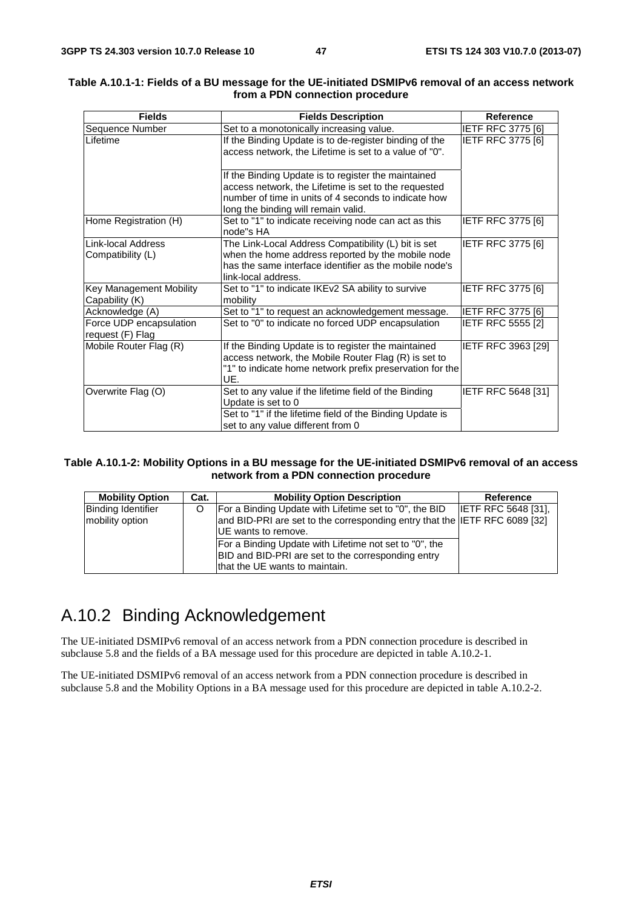**Table A.10.1-1: Fields of a BU message for the UE-initiated DSMIPv6 removal of an access network from a PDN connection procedure**

| Fields | Fields Description | Reference |
|---|---|---|
| Sequence Number | Set to a monotonically increasing value. | IETF RFC 3775 [6] |
| Lifetime | If the Binding Update is to de-register binding of the access network, the Lifetime is set to a value of "0".<br><br>If the Binding Update is to register the maintained access network, the Lifetime is set to the requested number of time in units of 4 seconds to indicate how long the binding will remain valid. | IETF RFC 3775 [6] |
| Home Registration (H) | Set to "1" to indicate receiving node can act as this node"s HA | IETF RFC 3775 [6] |
| Link-local Address Compatibility (L) | The Link-Local Address Compatibility (L) bit is set when the home address reported by the mobile node has the same interface identifier as the mobile node's link-local address. | IETF RFC 3775 [6] |
| Key Management Mobility Capability (K) | Set to "1" to indicate IKEv2 SA ability to survive mobility | IETF RFC 3775 [6] |
| Acknowledge (A) | Set to "1" to request an acknowledgement message. | IETF RFC 3775 [6] |
| Force UDP encapsulation request (F) Flag | Set to "0" to indicate no forced UDP encapsulation | IETF RFC 5555 [2] |
| Mobile Router Flag (R) | If the Binding Update is to register the maintained access network, the Mobile Router Flag (R) is set to "1" to indicate home network prefix preservation for the UE. | IETF RFC 3963 [29] |
| Overwrite Flag (O) | Set to any value if the lifetime field of the Binding Update is set to 0<br>Set to "1" if the lifetime field of the Binding Update is set to any value different from 0 | IETF RFC 5648 [31] |

**Table A.10.1-2: Mobility Options in a BU message for the UE-initiated DSMIPv6 removal of an access network from a PDN connection procedure**

| Mobility Option | Cat. | Mobility Option Description | Reference |
|---|---|---|---|
| Binding Identifier mobility option | O | For a Binding Update with Lifetime set to "0", the BID and BID-PRI are set to the corresponding entry that the UE wants to remove.<br>For a Binding Update with Lifetime not set to "0", the BID and BID-PRI are set to the corresponding entry that the UE wants to maintain. | IETF RFC 5648 [31], IETF RFC 6089 [32] |

# A.10.2 Binding Acknowledgement

The UE-initiated DSMIPv6 removal of an access network from a PDN connection procedure is described in subclause 5.8 and the fields of a BA message used for this procedure are depicted in table A.10.2-1.

The UE-initiated DSMIPv6 removal of an access network from a PDN connection procedure is described in subclause 5.8 and the Mobility Options in a BA message used for this procedure are depicted in table A.10.2-2.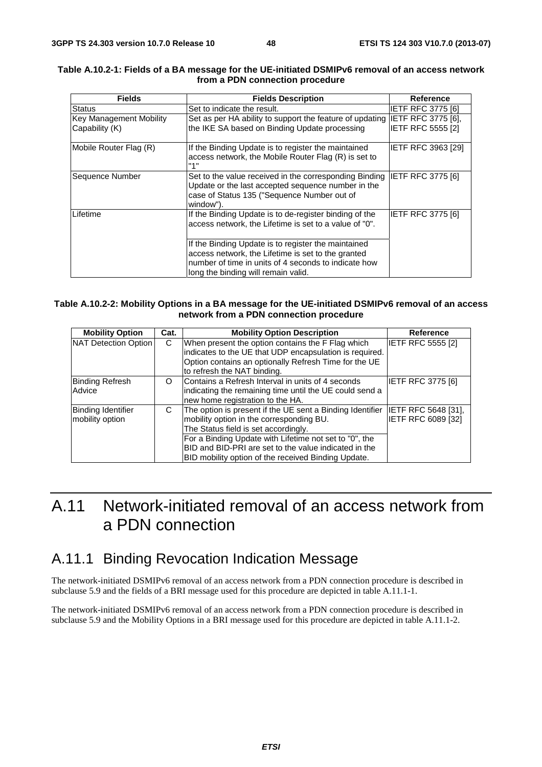**Table A.10.2-1: Fields of a BA message for the UE-initiated DSMIPv6 removal of an access network from a PDN connection procedure**

| Fields | Fields Description | Reference |
|---|---|---|
| Status | Set to indicate the result. | IETF RFC 3775 [6] |
| Key Management Mobility Capability (K) | Set as per HA ability to support the feature of updating the IKE SA based on Binding Update processing | IETF RFC 3775 [6], IETF RFC 5555 [2] |
| Mobile Router Flag (R) | If the Binding Update is to register the maintained access network, the Mobile Router Flag (R) is set to "1" | IETF RFC 3963 [29] |
| Sequence Number | Set to the value received in the corresponding Binding Update or the last accepted sequence number in the case of Status 135 ("Sequence Number out of window"). | IETF RFC 3775 [6] |
| Lifetime | If the Binding Update is to de-register binding of the access network, the Lifetime is set to a value of "0".<br><br>If the Binding Update is to register the maintained access network, the Lifetime is set to the granted number of time in units of 4 seconds to indicate how long the binding will remain valid. | IETF RFC 3775 [6] |

**Table A.10.2-2: Mobility Options in a BA message for the UE-initiated DSMIPv6 removal of an access network from a PDN connection procedure**

| Mobility Option | Cat. | Mobility Option Description | Reference |
|---|---|---|---|
| NAT Detection Option | C | When present the option contains the F Flag which indicates to the UE that UDP encapsulation is required. Option contains an optionally Refresh Time for the UE to refresh the NAT binding. | IETF RFC 5555 [2] |
| Binding Refresh Advice | O | Contains a Refresh Interval in units of 4 seconds indicating the remaining time until the UE could send a new home registration to the HA. | IETF RFC 3775 [6] |
| Binding Identifier mobility option | C | The option is present if the UE sent a Binding Identifier mobility option in the corresponding BU. The Status field is set accordingly.<br>For a Binding Update with Lifetime not set to "0", the BID and BID-PRI are set to the value indicated in the BID mobility option of the received Binding Update. | IETF RFC 5648 [31], IETF RFC 6089 [32] |

# A.11 Network-initiated removal of an access network from a PDN connection

## A.11.1 Binding Revocation Indication Message

The network-initiated DSMIPv6 removal of an access network from a PDN connection procedure is described in subclause 5.9 and the fields of a BRI message used for this procedure are depicted in table A.11.1-1.

The network-initiated DSMIPv6 removal of an access network from a PDN connection procedure is described in subclause 5.9 and the Mobility Options in a BRI message used for this procedure are depicted in table A.11.1-2.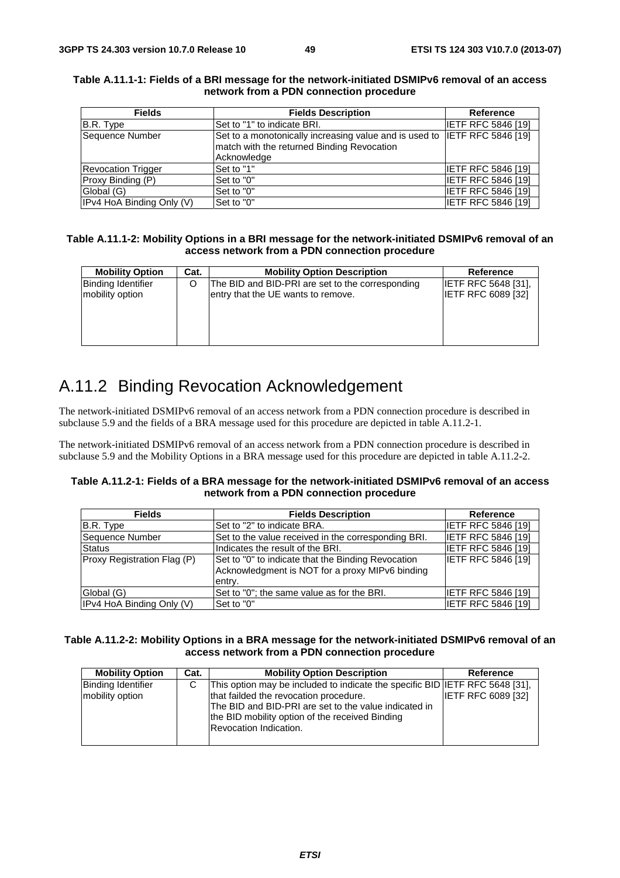**Table A.11.1-1: Fields of a BRI message for the network-initiated DSMIPv6 removal of an access network from a PDN connection procedure**

| Fields | Fields Description | Reference |
|---|---|---|
| B.R. Type | Set to "1" to indicate BRI. | IETF RFC 5846 [19] |
| Sequence Number | Set to a monotonically increasing value and is used to match with the returned Binding Revocation Acknowledge | IETF RFC 5846 [19] |
| Revocation Trigger | Set to "1" | IETF RFC 5846 [19] |
| Proxy Binding (P) | Set to "0" | IETF RFC 5846 [19] |
| Global (G) | Set to "0" | IETF RFC 5846 [19] |
| IPv4 HoA Binding Only (V) | Set to "0" | IETF RFC 5846 [19] |

**Table A.11.1-2: Mobility Options in a BRI message for the network-initiated DSMIPv6 removal of an access network from a PDN connection procedure**

| Mobility Option | Cat. | Mobility Option Description | Reference |
|---|---|---|---|
| Binding Identifier mobility option | O | The BID and BID-PRI are set to the corresponding entry that the UE wants to remove. | IETF RFC 5648 [31], IETF RFC 6089 [32] |

## A.11.2 Binding Revocation Acknowledgement

The network-initiated DSMIPv6 removal of an access network from a PDN connection procedure is described in subclause 5.9 and the fields of a BRA message used for this procedure are depicted in table A.11.2-1.

The network-initiated DSMIPv6 removal of an access network from a PDN connection procedure is described in subclause 5.9 and the Mobility Options in a BRA message used for this procedure are depicted in table A.11.2-2.

**Table A.11.2-1: Fields of a BRA message for the network-initiated DSMIPv6 removal of an access network from a PDN connection procedure**

| Fields | Fields Description | Reference |
|---|---|---|
| B.R. Type | Set to "2" to indicate BRA. | IETF RFC 5846 [19] |
| Sequence Number | Set to the value received in the corresponding BRI. | IETF RFC 5846 [19] |
| Status | Indicates the result of the BRI. | IETF RFC 5846 [19] |
| Proxy Registration Flag (P) | Set to "0" to indicate that the Binding Revocation Acknowledgment is NOT for a proxy MIPv6 binding entry. | IETF RFC 5846 [19] |
| Global (G) | Set to "0"; the same value as for the BRI. | IETF RFC 5846 [19] |
| IPv4 HoA Binding Only (V) | Set to "0" | IETF RFC 5846 [19] |

**Table A.11.2-2: Mobility Options in a BRA message for the network-initiated DSMIPv6 removal of an access network from a PDN connection procedure**

| Mobility Option | Cat. | Mobility Option Description | Reference |
|---|---|---|---|
| Binding Identifier mobility option | C | This option may be included to indicate the specific BID that failded the revocation procedure. The BID and BID-PRI are set to the value indicated in the BID mobility option of the received Binding Revocation Indication. | IETF RFC 5648 [31], IETF RFC 6089 [32] |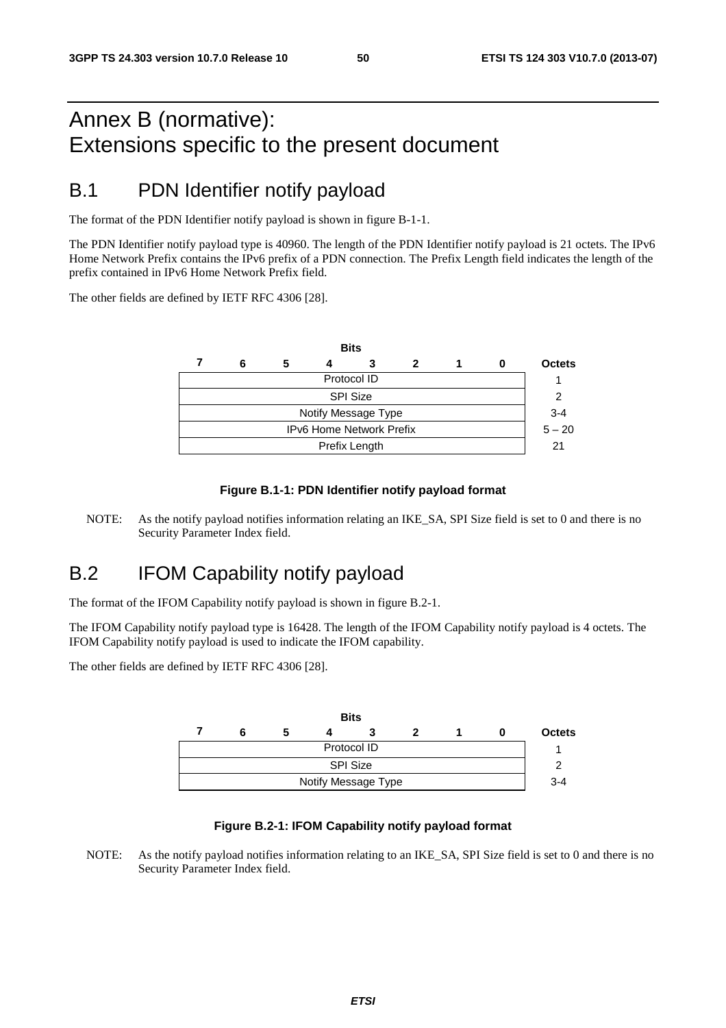# Annex B (normative): Extensions specific to the present document

## B.1 PDN Identifier notify payload

The format of the PDN Identifier notify payload is shown in figure B-1-1.

The PDN Identifier notify payload type is 40960. The length of the PDN Identifier notify payload is 21 octets. The IPv6 Home Network Prefix contains the IPv6 prefix of a PDN connection. The Prefix Length field indicates the length of the prefix contained in IPv6 Home Network Prefix field.

The other fields are defined by IETF RFC 4306 [28].

| Bits 7 6 5 4 3 2 1 0 | Octets |
|---|---|
| Protocol ID | 1 |
| SPI Size | 2 |
| Notify Message Type | 3-4 |
| IPv6 Home Network Prefix | 5 – 20 |
| Prefix Length | 21 |

**Figure B.1-1: PDN Identifier notify payload format**

NOTE: As the notify payload notifies information relating an IKE_SA, SPI Size field is set to 0 and there is no Security Parameter Index field.

## B.2 IFOM Capability notify payload

The format of the IFOM Capability notify payload is shown in figure B.2-1.

The IFOM Capability notify payload type is 16428. The length of the IFOM Capability notify payload is 4 octets. The IFOM Capability notify payload is used to indicate the IFOM capability.

The other fields are defined by IETF RFC 4306 [28].

| Bits 7 6 5 4 3 2 1 0 | Octets |
|---|---|
| Protocol ID | 1 |
| SPI Size | 2 |
| Notify Message Type | 3-4 |

**Figure B.2-1: IFOM Capability notify payload format**

NOTE: As the notify payload notifies information relating to an IKE_SA, SPI Size field is set to 0 and there is no Security Parameter Index field.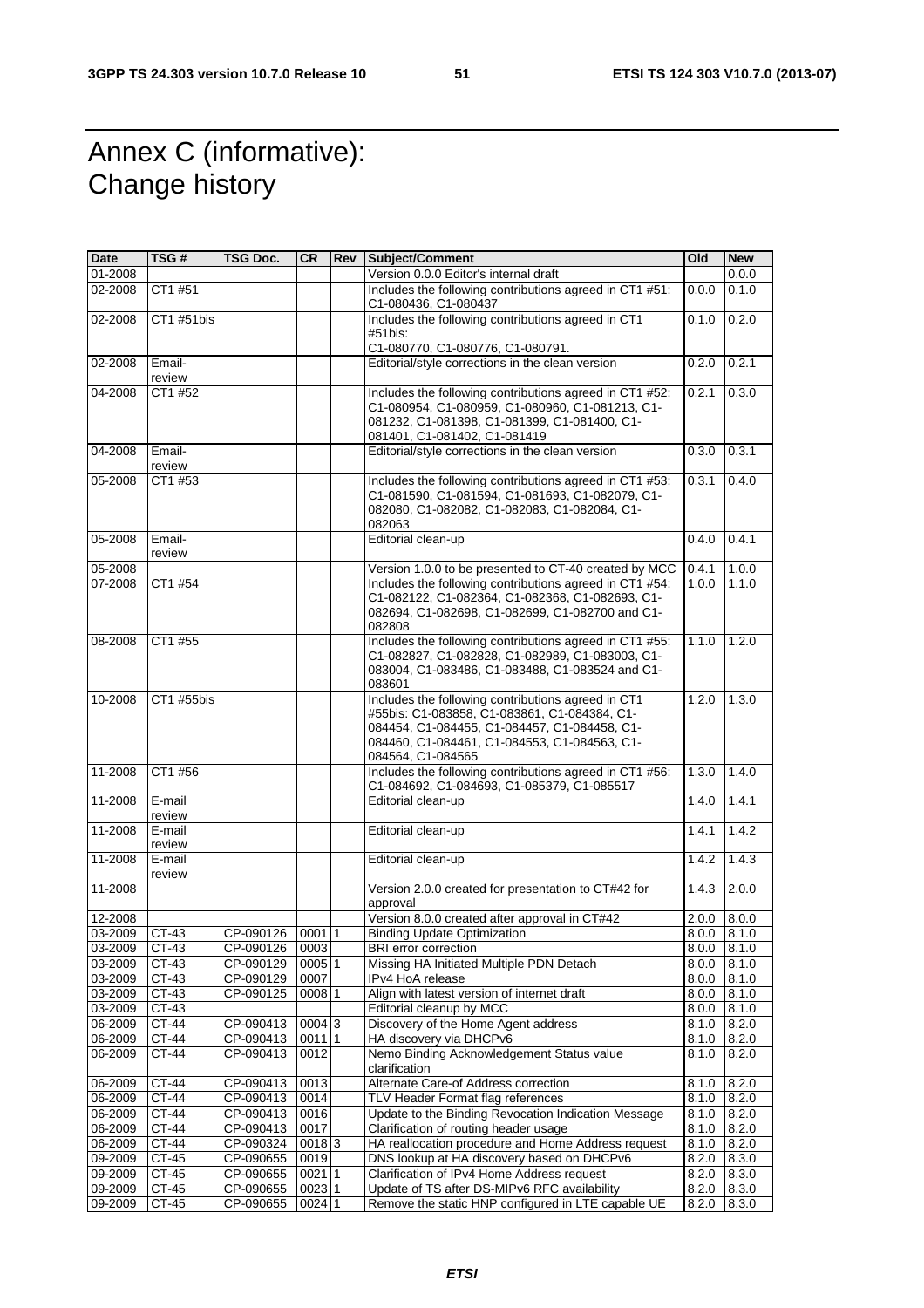# Annex C (informative): Change history

| Date | TSG # | TSG Doc. | CR | Rev | Subject/Comment | Old | New |
|---|---|---|---|---|---|---|---|
| 01-2008 | | | | | Version 0.0.0 Editor's internal draft | | 0.0.0 |
| 02-2008 | CT1 #51 | | | | Includes the following contributions agreed in CT1 #51: C1-080436, C1-080437 | 0.0.0 | 0.1.0 |
| 02-2008 | CT1 #51bis | | | | Includes the following contributions agreed in CT1 #51bis: C1-080770, C1-080776, C1-080791. | 0.1.0 | 0.2.0 |
| 02-2008 | Email-review | | | | Editorial/style corrections in the clean version | 0.2.0 | 0.2.1 |
| 04-2008 | CT1 #52 | | | | Includes the following contributions agreed in CT1 #52: C1-080954, C1-080959, C1-080960, C1-081213, C1-081232, C1-081398, C1-081399, C1-081400, C1-081401, C1-081402, C1-081419 | 0.2.1 | 0.3.0 |
| 04-2008 | Email-review | | | | Editorial/style corrections in the clean version | 0.3.0 | 0.3.1 |
| 05-2008 | CT1 #53 | | | | Includes the following contributions agreed in CT1 #53: C1-081590, C1-081594, C1-081693, C1-082079, C1-082080, C1-082082, C1-082083, C1-082084, C1-082063 | 0.3.1 | 0.4.0 |
| 05-2008 | Email-review | | | | Editorial clean-up | 0.4.0 | 0.4.1 |
| 05-2008 | | | | | Version 1.0.0 to be presented to CT-40 created by MCC | 0.4.1 | 1.0.0 |
| 07-2008 | CT1 #54 | | | | Includes the following contributions agreed in CT1 #54: C1-082122, C1-082364, C1-082368, C1-082693, C1-082694, C1-082698, C1-082699, C1-082700 and C1-082808 | 1.0.0 | 1.1.0 |
| 08-2008 | CT1 #55 | | | | Includes the following contributions agreed in CT1 #55: C1-082827, C1-082828, C1-082989, C1-083003, C1-083004, C1-083486, C1-083488, C1-083524 and C1-083601 | 1.1.0 | 1.2.0 |
| 10-2008 | CT1 #55bis | | | | Includes the following contributions agreed in CT1 #55bis: C1-083858, C1-083861, C1-084384, C1-084454, C1-084455, C1-084457, C1-084458, C1-084460, C1-084461, C1-084553, C1-084563, C1-084564, C1-084565 | 1.2.0 | 1.3.0 |
| 11-2008 | CT1 #56 | | | | Includes the following contributions agreed in CT1 #56: C1-084692, C1-084693, C1-085379, C1-085517 | 1.3.0 | 1.4.0 |
| 11-2008 | E-mail review | | | | Editorial clean-up | 1.4.0 | 1.4.1 |
| 11-2008 | E-mail review | | | | Editorial clean-up | 1.4.1 | 1.4.2 |
| 11-2008 | E-mail review | | | | Editorial clean-up | 1.4.2 | 1.4.3 |
| 11-2008 | | | | | Version 2.0.0 created for presentation to CT#42 for approval | 1.4.3 | 2.0.0 |
| 12-2008 | | | | | Version 8.0.0 created after approval in CT#42 | 2.0.0 | 8.0.0 |
| 03-2009 | CT-43 | CP-090126 | 0001 | 1 | Binding Update Optimization | 8.0.0 | 8.1.0 |
| 03-2009 | CT-43 | CP-090126 | 0003 | | BRI error correction | 8.0.0 | 8.1.0 |
| 03-2009 | CT-43 | CP-090129 | 0005 | 1 | Missing HA Initiated Multiple PDN Detach | 8.0.0 | 8.1.0 |
| 03-2009 | CT-43 | CP-090129 | 0007 | | IPv4 HoA release | 8.0.0 | 8.1.0 |
| 03-2009 | CT-43 | CP-090125 | 0008 | 1 | Align with latest version of internet draft | 8.0.0 | 8.1.0 |
| 03-2009 | CT-43 | | | | Editorial cleanup by MCC | 8.0.0 | 8.1.0 |
| 06-2009 | CT-44 | CP-090413 | 0004 | 3 | Discovery of the Home Agent address | 8.1.0 | 8.2.0 |
| 06-2009 | CT-44 | CP-090413 | 0011 | 1 | HA discovery via DHCPv6 | 8.1.0 | 8.2.0 |
| 06-2009 | CT-44 | CP-090413 | 0012 | | Nemo Binding Acknowledgement Status value clarification | 8.1.0 | 8.2.0 |
| 06-2009 | CT-44 | CP-090413 | 0013 | | Alternate Care-of Address correction | 8.1.0 | 8.2.0 |
| 06-2009 | CT-44 | CP-090413 | 0014 | | TLV Header Format flag references | 8.1.0 | 8.2.0 |
| 06-2009 | CT-44 | CP-090413 | 0016 | | Update to the Binding Revocation Indication Message | 8.1.0 | 8.2.0 |
| 06-2009 | CT-44 | CP-090413 | 0017 | | Clarification of routing header usage | 8.1.0 | 8.2.0 |
| 06-2009 | CT-44 | CP-090324 | 0018 | 3 | HA reallocation procedure and Home Address request | 8.1.0 | 8.2.0 |
| 09-2009 | CT-45 | CP-090655 | 0019 | | DNS lookup at HA discovery based on DHCPv6 | 8.2.0 | 8.3.0 |
| 09-2009 | CT-45 | CP-090655 | 0021 | 1 | Clarification of IPv4 Home Address request | 8.2.0 | 8.3.0 |
| 09-2009 | CT-45 | CP-090655 | 0023 | 1 | Update of TS after DS-MIPv6 RFC availability | 8.2.0 | 8.3.0 |
| 09-2009 | CT-45 | CP-090655 | 0024 | 1 | Remove the static HNP configured in LTE capable UE | 8.2.0 | 8.3.0 |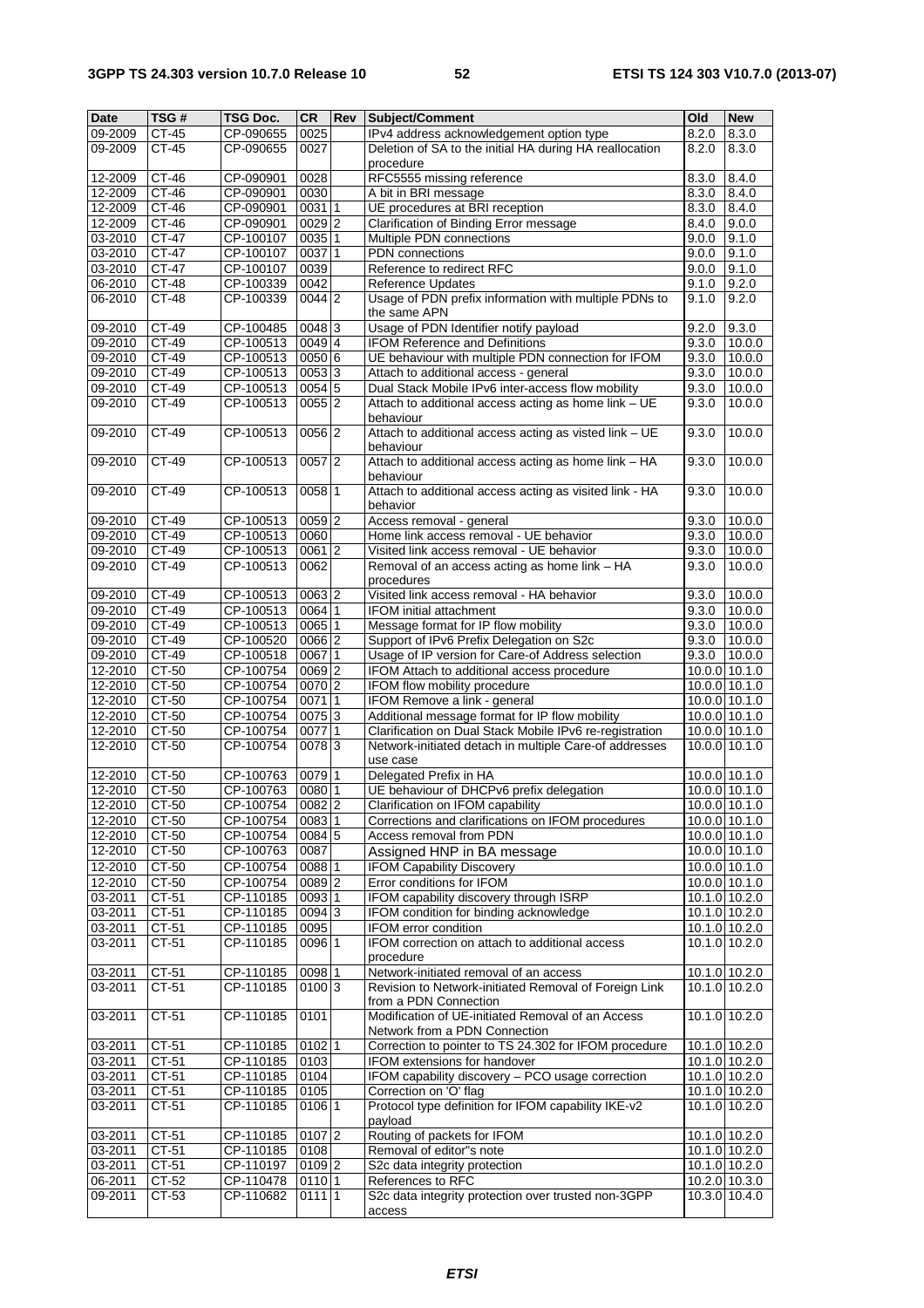| Date | TSG # | TSG Doc. | CR | Rev | Subject/Comment | Old | New |
|---|---|---|---|---|---|---|---|
| 09-2009 | CT-45 | CP-090655 | 0025 | | IPv4 address acknowledgement option type | 8.2.0 | 8.3.0 |
| 09-2009 | CT-45 | CP-090655 | 0027 | | Deletion of SA to the initial HA during HA reallocation procedure | 8.2.0 | 8.3.0 |
| 12-2009 | CT-46 | CP-090901 | 0028 | | RFC5555 missing reference | 8.3.0 | 8.4.0 |
| 12-2009 | CT-46 | CP-090901 | 0030 | | A bit in BRI message | 8.3.0 | 8.4.0 |
| 12-2009 | CT-46 | CP-090901 | 0031 | 1 | UE procedures at BRI reception | 8.3.0 | 8.4.0 |
| 12-2009 | CT-46 | CP-090901 | 0029 | 2 | Clarification of Binding Error message | 8.4.0 | 9.0.0 |
| 03-2010 | CT-47 | CP-100107 | 0035 | 1 | Multiple PDN connections | 9.0.0 | 9.1.0 |
| 03-2010 | CT-47 | CP-100107 | 0037 | 1 | PDN connections | 9.0.0 | 9.1.0 |
| 03-2010 | CT-47 | CP-100107 | 0039 | | Reference to redirect RFC | 9.0.0 | 9.1.0 |
| 06-2010 | CT-48 | CP-100339 | 0042 | | Reference Updates | 9.1.0 | 9.2.0 |
| 06-2010 | CT-48 | CP-100339 | 0044 | 2 | Usage of PDN prefix information with multiple PDNs to the same APN | 9.1.0 | 9.2.0 |
| 09-2010 | CT-49 | CP-100485 | 0048 | 3 | Usage of PDN Identifier notify payload | 9.2.0 | 9.3.0 |
| 09-2010 | CT-49 | CP-100513 | 0049 | 4 | IFOM Reference and Definitions | 9.3.0 | 10.0.0 |
| 09-2010 | CT-49 | CP-100513 | 0050 | 6 | UE behaviour with multiple PDN connection for IFOM | 9.3.0 | 10.0.0 |
| 09-2010 | CT-49 | CP-100513 | 0053 | 3 | Attach to additional access - general | 9.3.0 | 10.0.0 |
| 09-2010 | CT-49 | CP-100513 | 0054 | 5 | Dual Stack Mobile IPv6 inter-access flow mobility | 9.3.0 | 10.0.0 |
| 09-2010 | CT-49 | CP-100513 | 0055 | 2 | Attach to additional access acting as home link – UE behaviour | 9.3.0 | 10.0.0 |
| 09-2010 | CT-49 | CP-100513 | 0056 | 2 | Attach to additional access acting as visted link – UE behaviour | 9.3.0 | 10.0.0 |
| 09-2010 | CT-49 | CP-100513 | 0057 | 2 | Attach to additional access acting as home link – HA behaviour | 9.3.0 | 10.0.0 |
| 09-2010 | CT-49 | CP-100513 | 0058 | 1 | Attach to additional access acting as visited link - HA behavior | 9.3.0 | 10.0.0 |
| 09-2010 | CT-49 | CP-100513 | 0059 | 2 | Access removal - general | 9.3.0 | 10.0.0 |
| 09-2010 | CT-49 | CP-100513 | 0060 | | Home link access removal - UE behavior | 9.3.0 | 10.0.0 |
| 09-2010 | CT-49 | CP-100513 | 0061 | 2 | Visited link access removal - UE behavior | 9.3.0 | 10.0.0 |
| 09-2010 | CT-49 | CP-100513 | 0062 | | Removal of an access acting as home link – HA procedures | 9.3.0 | 10.0.0 |
| 09-2010 | CT-49 | CP-100513 | 0063 | 2 | Visited link access removal - HA behavior | 9.3.0 | 10.0.0 |
| 09-2010 | CT-49 | CP-100513 | 0064 | 1 | IFOM initial attachment | 9.3.0 | 10.0.0 |
| 09-2010 | CT-49 | CP-100513 | 0065 | 1 | Message format for IP flow mobility | 9.3.0 | 10.0.0 |
| 09-2010 | CT-49 | CP-100520 | 0066 | 2 | Support of IPv6 Prefix Delegation on S2c | 9.3.0 | 10.0.0 |
| 09-2010 | CT-49 | CP-100518 | 0067 | 1 | Usage of IP version for Care-of Address selection | 9.3.0 | 10.0.0 |
| 12-2010 | CT-50 | CP-100754 | 0069 | 2 | IFOM Attach to additional access procedure | 10.0.0 | 10.1.0 |
| 12-2010 | CT-50 | CP-100754 | 0070 | 2 | IFOM flow mobility procedure | 10.0.0 | 10.1.0 |
| 12-2010 | CT-50 | CP-100754 | 0071 | 1 | IFOM Remove a link - general | 10.0.0 | 10.1.0 |
| 12-2010 | CT-50 | CP-100754 | 0075 | 3 | Additional message format for IP flow mobility | 10.0.0 | 10.1.0 |
| 12-2010 | CT-50 | CP-100754 | 0077 | 1 | Clarification on Dual Stack Mobile IPv6 re-registration | 10.0.0 | 10.1.0 |
| 12-2010 | CT-50 | CP-100754 | 0078 | 3 | Network-initiated detach in multiple Care-of addresses use case | 10.0.0 | 10.1.0 |
| 12-2010 | CT-50 | CP-100763 | 0079 | 1 | Delegated Prefix in HA | 10.0.0 | 10.1.0 |
| 12-2010 | CT-50 | CP-100763 | 0080 | 1 | UE behaviour of DHCPv6 prefix delegation | 10.0.0 | 10.1.0 |
| 12-2010 | CT-50 | CP-100754 | 0082 | 2 | Clarification on IFOM capability | 10.0.0 | 10.1.0 |
| 12-2010 | CT-50 | CP-100754 | 0083 | 1 | Corrections and clarifications on IFOM procedures | 10.0.0 | 10.1.0 |
| 12-2010 | CT-50 | CP-100754 | 0084 | 5 | Access removal from PDN | 10.0.0 | 10.1.0 |
| 12-2010 | CT-50 | CP-100763 | 0087 | | Assigned HNP in BA message | 10.0.0 | 10.1.0 |
| 12-2010 | CT-50 | CP-100754 | 0088 | 1 | IFOM Capability Discovery | 10.0.0 | 10.1.0 |
| 12-2010 | CT-50 | CP-100754 | 0089 | 2 | Error conditions for IFOM | 10.0.0 | 10.1.0 |
| 03-2011 | CT-51 | CP-110185 | 0093 | 1 | IFOM capability discovery through ISRP | 10.1.0 | 10.2.0 |
| 03-2011 | CT-51 | CP-110185 | 0094 | 3 | IFOM condition for binding acknowledge | 10.1.0 | 10.2.0 |
| 03-2011 | CT-51 | CP-110185 | 0095 | | IFOM error condition | 10.1.0 | 10.2.0 |
| 03-2011 | CT-51 | CP-110185 | 0096 | 1 | IFOM correction on attach to additional access procedure | 10.1.0 | 10.2.0 |
| 03-2011 | CT-51 | CP-110185 | 0098 | 1 | Network-initiated removal of an access | 10.1.0 | 10.2.0 |
| 03-2011 | CT-51 | CP-110185 | 0100 | 3 | Revision to Network-initiated Removal of Foreign Link from a PDN Connection | 10.1.0 | 10.2.0 |
| 03-2011 | CT-51 | CP-110185 | 0101 | | Modification of UE-initiated Removal of an Access Network from a PDN Connection | 10.1.0 | 10.2.0 |
| 03-2011 | CT-51 | CP-110185 | 0102 | 1 | Correction to pointer to TS 24.302 for IFOM procedure | 10.1.0 | 10.2.0 |
| 03-2011 | CT-51 | CP-110185 | 0103 | | IFOM extensions for handover | 10.1.0 | 10.2.0 |
| 03-2011 | CT-51 | CP-110185 | 0104 | | IFOM capability discovery – PCO usage correction | 10.1.0 | 10.2.0 |
| 03-2011 | CT-51 | CP-110185 | 0105 | | Correction on 'O' flag | 10.1.0 | 10.2.0 |
| 03-2011 | CT-51 | CP-110185 | 0106 | 1 | Protocol type definition for IFOM capability IKE-v2 payload | 10.1.0 | 10.2.0 |
| 03-2011 | CT-51 | CP-110185 | 0107 | 2 | Routing of packets for IFOM | 10.1.0 | 10.2.0 |
| 03-2011 | CT-51 | CP-110185 | 0108 | | Removal of editor"s note | 10.1.0 | 10.2.0 |
| 03-2011 | CT-51 | CP-110197 | 0109 | 2 | S2c data integrity protection | 10.1.0 | 10.2.0 |
| 06-2011 | CT-52 | CP-110478 | 0110 | 1 | References to RFC | 10.2.0 | 10.3.0 |
| 09-2011 | CT-53 | CP-110682 | 0111 | 1 | S2c data integrity protection over trusted non-3GPP access | 10.3.0 | 10.4.0 |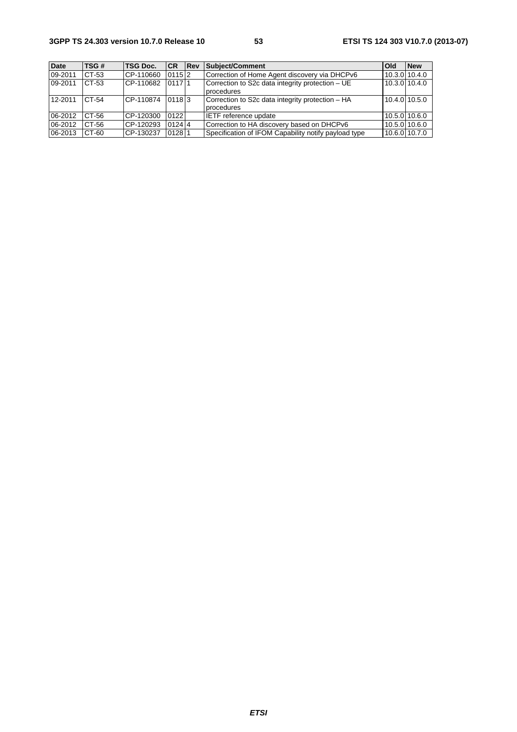| Date | TSG # | TSG Doc. | CR | Rev | Subject/Comment | Old | New |
|---|---|---|---|---|---|---|---|
| 09-2011 | CT-53 | CP-110660 | 0115 | 2 | Correction of Home Agent discovery via DHCPv6 | 10.3.0 | 10.4.0 |
| 09-2011 | CT-53 | CP-110682 | 0117 | 1 | Correction to S2c data integrity protection – UE procedures | 10.3.0 | 10.4.0 |
| 12-2011 | CT-54 | CP-110874 | 0118 | 3 | Correction to S2c data integrity protection – HA procedures | 10.4.0 | 10.5.0 |
| 06-2012 | CT-56 | CP-120300 | 0122 | | IETF reference update | 10.5.0 | 10.6.0 |
| 06-2012 | CT-56 | CP-120293 | 0124 | 4 | Correction to HA discovery based on DHCPv6 | 10.5.0 | 10.6.0 |
| 06-2013 | CT-60 | CP-130237 | 0128 | 1 | Specification of IFOM Capability notify payload type | 10.6.0 | 10.7.0 |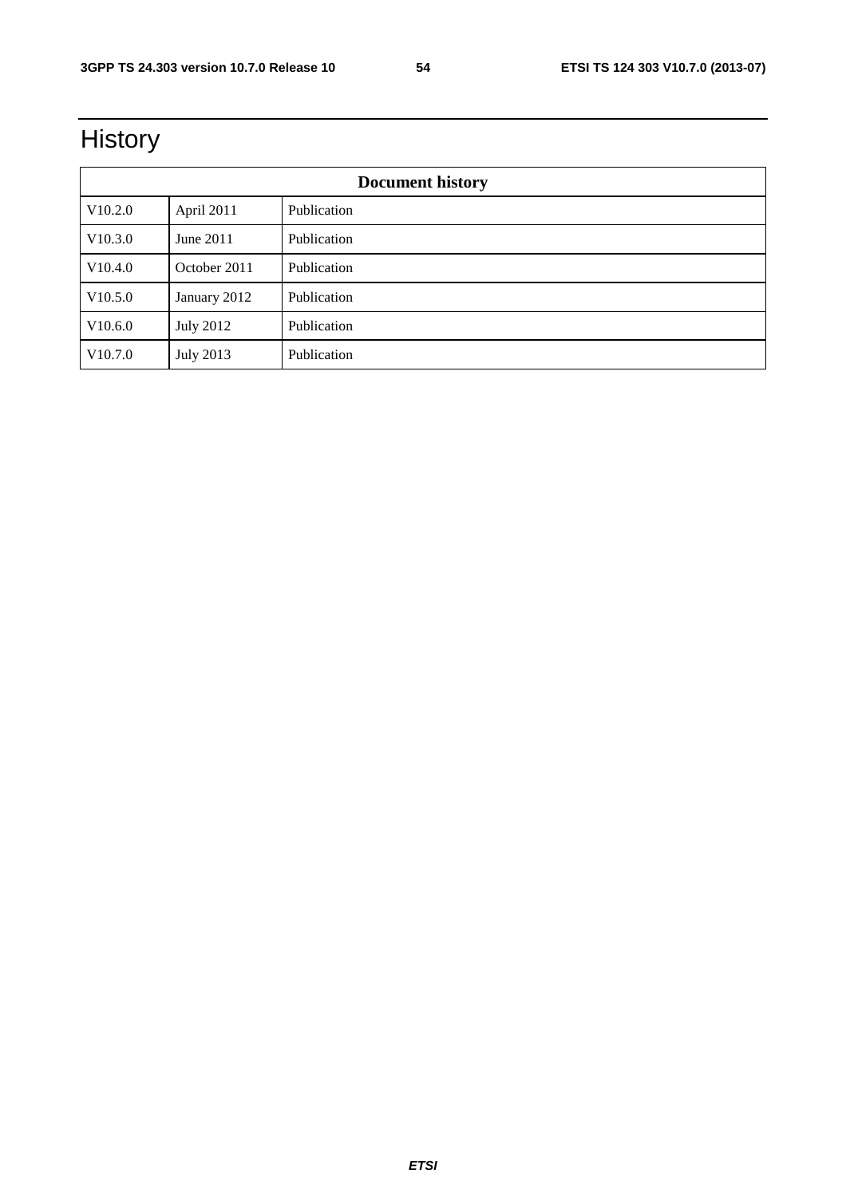# History

| Document history | | |
|---|---|---|
| V10.2.0 | April 2011 | Publication |
| V10.3.0 | June 2011 | Publication |
| V10.4.0 | October 2011 | Publication |
| V10.5.0 | January 2012 | Publication |
| V10.6.0 | July 2012 | Publication |
| V10.7.0 | July 2013 | Publication |